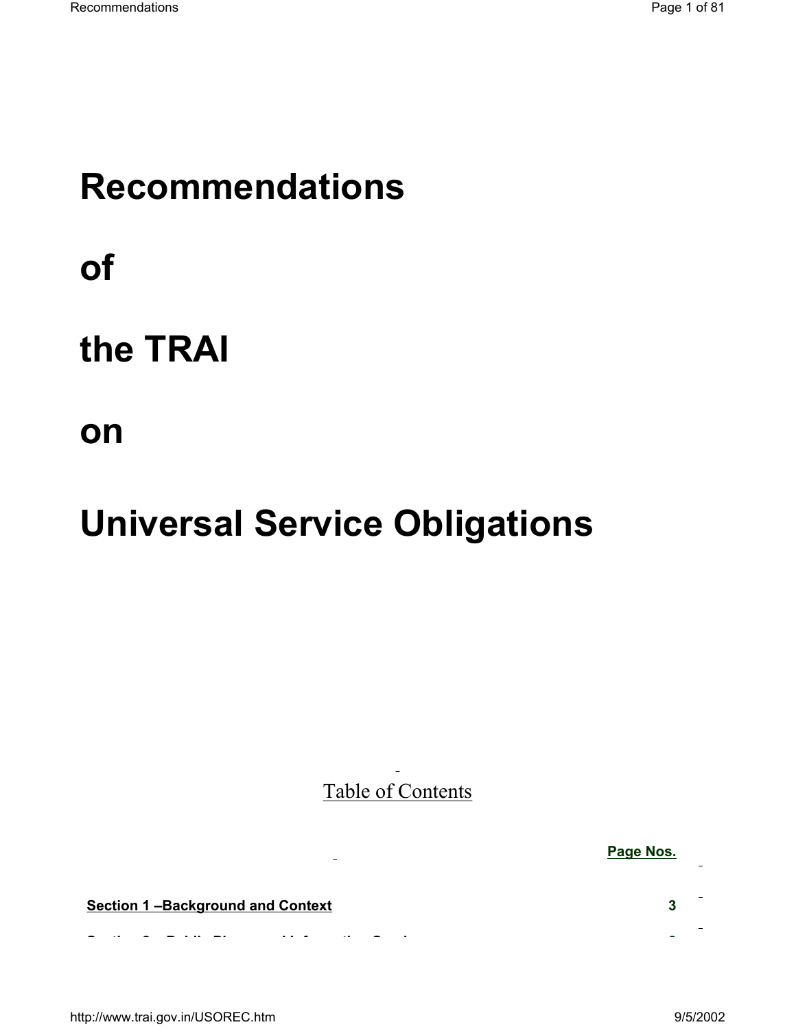# Recommendations

# of

# the TRAI

# on

# Universal Service Obligations

Table of Contents

| | Page Nos. |
|---|---|
| **Section 1 –Background and Context** | **3** |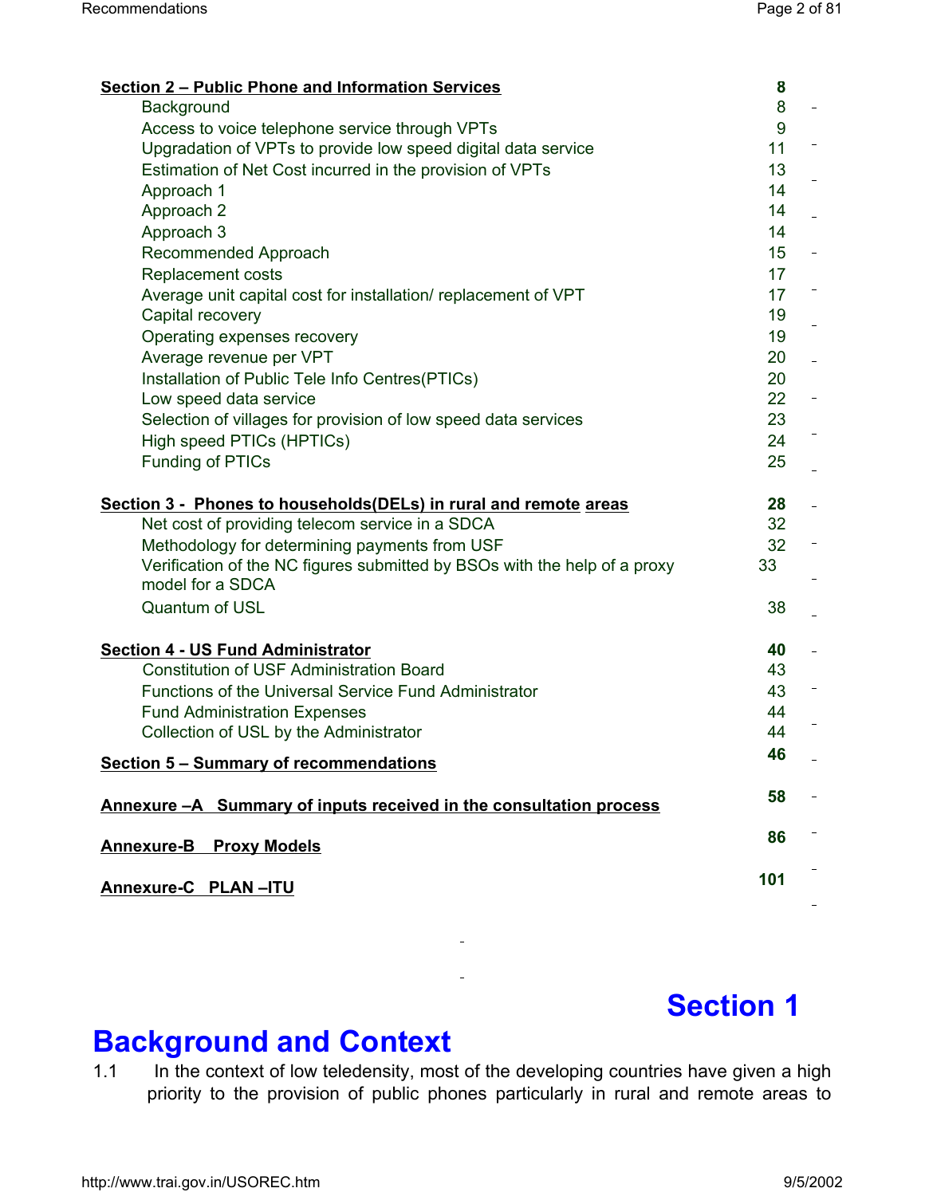| | |
|---|---|
| **Section 2 – Public Phone and Information Services** | **8** |
| Background | 8 |
| Access to voice telephone service through VPTs | 9 |
| Upgradation of VPTs to provide low speed digital data service | 11 |
| Estimation of Net Cost incurred in the provision of VPTs | 13 |
| Approach 1 | 14 |
| Approach 2 | 14 |
| Approach 3 | 14 |
| Recommended Approach | 15 |
| Replacement costs | 17 |
| Average unit capital cost for installation/ replacement of VPT | 17 |
| Capital recovery | 19 |
| Operating expenses recovery | 19 |
| Average revenue per VPT | 20 |
| Installation of Public Tele Info Centres(PTICs) | 20 |
| Low speed data service | 22 |
| Selection of villages for provision of low speed data services | 23 |
| High speed PTICs (HPTICs) | 24 |
| Funding of PTICs | 25 |
| **Section 3 - Phones to households(DELs) in rural and remote areas** | **28** |
| Net cost of providing telecom service in a SDCA | 32 |
| Methodology for determining payments from USF | 32 |
| Verification of the NC figures submitted by BSOs with the help of a proxy model for a SDCA | 33 |
| Quantum of USL | 38 |
| **Section 4 - US Fund Administrator** | **40** |
| Constitution of USF Administration Board | 43 |
| Functions of the Universal Service Fund Administrator | 43 |
| Fund Administration Expenses | 44 |
| Collection of USL by the Administrator | 44 |
| **Section 5 – Summary of recommendations** | **46** |
| **Annexure –A Summary of inputs received in the consultation process** | **58** |
| **Annexure-B Proxy Models** | **86** |
| **Annexure-C PLAN –ITU** | **101** |

# Section 1

# Background and Context

1.1 In the context of low teledensity, most of the developing countries have given a high priority to the provision of public phones particularly in rural and remote areas to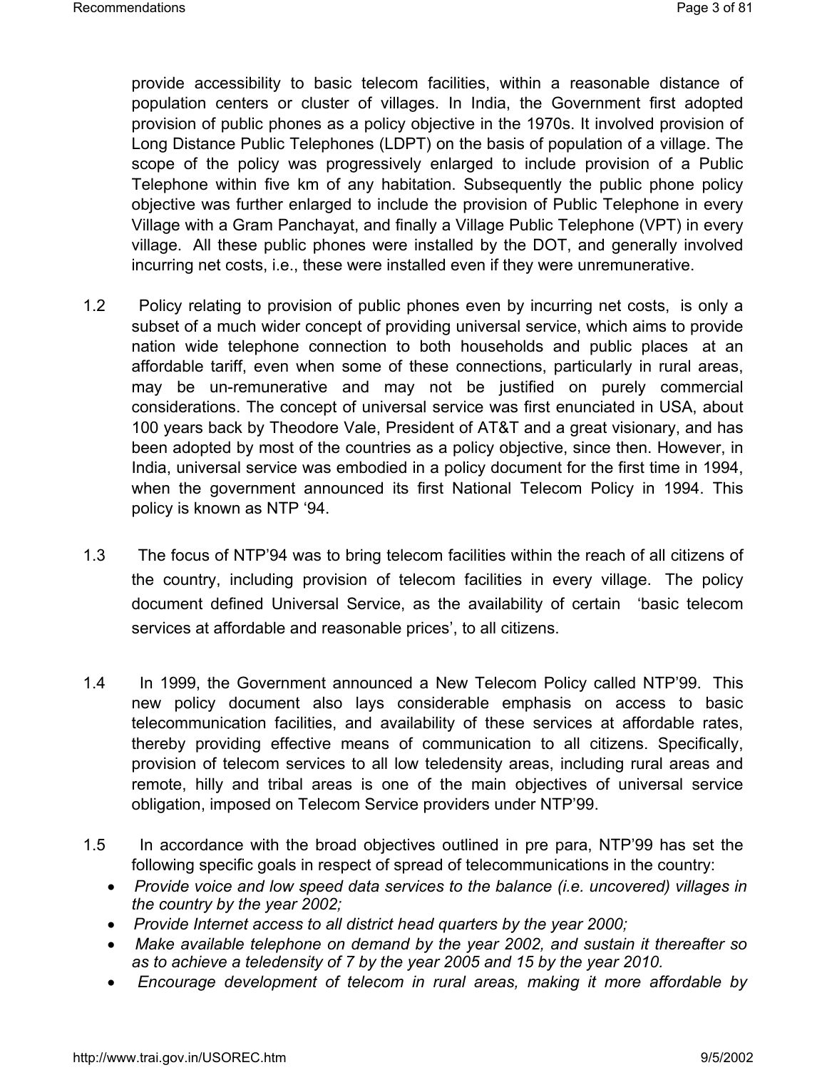provide accessibility to basic telecom facilities, within a reasonable distance of population centers or cluster of villages. In India, the Government first adopted provision of public phones as a policy objective in the 1970s. It involved provision of Long Distance Public Telephones (LDPT) on the basis of population of a village. The scope of the policy was progressively enlarged to include provision of a Public Telephone within five km of any habitation. Subsequently the public phone policy objective was further enlarged to include the provision of Public Telephone in every Village with a Gram Panchayat, and finally a Village Public Telephone (VPT) in every village. All these public phones were installed by the DOT, and generally involved incurring net costs, i.e., these were installed even if they were unremunerative.

1.2 Policy relating to provision of public phones even by incurring net costs, is only a subset of a much wider concept of providing universal service, which aims to provide nation wide telephone connection to both households and public places at an affordable tariff, even when some of these connections, particularly in rural areas, may be un-remunerative and may not be justified on purely commercial considerations. The concept of universal service was first enunciated in USA, about 100 years back by Theodore Vale, President of AT&T and a great visionary, and has been adopted by most of the countries as a policy objective, since then. However, in India, universal service was embodied in a policy document for the first time in 1994, when the government announced its first National Telecom Policy in 1994. This policy is known as NTP '94.

1.3 The focus of NTP'94 was to bring telecom facilities within the reach of all citizens of the country, including provision of telecom facilities in every village. The policy document defined Universal Service, as the availability of certain 'basic telecom services at affordable and reasonable prices', to all citizens.

1.4 In 1999, the Government announced a New Telecom Policy called NTP'99. This new policy document also lays considerable emphasis on access to basic telecommunication facilities, and availability of these services at affordable rates, thereby providing effective means of communication to all citizens. Specifically, provision of telecom services to all low teledensity areas, including rural areas and remote, hilly and tribal areas is one of the main objectives of universal service obligation, imposed on Telecom Service providers under NTP'99.

1.5 In accordance with the broad objectives outlined in pre para, NTP'99 has set the following specific goals in respect of spread of telecommunications in the country:

- *Provide voice and low speed data services to the balance (i.e. uncovered) villages in the country by the year 2002;*
- *Provide Internet access to all district head quarters by the year 2000;*
- *Make available telephone on demand by the year 2002, and sustain it thereafter so as to achieve a teledensity of 7 by the year 2005 and 15 by the year 2010.*
- *Encourage development of telecom in rural areas, making it more affordable by*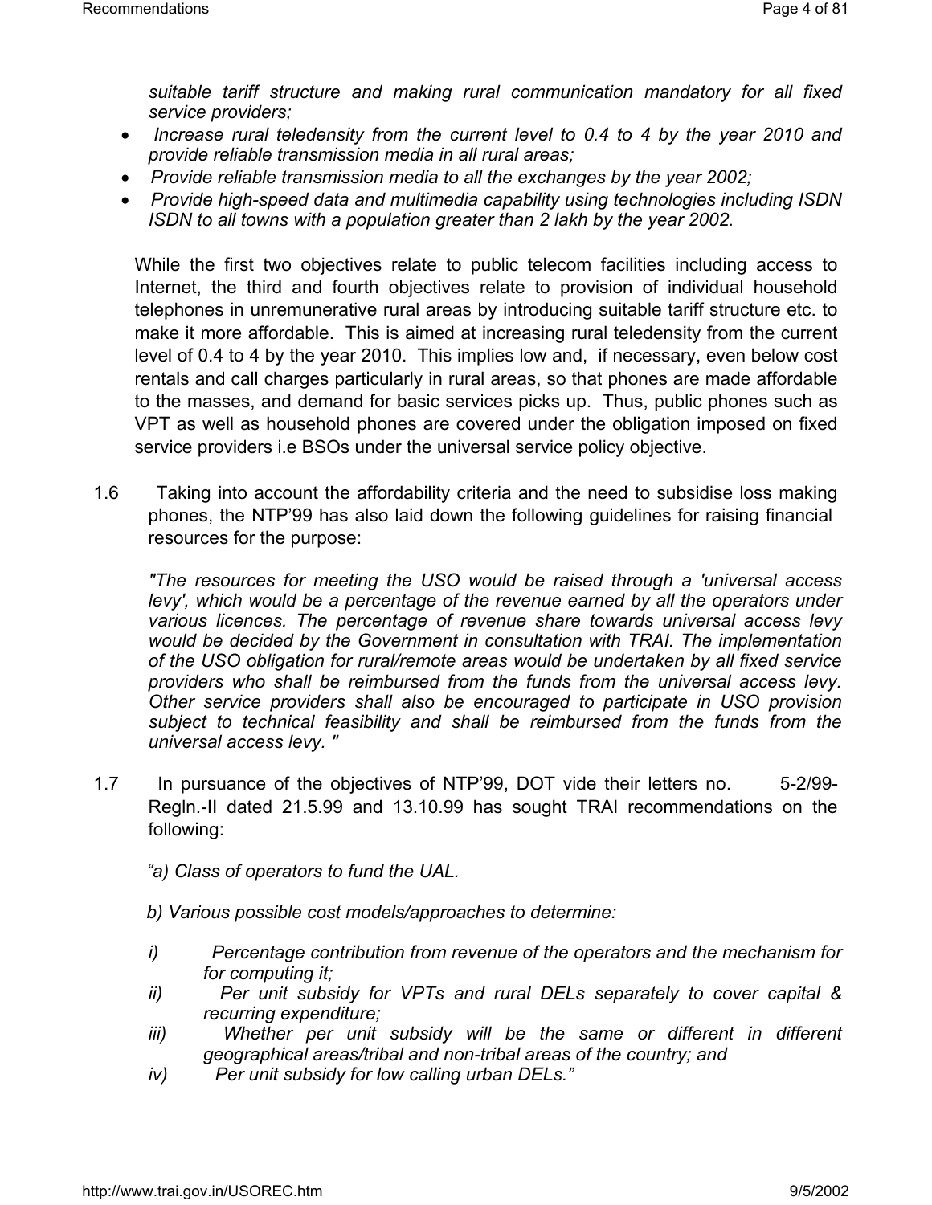*suitable tariff structure and making rural communication mandatory for all fixed service providers;*

- *Increase rural teledensity from the current level to 0.4 to 4 by the year 2010 and provide reliable transmission media in all rural areas;*
- *Provide reliable transmission media to all the exchanges by the year 2002;*
- *Provide high-speed data and multimedia capability using technologies including ISDN ISDN to all towns with a population greater than 2 lakh by the year 2002.*

While the first two objectives relate to public telecom facilities including access to Internet, the third and fourth objectives relate to provision of individual household telephones in unremunerative rural areas by introducing suitable tariff structure etc. to make it more affordable. This is aimed at increasing rural teledensity from the current level of 0.4 to 4 by the year 2010. This implies low and, if necessary, even below cost rentals and call charges particularly in rural areas, so that phones are made affordable to the masses, and demand for basic services picks up. Thus, public phones such as VPT as well as household phones are covered under the obligation imposed on fixed service providers i.e BSOs under the universal service policy objective.

1.6 Taking into account the affordability criteria and the need to subsidise loss making phones, the NTP'99 has also laid down the following guidelines for raising financial resources for the purpose:

*"The resources for meeting the USO would be raised through a 'universal access levy', which would be a percentage of the revenue earned by all the operators under various licences. The percentage of revenue share towards universal access levy would be decided by the Government in consultation with TRAI. The implementation of the USO obligation for rural/remote areas would be undertaken by all fixed service providers who shall be reimbursed from the funds from the universal access levy. Other service providers shall also be encouraged to participate in USO provision subject to technical feasibility and shall be reimbursed from the funds from the universal access levy. "*

1.7 In pursuance of the objectives of NTP'99, DOT vide their letters no. 5-2/99-Regln.-II dated 21.5.99 and 13.10.99 has sought TRAI recommendations on the following:

*"a) Class of operators to fund the UAL.*

*b) Various possible cost models/approaches to determine:*

*i) Percentage contribution from revenue of the operators and the mechanism for for computing it;*
*ii) Per unit subsidy for VPTs and rural DELs separately to cover capital & recurring expenditure;*
*iii) Whether per unit subsidy will be the same or different in different geographical areas/tribal and non-tribal areas of the country; and*
*iv) Per unit subsidy for low calling urban DELs."*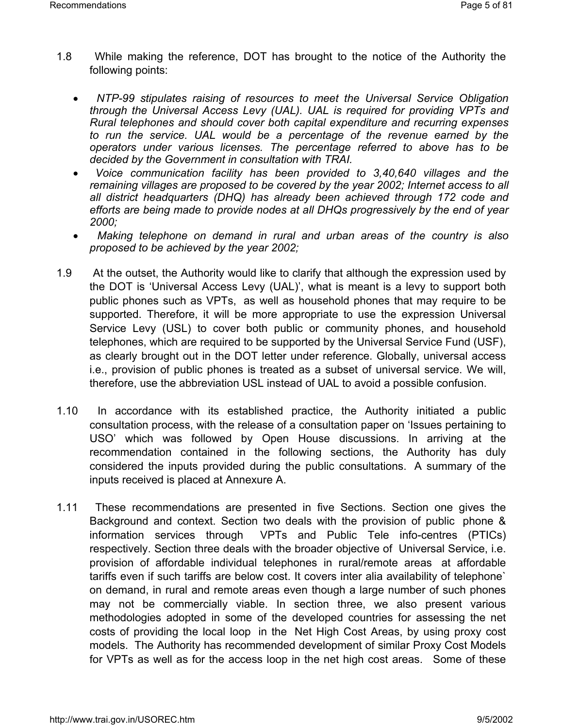1.8 While making the reference, DOT has brought to the notice of the Authority the following points:

- *NTP-99 stipulates raising of resources to meet the Universal Service Obligation through the Universal Access Levy (UAL). UAL is required for providing VPTs and Rural telephones and should cover both capital expenditure and recurring expenses to run the service. UAL would be a percentage of the revenue earned by the operators under various licenses. The percentage referred to above has to be decided by the Government in consultation with TRAI.*
- *Voice communication facility has been provided to 3,40,640 villages and the remaining villages are proposed to be covered by the year 2002; Internet access to all all district headquarters (DHQ) has already been achieved through 172 code and efforts are being made to provide nodes at all DHQs progressively by the end of year 2000;*
- *Making telephone on demand in rural and urban areas of the country is also proposed to be achieved by the year 2002;*

1.9 At the outset, the Authority would like to clarify that although the expression used by the DOT is 'Universal Access Levy (UAL)', what is meant is a levy to support both public phones such as VPTs, as well as household phones that may require to be supported. Therefore, it will be more appropriate to use the expression Universal Service Levy (USL) to cover both public or community phones, and household telephones, which are required to be supported by the Universal Service Fund (USF), as clearly brought out in the DOT letter under reference. Globally, universal access i.e., provision of public phones is treated as a subset of universal service. We will, therefore, use the abbreviation USL instead of UAL to avoid a possible confusion.

1.10 In accordance with its established practice, the Authority initiated a public consultation process, with the release of a consultation paper on 'Issues pertaining to USO' which was followed by Open House discussions. In arriving at the recommendation contained in the following sections, the Authority has duly considered the inputs provided during the public consultations. A summary of the inputs received is placed at Annexure A.

1.11 These recommendations are presented in five Sections. Section one gives the Background and context. Section two deals with the provision of public phone & information services through VPTs and Public Tele info-centres (PTICs) respectively. Section three deals with the broader objective of Universal Service, i.e. provision of affordable individual telephones in rural/remote areas at affordable tariffs even if such tariffs are below cost. It covers inter alia availability of telephone` on demand, in rural and remote areas even though a large number of such phones may not be commercially viable. In section three, we also present various methodologies adopted in some of the developed countries for assessing the net costs of providing the local loop in the Net High Cost Areas, by using proxy cost models. The Authority has recommended development of similar Proxy Cost Models for VPTs as well as for the access loop in the net high cost areas. Some of these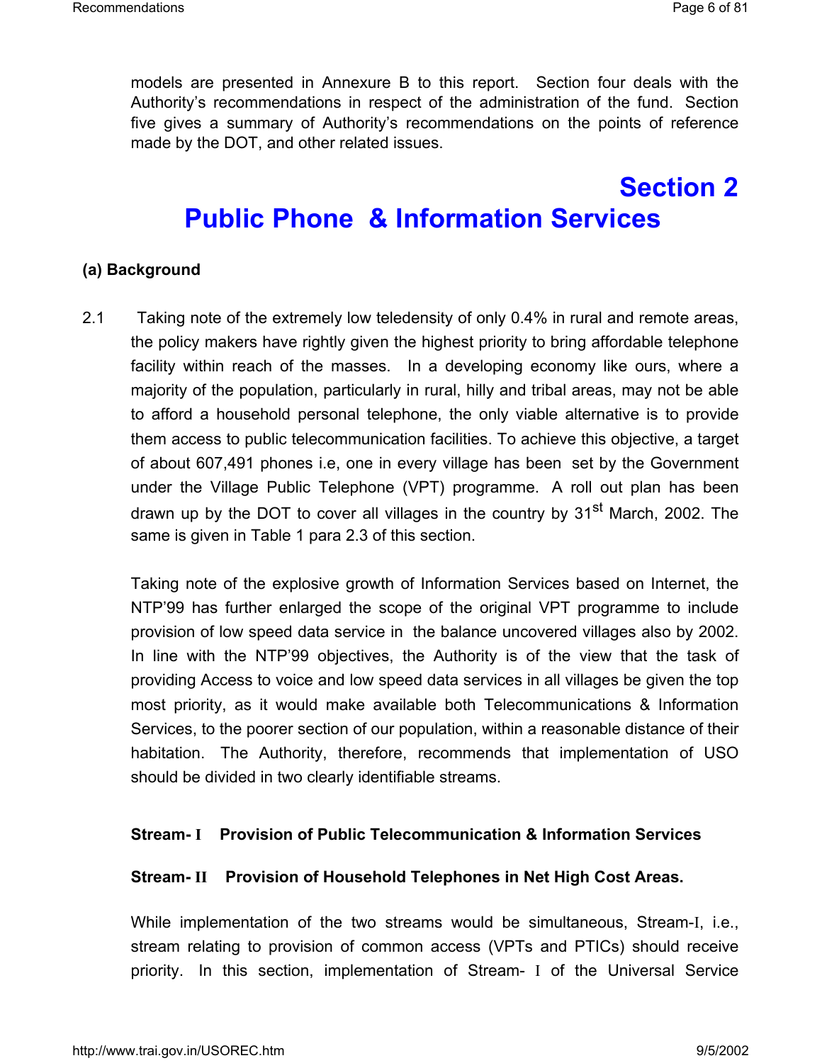models are presented in Annexure B to this report. Section four deals with the Authority's recommendations in respect of the administration of the fund. Section five gives a summary of Authority's recommendations on the points of reference made by the DOT, and other related issues.

# Section 2
# Public Phone & Information Services

### (a) Background

2.1 Taking note of the extremely low teledensity of only 0.4% in rural and remote areas, the policy makers have rightly given the highest priority to bring affordable telephone facility within reach of the masses. In a developing economy like ours, where a majority of the population, particularly in rural, hilly and tribal areas, may not be able to afford a household personal telephone, the only viable alternative is to provide them access to public telecommunication facilities. To achieve this objective, a target of about 607,491 phones i.e, one in every village has been set by the Government under the Village Public Telephone (VPT) programme. A roll out plan has been drawn up by the DOT to cover all villages in the country by 31st March, 2002. The same is given in Table 1 para 2.3 of this section.

Taking note of the explosive growth of Information Services based on Internet, the NTP'99 has further enlarged the scope of the original VPT programme to include provision of low speed data service in the balance uncovered villages also by 2002. In line with the NTP'99 objectives, the Authority is of the view that the task of providing Access to voice and low speed data services in all villages be given the top most priority, as it would make available both Telecommunications & Information Services, to the poorer section of our population, within a reasonable distance of their habitation. The Authority, therefore, recommends that implementation of USO should be divided in two clearly identifiable streams.

**Stream- I Provision of Public Telecommunication & Information Services**

**Stream- II Provision of Household Telephones in Net High Cost Areas.**

While implementation of the two streams would be simultaneous, Stream-I, i.e., stream relating to provision of common access (VPTs and PTICs) should receive priority. In this section, implementation of Stream- I of the Universal Service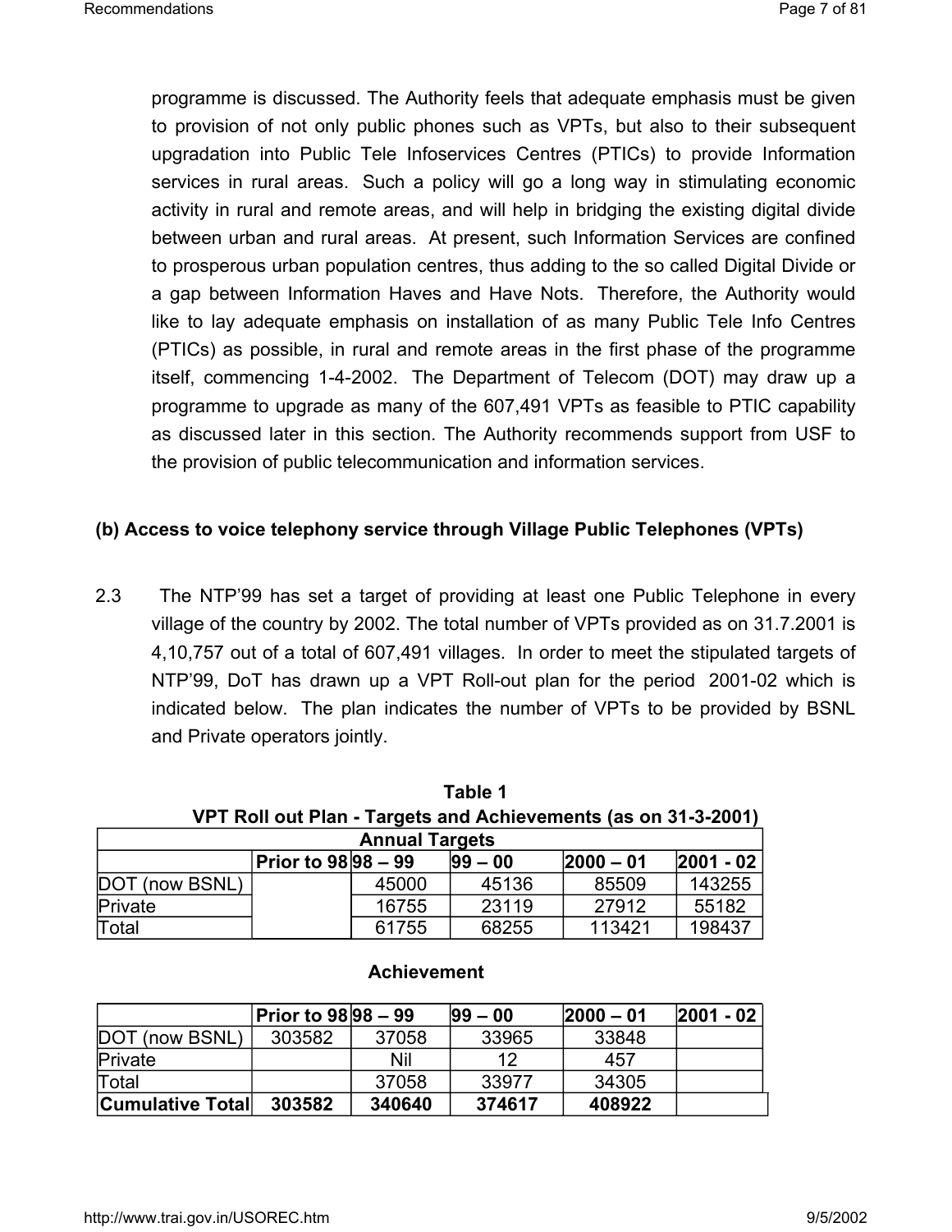programme is discussed. The Authority feels that adequate emphasis must be given to provision of not only public phones such as VPTs, but also to their subsequent upgradation into Public Tele Infoservices Centres (PTICs) to provide Information services in rural areas. Such a policy will go a long way in stimulating economic activity in rural and remote areas, and will help in bridging the existing digital divide between urban and rural areas. At present, such Information Services are confined to prosperous urban population centres, thus adding to the so called Digital Divide or a gap between Information Haves and Have Nots. Therefore, the Authority would like to lay adequate emphasis on installation of as many Public Tele Info Centres (PTICs) as possible, in rural and remote areas in the first phase of the programme itself, commencing 1-4-2002. The Department of Telecom (DOT) may draw up a programme to upgrade as many of the 607,491 VPTs as feasible to PTIC capability as discussed later in this section. The Authority recommends support from USF to the provision of public telecommunication and information services.

### (b) Access to voice telephony service through Village Public Telephones (VPTs)

2.3 The NTP'99 has set a target of providing at least one Public Telephone in every village of the country by 2002. The total number of VPTs provided as on 31.7.2001 is 4,10,757 out of a total of 607,491 villages. In order to meet the stipulated targets of NTP'99, DoT has drawn up a VPT Roll-out plan for the period 2001-02 which is indicated below. The plan indicates the number of VPTs to be provided by BSNL and Private operators jointly.

**Table 1**
**VPT Roll out Plan - Targets and Achievements (as on 31-3-2001)**

**Annual Targets**

| | Prior to 98 | 98 – 99 | 99 – 00 | 2000 – 01 | 2001 - 02 |
|---|---|---|---|---|---|
| DOT (now BSNL) | | 45000 | 45136 | 85509 | 143255 |
| Private | | 16755 | 23119 | 27912 | 55182 |
| Total | | 61755 | 68255 | 113421 | 198437 |

**Achievement**

| | Prior to 98 | 98 – 99 | 99 – 00 | 2000 – 01 | 2001 - 02 |
|---|---|---|---|---|---|
| DOT (now BSNL) | 303582 | 37058 | 33965 | 33848 | |
| Private | | Nil | 12 | 457 | |
| Total | | 37058 | 33977 | 34305 | |
| **Cumulative Total** | **303582** | **340640** | **374617** | **408922** | |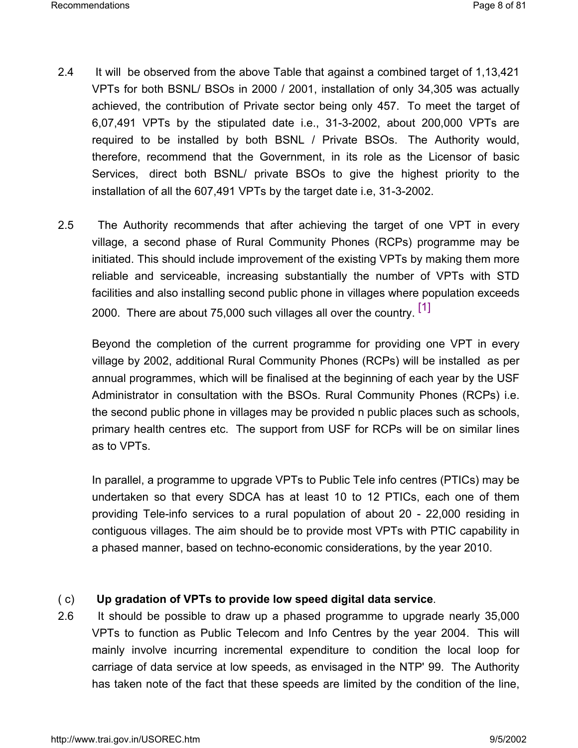2.4 It will be observed from the above Table that against a combined target of 1,13,421 VPTs for both BSNL/ BSOs in 2000 / 2001, installation of only 34,305 was actually achieved, the contribution of Private sector being only 457. To meet the target of 6,07,491 VPTs by the stipulated date i.e., 31-3-2002, about 200,000 VPTs are required to be installed by both BSNL / Private BSOs. The Authority would, therefore, recommend that the Government, in its role as the Licensor of basic Services, direct both BSNL/ private BSOs to give the highest priority to the installation of all the 607,491 VPTs by the target date i.e, 31-3-2002.

2.5 The Authority recommends that after achieving the target of one VPT in every village, a second phase of Rural Community Phones (RCPs) programme may be initiated. This should include improvement of the existing VPTs by making them more reliable and serviceable, increasing substantially the number of VPTs with STD facilities and also installing second public phone in villages where population exceeds 2000. There are about 75,000 such villages all over the country. [1]

Beyond the completion of the current programme for providing one VPT in every village by 2002, additional Rural Community Phones (RCPs) will be installed as per annual programmes, which will be finalised at the beginning of each year by the USF Administrator in consultation with the BSOs. Rural Community Phones (RCPs) i.e. the second public phone in villages may be provided n public places such as schools, primary health centres etc. The support from USF for RCPs will be on similar lines as to VPTs.

In parallel, a programme to upgrade VPTs to Public Tele info centres (PTICs) may be undertaken so that every SDCA has at least 10 to 12 PTICs, each one of them providing Tele-info services to a rural population of about 20 - 22,000 residing in contiguous villages. The aim should be to provide most VPTs with PTIC capability in a phased manner, based on techno-economic considerations, by the year 2010.

( c) **Up gradation of VPTs to provide low speed digital data service**.

2.6 It should be possible to draw up a phased programme to upgrade nearly 35,000 VPTs to function as Public Telecom and Info Centres by the year 2004. This will mainly involve incurring incremental expenditure to condition the local loop for carriage of data service at low speeds, as envisaged in the NTP' 99. The Authority has taken note of the fact that these speeds are limited by the condition of the line,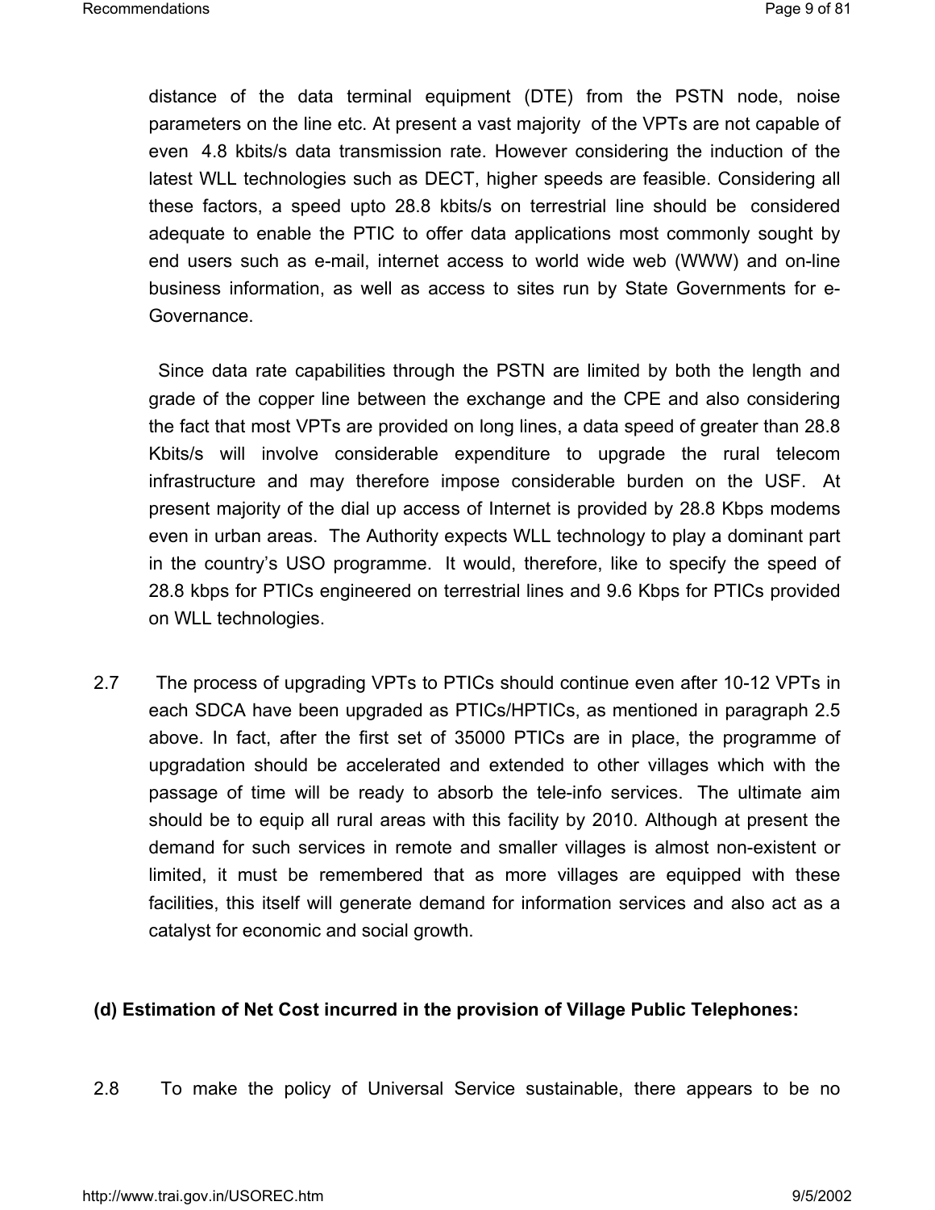distance of the data terminal equipment (DTE) from the PSTN node, noise parameters on the line etc. At present a vast majority of the VPTs are not capable of even 4.8 kbits/s data transmission rate. However considering the induction of the latest WLL technologies such as DECT, higher speeds are feasible. Considering all these factors, a speed upto 28.8 kbits/s on terrestrial line should be considered adequate to enable the PTIC to offer data applications most commonly sought by end users such as e-mail, internet access to world wide web (WWW) and on-line business information, as well as access to sites run by State Governments for e-Governance.

Since data rate capabilities through the PSTN are limited by both the length and grade of the copper line between the exchange and the CPE and also considering the fact that most VPTs are provided on long lines, a data speed of greater than 28.8 Kbits/s will involve considerable expenditure to upgrade the rural telecom infrastructure and may therefore impose considerable burden on the USF. At present majority of the dial up access of Internet is provided by 28.8 Kbps modems even in urban areas. The Authority expects WLL technology to play a dominant part in the country's USO programme. It would, therefore, like to specify the speed of 28.8 kbps for PTICs engineered on terrestrial lines and 9.6 Kbps for PTICs provided on WLL technologies.

2.7 The process of upgrading VPTs to PTICs should continue even after 10-12 VPTs in each SDCA have been upgraded as PTICs/HPTICs, as mentioned in paragraph 2.5 above. In fact, after the first set of 35000 PTICs are in place, the programme of upgradation should be accelerated and extended to other villages which with the passage of time will be ready to absorb the tele-info services. The ultimate aim should be to equip all rural areas with this facility by 2010. Although at present the demand for such services in remote and smaller villages is almost non-existent or limited, it must be remembered that as more villages are equipped with these facilities, this itself will generate demand for information services and also act as a catalyst for economic and social growth.

**(d) Estimation of Net Cost incurred in the provision of Village Public Telephones:**

2.8 To make the policy of Universal Service sustainable, there appears to be no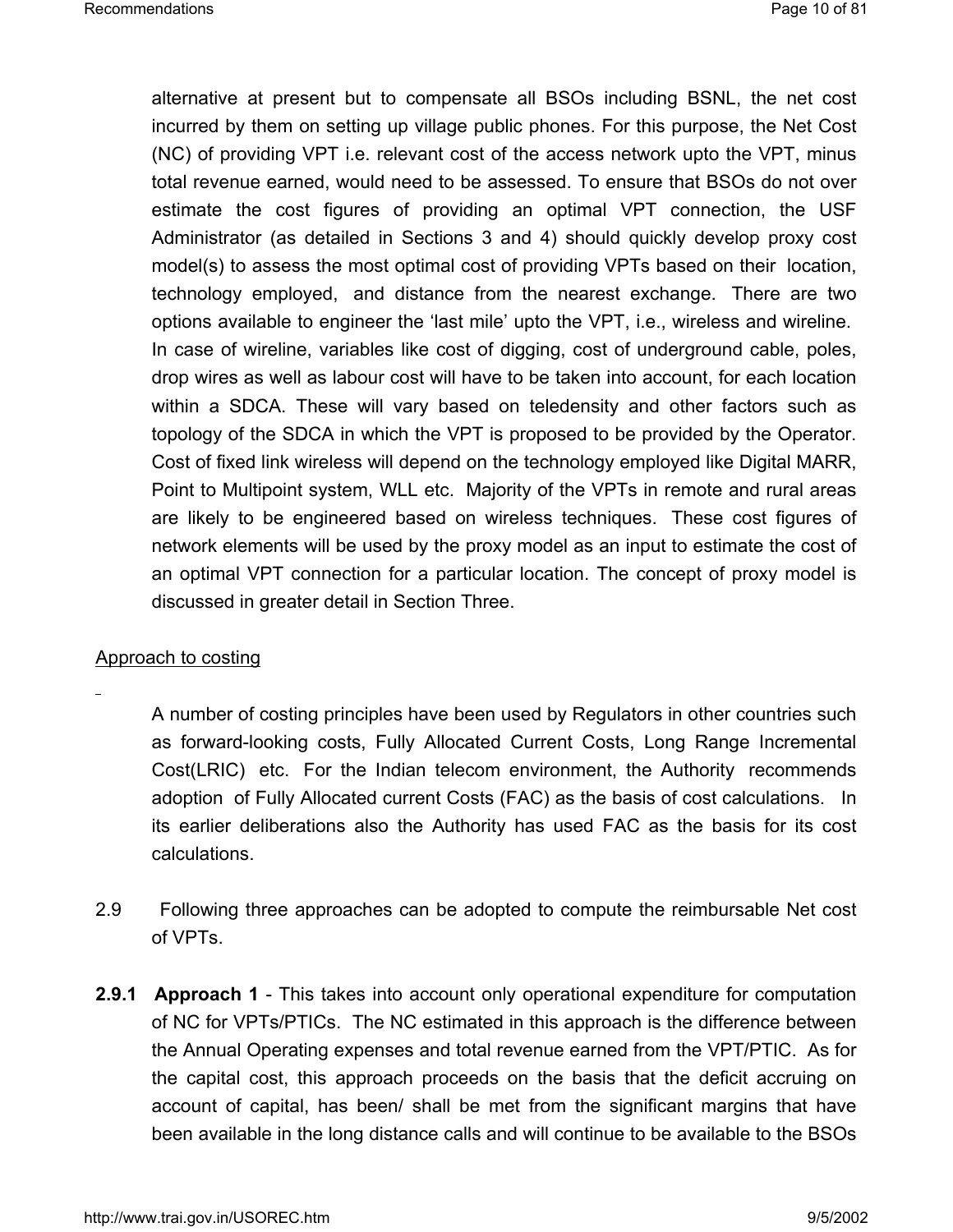alternative at present but to compensate all BSOs including BSNL, the net cost incurred by them on setting up village public phones. For this purpose, the Net Cost (NC) of providing VPT i.e. relevant cost of the access network upto the VPT, minus total revenue earned, would need to be assessed. To ensure that BSOs do not over estimate the cost figures of providing an optimal VPT connection, the USF Administrator (as detailed in Sections 3 and 4) should quickly develop proxy cost model(s) to assess the most optimal cost of providing VPTs based on their location, technology employed, and distance from the nearest exchange. There are two options available to engineer the 'last mile' upto the VPT, i.e., wireless and wireline. In case of wireline, variables like cost of digging, cost of underground cable, poles, drop wires as well as labour cost will have to be taken into account, for each location within a SDCA. These will vary based on teledensity and other factors such as topology of the SDCA in which the VPT is proposed to be provided by the Operator. Cost of fixed link wireless will depend on the technology employed like Digital MARR, Point to Multipoint system, WLL etc. Majority of the VPTs in remote and rural areas are likely to be engineered based on wireless techniques. These cost figures of network elements will be used by the proxy model as an input to estimate the cost of an optimal VPT connection for a particular location. The concept of proxy model is discussed in greater detail in Section Three.

Approach to costing

A number of costing principles have been used by Regulators in other countries such as forward-looking costs, Fully Allocated Current Costs, Long Range Incremental Cost(LRIC) etc. For the Indian telecom environment, the Authority recommends adoption of Fully Allocated current Costs (FAC) as the basis of cost calculations. In its earlier deliberations also the Authority has used FAC as the basis for its cost calculations.

2.9 Following three approaches can be adopted to compute the reimbursable Net cost of VPTs.

**2.9.1 Approach 1** - This takes into account only operational expenditure for computation of NC for VPTs/PTICs. The NC estimated in this approach is the difference between the Annual Operating expenses and total revenue earned from the VPT/PTIC. As for the capital cost, this approach proceeds on the basis that the deficit accruing on account of capital, has been/ shall be met from the significant margins that have been available in the long distance calls and will continue to be available to the BSOs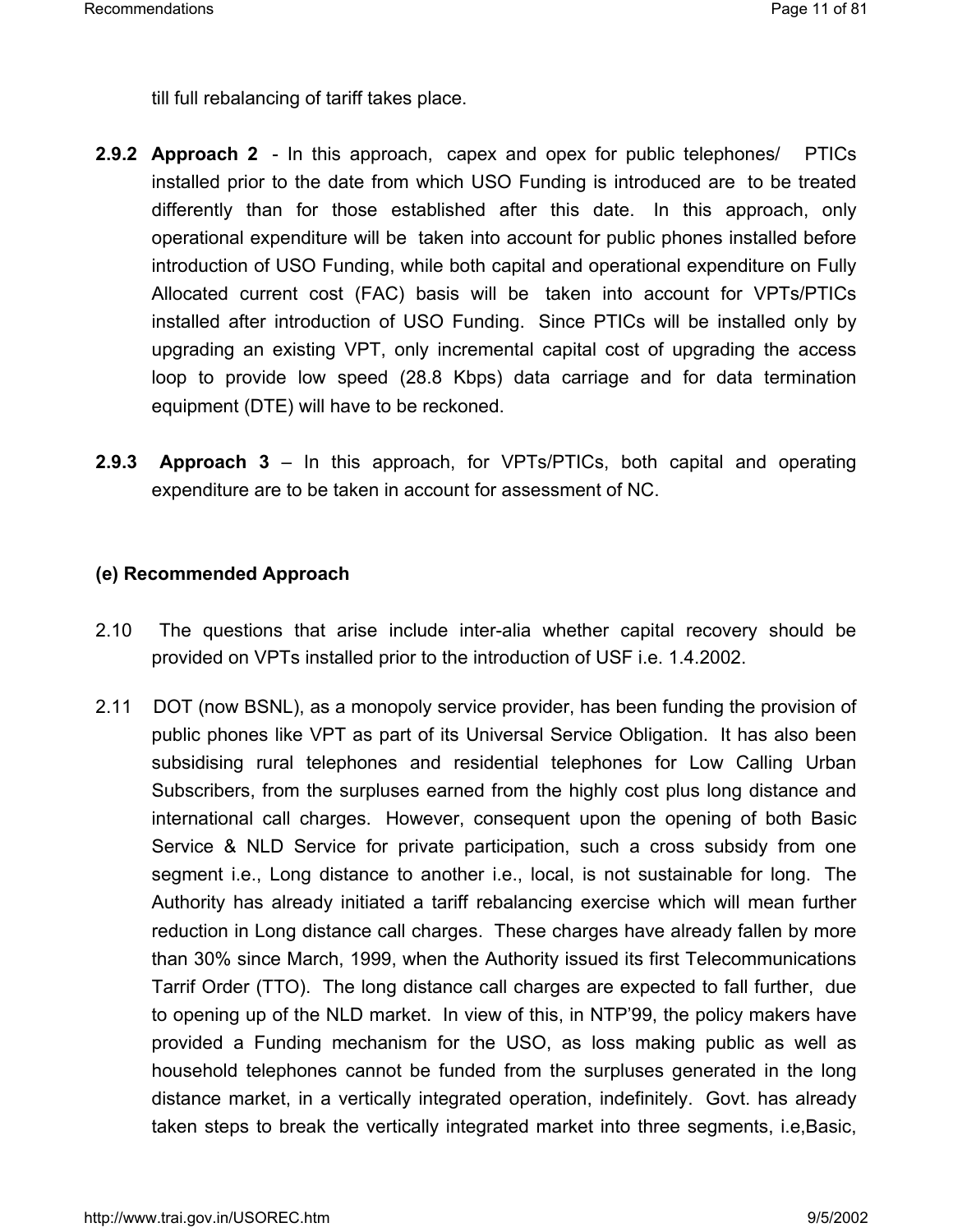till full rebalancing of tariff takes place.

**2.9.2** **Approach 2** - In this approach, capex and opex for public telephones/ PTICs installed prior to the date from which USO Funding is introduced are to be treated differently than for those established after this date. In this approach, only operational expenditure will be taken into account for public phones installed before introduction of USO Funding, while both capital and operational expenditure on Fully Allocated current cost (FAC) basis will be taken into account for VPTs/PTICs installed after introduction of USO Funding. Since PTICs will be installed only by upgrading an existing VPT, only incremental capital cost of upgrading the access loop to provide low speed (28.8 Kbps) data carriage and for data termination equipment (DTE) will have to be reckoned.

**2.9.3** **Approach 3** – In this approach, for VPTs/PTICs, both capital and operating expenditure are to be taken in account for assessment of NC.

**(e) Recommended Approach**

2.10 The questions that arise include inter-alia whether capital recovery should be provided on VPTs installed prior to the introduction of USF i.e. 1.4.2002.

2.11 DOT (now BSNL), as a monopoly service provider, has been funding the provision of public phones like VPT as part of its Universal Service Obligation. It has also been subsidising rural telephones and residential telephones for Low Calling Urban Subscribers, from the surpluses earned from the highly cost plus long distance and international call charges. However, consequent upon the opening of both Basic Service & NLD Service for private participation, such a cross subsidy from one segment i.e., Long distance to another i.e., local, is not sustainable for long. The Authority has already initiated a tariff rebalancing exercise which will mean further reduction in Long distance call charges. These charges have already fallen by more than 30% since March, 1999, when the Authority issued its first Telecommunications Tarrif Order (TTO). The long distance call charges are expected to fall further, due to opening up of the NLD market. In view of this, in NTP'99, the policy makers have provided a Funding mechanism for the USO, as loss making public as well as household telephones cannot be funded from the surpluses generated in the long distance market, in a vertically integrated operation, indefinitely. Govt. has already taken steps to break the vertically integrated market into three segments, i.e,Basic,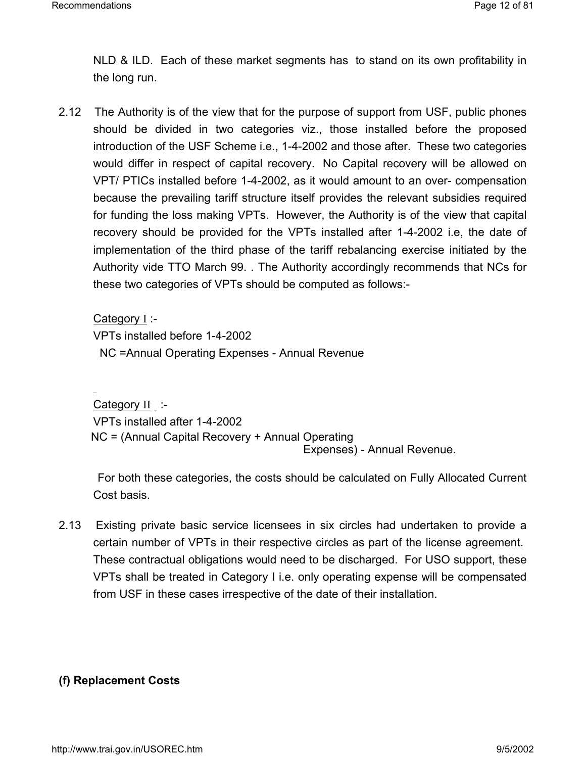NLD & ILD. Each of these market segments has to stand on its own profitability in the long run.

2.12 The Authority is of the view that for the purpose of support from USF, public phones should be divided in two categories viz., those installed before the proposed introduction of the USF Scheme i.e., 1-4-2002 and those after. These two categories would differ in respect of capital recovery. No Capital recovery will be allowed on VPT/ PTICs installed before 1-4-2002, as it would amount to an over- compensation because the prevailing tariff structure itself provides the relevant subsidies required for funding the loss making VPTs. However, the Authority is of the view that capital recovery should be provided for the VPTs installed after 1-4-2002 i.e, the date of implementation of the third phase of the tariff rebalancing exercise initiated by the Authority vide TTO March 99. . The Authority accordingly recommends that NCs for these two categories of VPTs should be computed as follows:-

Category I :-
VPTs installed before 1-4-2002
NC =Annual Operating Expenses - Annual Revenue

Category II :-
VPTs installed after 1-4-2002
NC = (Annual Capital Recovery + Annual Operating Expenses) - Annual Revenue.

For both these categories, the costs should be calculated on Fully Allocated Current Cost basis.

2.13 Existing private basic service licensees in six circles had undertaken to provide a certain number of VPTs in their respective circles as part of the license agreement. These contractual obligations would need to be discharged. For USO support, these VPTs shall be treated in Category I i.e. only operating expense will be compensated from USF in these cases irrespective of the date of their installation.

**(f) Replacement Costs**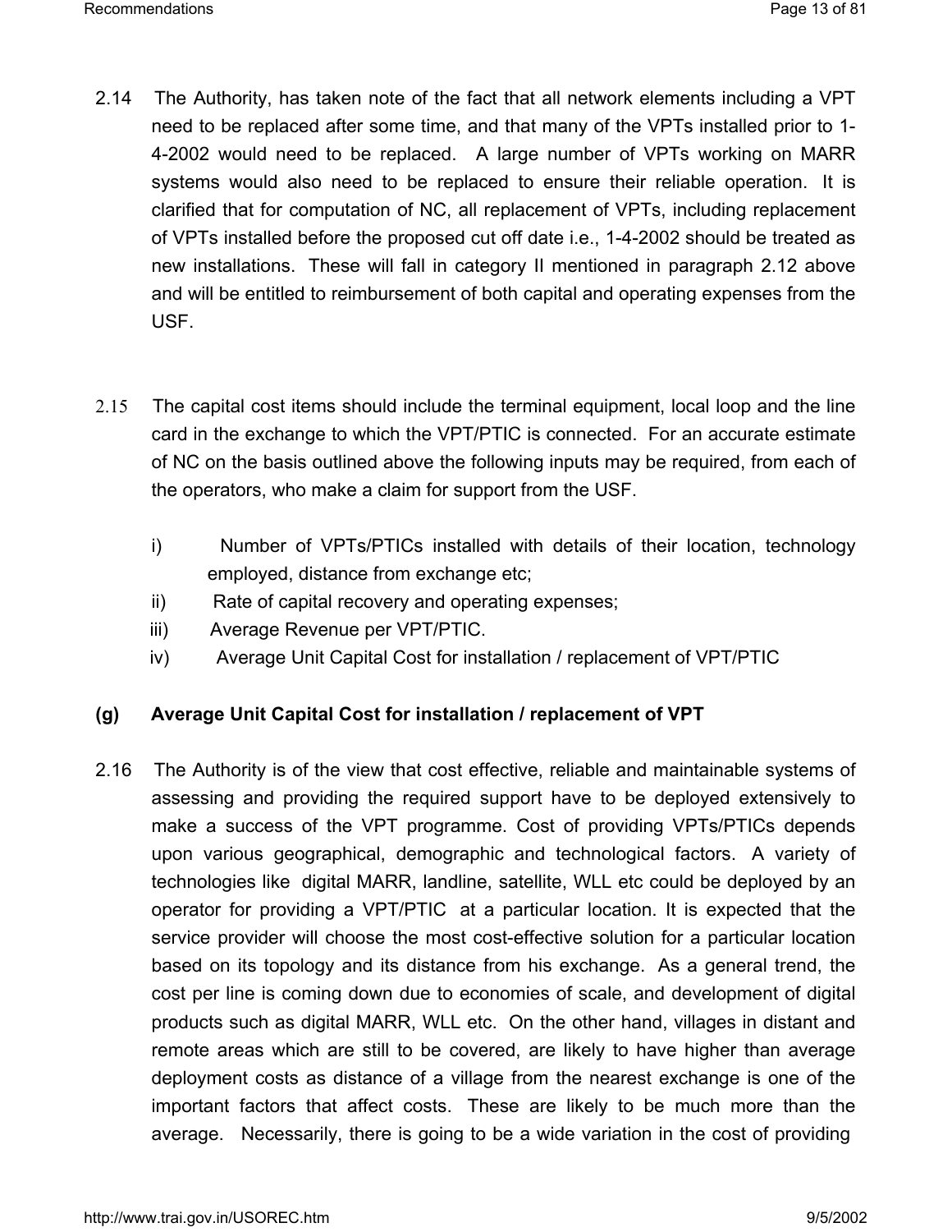2.14 The Authority, has taken note of the fact that all network elements including a VPT need to be replaced after some time, and that many of the VPTs installed prior to 1-4-2002 would need to be replaced. A large number of VPTs working on MARR systems would also need to be replaced to ensure their reliable operation. It is clarified that for computation of NC, all replacement of VPTs, including replacement of VPTs installed before the proposed cut off date i.e., 1-4-2002 should be treated as new installations. These will fall in category II mentioned in paragraph 2.12 above and will be entitled to reimbursement of both capital and operating expenses from the USF.

2.15 The capital cost items should include the terminal equipment, local loop and the line card in the exchange to which the VPT/PTIC is connected. For an accurate estimate of NC on the basis outlined above the following inputs may be required, from each of the operators, who make a claim for support from the USF.

i) Number of VPTs/PTICs installed with details of their location, technology employed, distance from exchange etc;
ii) Rate of capital recovery and operating expenses;
iii) Average Revenue per VPT/PTIC.
iv) Average Unit Capital Cost for installation / replacement of VPT/PTIC

**(g) Average Unit Capital Cost for installation / replacement of VPT**

2.16 The Authority is of the view that cost effective, reliable and maintainable systems of assessing and providing the required support have to be deployed extensively to make a success of the VPT programme. Cost of providing VPTs/PTICs depends upon various geographical, demographic and technological factors. A variety of technologies like digital MARR, landline, satellite, WLL etc could be deployed by an operator for providing a VPT/PTIC at a particular location. It is expected that the service provider will choose the most cost-effective solution for a particular location based on its topology and its distance from his exchange. As a general trend, the cost per line is coming down due to economies of scale, and development of digital products such as digital MARR, WLL etc. On the other hand, villages in distant and remote areas which are still to be covered, are likely to have higher than average deployment costs as distance of a village from the nearest exchange is one of the important factors that affect costs. These are likely to be much more than the average. Necessarily, there is going to be a wide variation in the cost of providing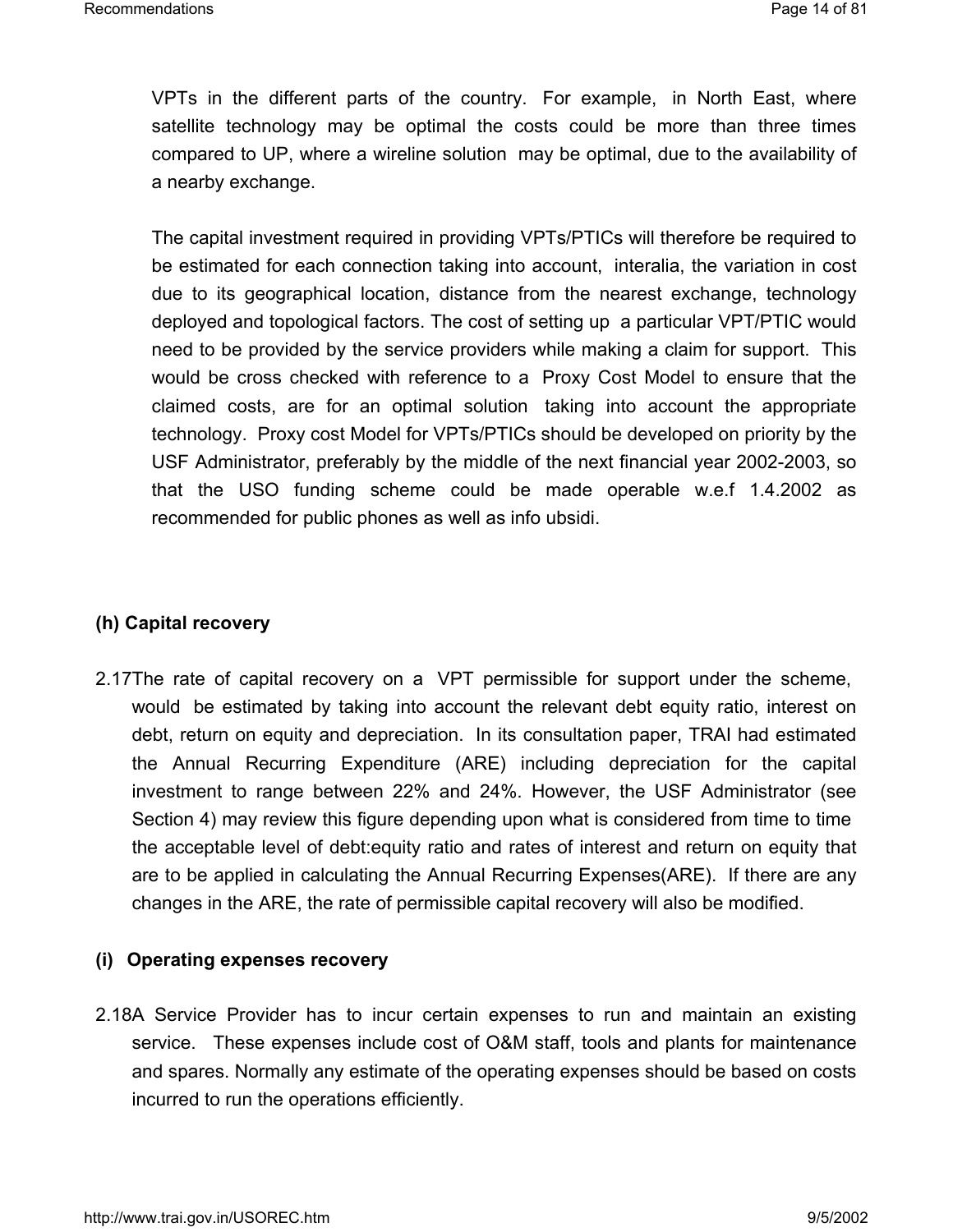VPTs in the different parts of the country. For example, in North East, where satellite technology may be optimal the costs could be more than three times compared to UP, where a wireline solution may be optimal, due to the availability of a nearby exchange.

The capital investment required in providing VPTs/PTICs will therefore be required to be estimated for each connection taking into account, interalia, the variation in cost due to its geographical location, distance from the nearest exchange, technology deployed and topological factors. The cost of setting up a particular VPT/PTIC would need to be provided by the service providers while making a claim for support. This would be cross checked with reference to a Proxy Cost Model to ensure that the claimed costs, are for an optimal solution taking into account the appropriate technology. Proxy cost Model for VPTs/PTICs should be developed on priority by the USF Administrator, preferably by the middle of the next financial year 2002-2003, so that the USO funding scheme could be made operable w.e.f 1.4.2002 as recommended for public phones as well as info ubsidi.

**(h) Capital recovery**

2.17 The rate of capital recovery on a VPT permissible for support under the scheme, would be estimated by taking into account the relevant debt equity ratio, interest on debt, return on equity and depreciation. In its consultation paper, TRAI had estimated the Annual Recurring Expenditure (ARE) including depreciation for the capital investment to range between 22% and 24%. However, the USF Administrator (see Section 4) may review this figure depending upon what is considered from time to time the acceptable level of debt:equity ratio and rates of interest and return on equity that are to be applied in calculating the Annual Recurring Expenses(ARE). If there are any changes in the ARE, the rate of permissible capital recovery will also be modified.

**(i) Operating expenses recovery**

2.18 A Service Provider has to incur certain expenses to run and maintain an existing service. These expenses include cost of O&M staff, tools and plants for maintenance and spares. Normally any estimate of the operating expenses should be based on costs incurred to run the operations efficiently.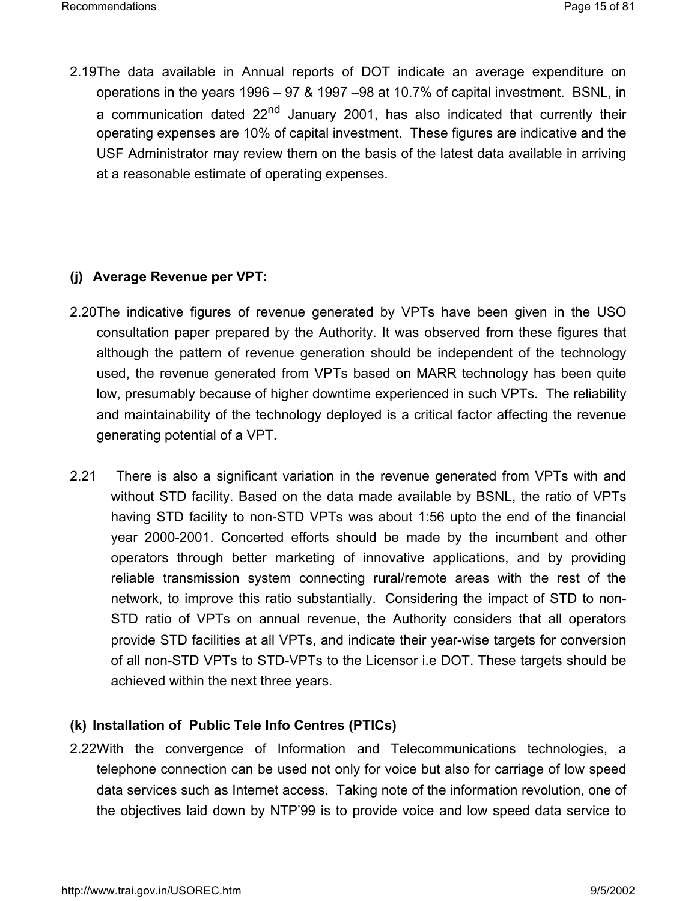2.19 The data available in Annual reports of DOT indicate an average expenditure on operations in the years 1996 – 97 & 1997 –98 at 10.7% of capital investment. BSNL, in a communication dated 22nd January 2001, has also indicated that currently their operating expenses are 10% of capital investment. These figures are indicative and the USF Administrator may review them on the basis of the latest data available in arriving at a reasonable estimate of operating expenses.

**(j) Average Revenue per VPT:**

2.20 The indicative figures of revenue generated by VPTs have been given in the USO consultation paper prepared by the Authority. It was observed from these figures that although the pattern of revenue generation should be independent of the technology used, the revenue generated from VPTs based on MARR technology has been quite low, presumably because of higher downtime experienced in such VPTs. The reliability and maintainability of the technology deployed is a critical factor affecting the revenue generating potential of a VPT.

2.21 There is also a significant variation in the revenue generated from VPTs with and without STD facility. Based on the data made available by BSNL, the ratio of VPTs having STD facility to non-STD VPTs was about 1:56 upto the end of the financial year 2000-2001. Concerted efforts should be made by the incumbent and other operators through better marketing of innovative applications, and by providing reliable transmission system connecting rural/remote areas with the rest of the network, to improve this ratio substantially. Considering the impact of STD to non-STD ratio of VPTs on annual revenue, the Authority considers that all operators provide STD facilities at all VPTs, and indicate their year-wise targets for conversion of all non-STD VPTs to STD-VPTs to the Licensor i.e DOT. These targets should be achieved within the next three years.

**(k) Installation of Public Tele Info Centres (PTICs)**

2.22 With the convergence of Information and Telecommunications technologies, a telephone connection can be used not only for voice but also for carriage of low speed data services such as Internet access. Taking note of the information revolution, one of the objectives laid down by NTP'99 is to provide voice and low speed data service to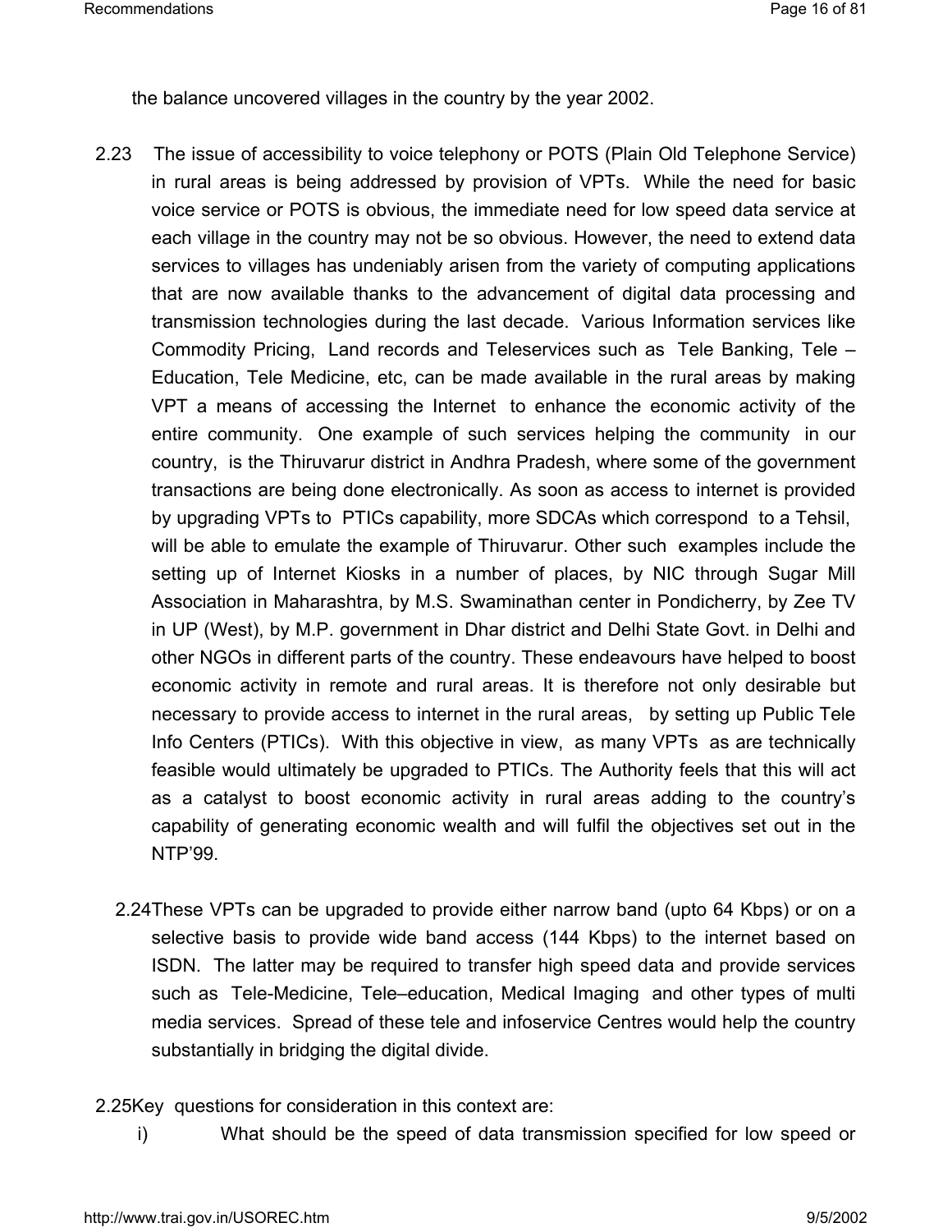the balance uncovered villages in the country by the year 2002.

2.23 The issue of accessibility to voice telephony or POTS (Plain Old Telephone Service) in rural areas is being addressed by provision of VPTs. While the need for basic voice service or POTS is obvious, the immediate need for low speed data service at each village in the country may not be so obvious. However, the need to extend data services to villages has undeniably arisen from the variety of computing applications that are now available thanks to the advancement of digital data processing and transmission technologies during the last decade. Various Information services like Commodity Pricing, Land records and Teleservices such as Tele Banking, Tele – Education, Tele Medicine, etc, can be made available in the rural areas by making VPT a means of accessing the Internet to enhance the economic activity of the entire community. One example of such services helping the community in our country, is the Thiruvarur district in Andhra Pradesh, where some of the government transactions are being done electronically. As soon as access to internet is provided by upgrading VPTs to PTICs capability, more SDCAs which correspond to a Tehsil, will be able to emulate the example of Thiruvarur. Other such examples include the setting up of Internet Kiosks in a number of places, by NIC through Sugar Mill Association in Maharashtra, by M.S. Swaminathan center in Pondicherry, by Zee TV in UP (West), by M.P. government in Dhar district and Delhi State Govt. in Delhi and other NGOs in different parts of the country. These endeavours have helped to boost economic activity in remote and rural areas. It is therefore not only desirable but necessary to provide access to internet in the rural areas, by setting up Public Tele Info Centers (PTICs). With this objective in view, as many VPTs as are technically feasible would ultimately be upgraded to PTICs. The Authority feels that this will act as a catalyst to boost economic activity in rural areas adding to the country's capability of generating economic wealth and will fulfil the objectives set out in the NTP'99.

2.24 These VPTs can be upgraded to provide either narrow band (upto 64 Kbps) or on a selective basis to provide wide band access (144 Kbps) to the internet based on ISDN. The latter may be required to transfer high speed data and provide services such as Tele-Medicine, Tele–education, Medical Imaging and other types of multi media services. Spread of these tele and infoservice Centres would help the country substantially in bridging the digital divide.

2.25 Key questions for consideration in this context are:

i) What should be the speed of data transmission specified for low speed or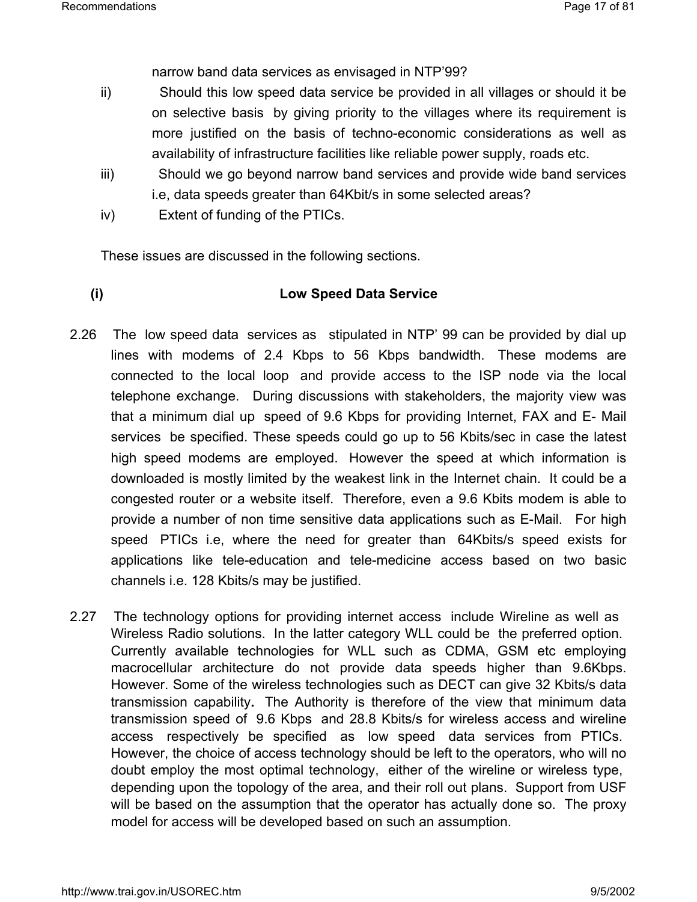narrow band data services as envisaged in NTP'99?

ii) Should this low speed data service be provided in all villages or should it be on selective basis by giving priority to the villages where its requirement is more justified on the basis of techno-economic considerations as well as availability of infrastructure facilities like reliable power supply, roads etc.

iii) Should we go beyond narrow band services and provide wide band services i.e, data speeds greater than 64Kbit/s in some selected areas?

iv) Extent of funding of the PTICs.

These issues are discussed in the following sections.

### (i) Low Speed Data Service

2.26 The low speed data services as stipulated in NTP' 99 can be provided by dial up lines with modems of 2.4 Kbps to 56 Kbps bandwidth. These modems are connected to the local loop and provide access to the ISP node via the local telephone exchange. During discussions with stakeholders, the majority view was that a minimum dial up speed of 9.6 Kbps for providing Internet, FAX and E- Mail services be specified. These speeds could go up to 56 Kbits/sec in case the latest high speed modems are employed. However the speed at which information is downloaded is mostly limited by the weakest link in the Internet chain. It could be a congested router or a website itself. Therefore, even a 9.6 Kbits modem is able to provide a number of non time sensitive data applications such as E-Mail. For high speed PTICs i.e, where the need for greater than 64Kbits/s speed exists for applications like tele-education and tele-medicine access based on two basic channels i.e. 128 Kbits/s may be justified.

2.27 The technology options for providing internet access include Wireline as well as Wireless Radio solutions. In the latter category WLL could be the preferred option. Currently available technologies for WLL such as CDMA, GSM etc employing macrocellular architecture do not provide data speeds higher than 9.6Kbps. However. Some of the wireless technologies such as DECT can give 32 Kbits/s data transmission capability**.** The Authority is therefore of the view that minimum data transmission speed of 9.6 Kbps and 28.8 Kbits/s for wireless access and wireline access respectively be specified as low speed data services from PTICs. However, the choice of access technology should be left to the operators, who will no doubt employ the most optimal technology, either of the wireline or wireless type, depending upon the topology of the area, and their roll out plans. Support from USF will be based on the assumption that the operator has actually done so. The proxy model for access will be developed based on such an assumption.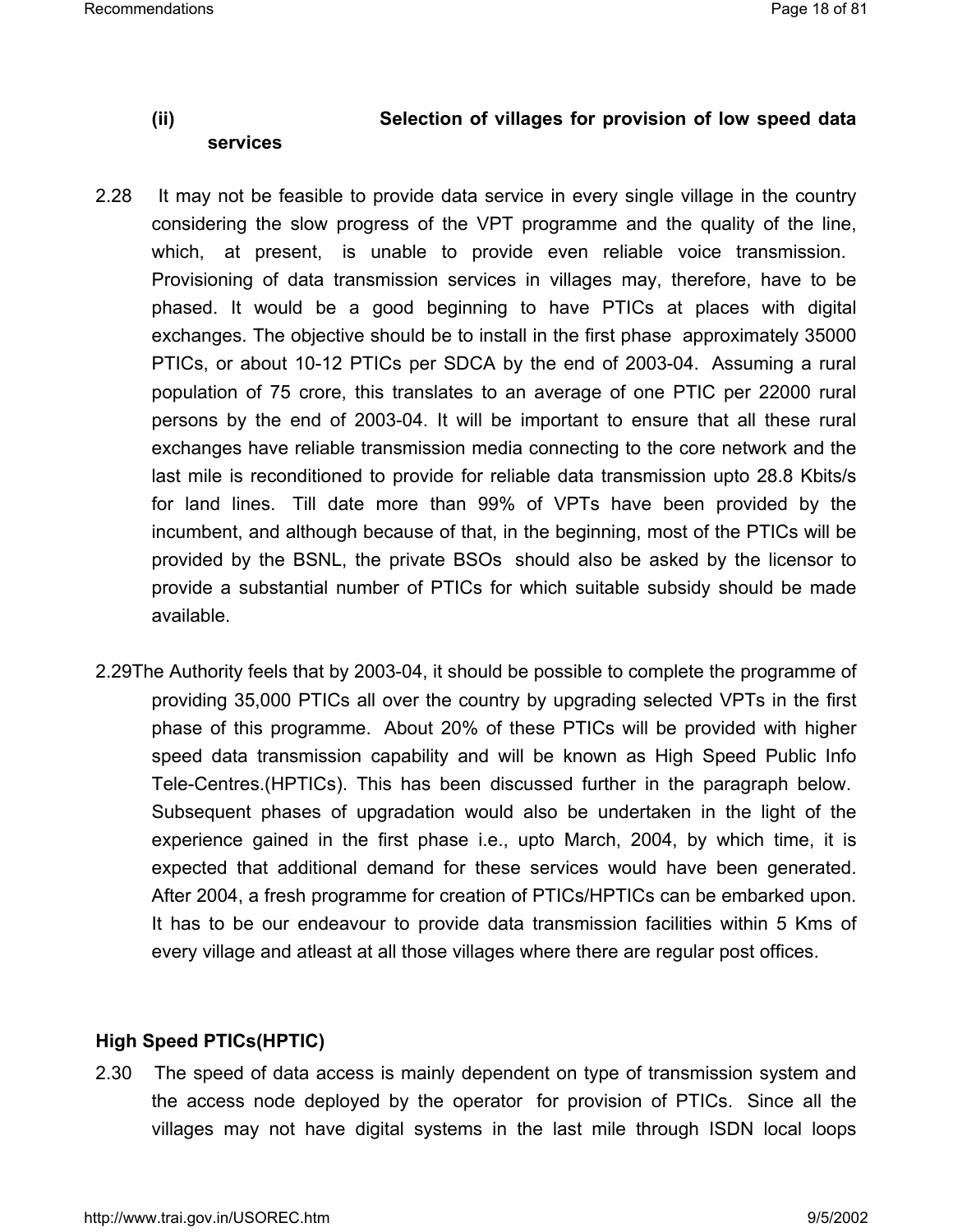**(ii) Selection of villages for provision of low speed data services**

2.28 It may not be feasible to provide data service in every single village in the country considering the slow progress of the VPT programme and the quality of the line, which, at present, is unable to provide even reliable voice transmission. Provisioning of data transmission services in villages may, therefore, have to be phased. It would be a good beginning to have PTICs at places with digital exchanges. The objective should be to install in the first phase approximately 35000 PTICs, or about 10-12 PTICs per SDCA by the end of 2003-04. Assuming a rural population of 75 crore, this translates to an average of one PTIC per 22000 rural persons by the end of 2003-04. It will be important to ensure that all these rural exchanges have reliable transmission media connecting to the core network and the last mile is reconditioned to provide for reliable data transmission upto 28.8 Kbits/s for land lines. Till date more than 99% of VPTs have been provided by the incumbent, and although because of that, in the beginning, most of the PTICs will be provided by the BSNL, the private BSOs should also be asked by the licensor to provide a substantial number of PTICs for which suitable subsidy should be made available.

2.29 The Authority feels that by 2003-04, it should be possible to complete the programme of providing 35,000 PTICs all over the country by upgrading selected VPTs in the first phase of this programme. About 20% of these PTICs will be provided with higher speed data transmission capability and will be known as High Speed Public Info Tele-Centres.(HPTICs). This has been discussed further in the paragraph below. Subsequent phases of upgradation would also be undertaken in the light of the experience gained in the first phase i.e., upto March, 2004, by which time, it is expected that additional demand for these services would have been generated. After 2004, a fresh programme for creation of PTICs/HPTICs can be embarked upon. It has to be our endeavour to provide data transmission facilities within 5 Kms of every village and atleast at all those villages where there are regular post offices.

**High Speed PTICs(HPTIC)**

2.30 The speed of data access is mainly dependent on type of transmission system and the access node deployed by the operator for provision of PTICs. Since all the villages may not have digital systems in the last mile through ISDN local loops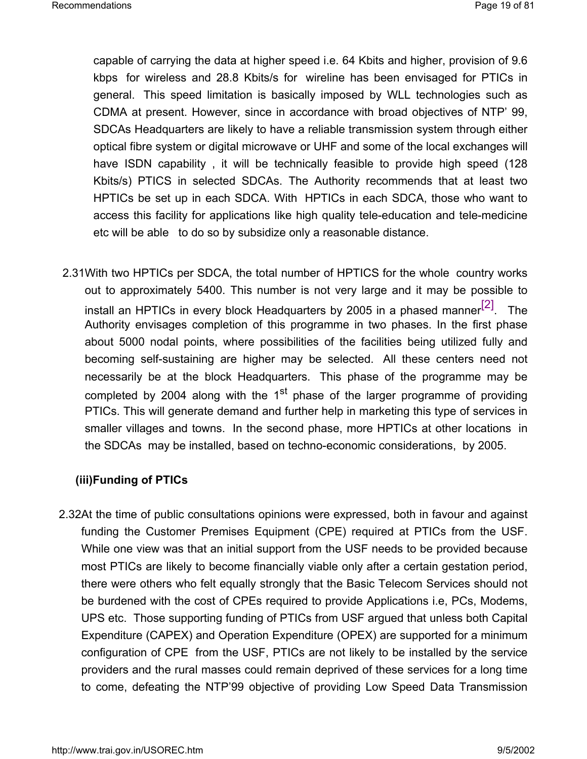capable of carrying the data at higher speed i.e. 64 Kbits and higher, provision of 9.6 kbps for wireless and 28.8 Kbits/s for wireline has been envisaged for PTICs in general. This speed limitation is basically imposed by WLL technologies such as CDMA at present. However, since in accordance with broad objectives of NTP' 99, SDCAs Headquarters are likely to have a reliable transmission system through either optical fibre system or digital microwave or UHF and some of the local exchanges will have ISDN capability , it will be technically feasible to provide high speed (128 Kbits/s) PTICS in selected SDCAs. The Authority recommends that at least two HPTICs be set up in each SDCA. With HPTICs in each SDCA, those who want to access this facility for applications like high quality tele-education and tele-medicine etc will be able to do so by subsidize only a reasonable distance.

2.31 With two HPTICs per SDCA, the total number of HPTICS for the whole country works out to approximately 5400. This number is not very large and it may be possible to install an HPTICs in every block Headquarters by 2005 in a phased manner[2]. The Authority envisages completion of this programme in two phases. In the first phase about 5000 nodal points, where possibilities of the facilities being utilized fully and becoming self-sustaining are higher may be selected. All these centers need not necessarily be at the block Headquarters. This phase of the programme may be completed by 2004 along with the 1st phase of the larger programme of providing PTICs. This will generate demand and further help in marketing this type of services in smaller villages and towns. In the second phase, more HPTICs at other locations in the SDCAs may be installed, based on techno-economic considerations, by 2005.

**(iii) Funding of PTICs**

2.32 At the time of public consultations opinions were expressed, both in favour and against funding the Customer Premises Equipment (CPE) required at PTICs from the USF. While one view was that an initial support from the USF needs to be provided because most PTICs are likely to become financially viable only after a certain gestation period, there were others who felt equally strongly that the Basic Telecom Services should not be burdened with the cost of CPEs required to provide Applications i.e, PCs, Modems, UPS etc. Those supporting funding of PTICs from USF argued that unless both Capital Expenditure (CAPEX) and Operation Expenditure (OPEX) are supported for a minimum configuration of CPE from the USF, PTICs are not likely to be installed by the service providers and the rural masses could remain deprived of these services for a long time to come, defeating the NTP'99 objective of providing Low Speed Data Transmission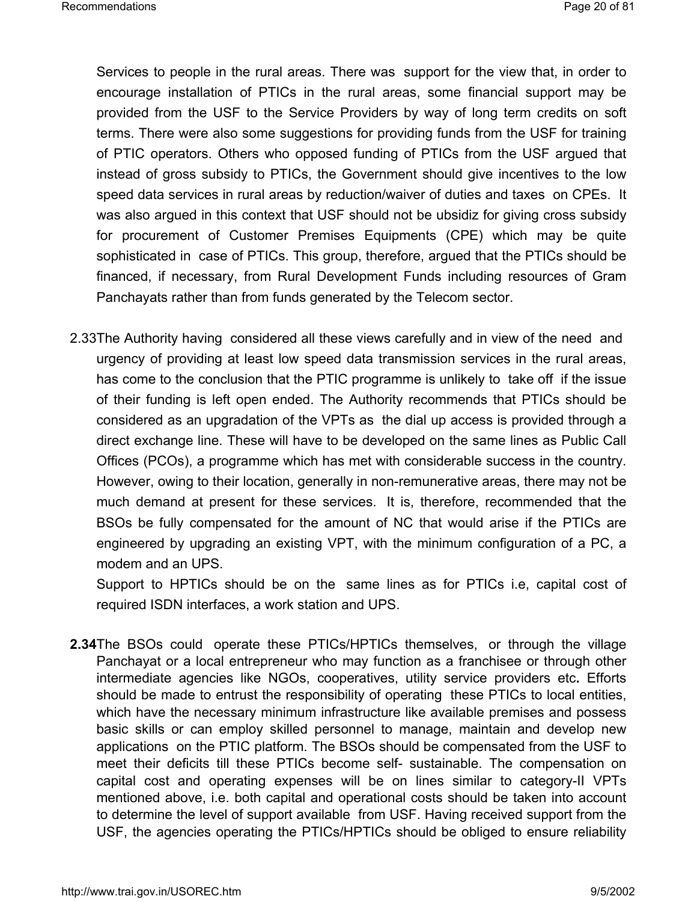Services to people in the rural areas. There was support for the view that, in order to encourage installation of PTICs in the rural areas, some financial support may be provided from the USF to the Service Providers by way of long term credits on soft terms. There were also some suggestions for providing funds from the USF for training of PTIC operators. Others who opposed funding of PTICs from the USF argued that instead of gross subsidy to PTICs, the Government should give incentives to the low speed data services in rural areas by reduction/waiver of duties and taxes on CPEs. It was also argued in this context that USF should not be ubsidiz for giving cross subsidy for procurement of Customer Premises Equipments (CPE) which may be quite sophisticated in case of PTICs. This group, therefore, argued that the PTICs should be financed, if necessary, from Rural Development Funds including resources of Gram Panchayats rather than from funds generated by the Telecom sector.

2.33 The Authority having considered all these views carefully and in view of the need and urgency of providing at least low speed data transmission services in the rural areas, has come to the conclusion that the PTIC programme is unlikely to take off if the issue of their funding is left open ended. The Authority recommends that PTICs should be considered as an upgradation of the VPTs as the dial up access is provided through a direct exchange line. These will have to be developed on the same lines as Public Call Offices (PCOs), a programme which has met with considerable success in the country. However, owing to their location, generally in non-remunerative areas, there may not be much demand at present for these services. It is, therefore, recommended that the BSOs be fully compensated for the amount of NC that would arise if the PTICs are engineered by upgrading an existing VPT, with the minimum configuration of a PC, a modem and an UPS.

Support to HPTICs should be on the same lines as for PTICs i.e, capital cost of required ISDN interfaces, a work station and UPS.

**2.34** The BSOs could operate these PTICs/HPTICs themselves, or through the village Panchayat or a local entrepreneur who may function as a franchisee or through other intermediate agencies like NGOs, cooperatives, utility service providers etc**.** Efforts should be made to entrust the responsibility of operating these PTICs to local entities, which have the necessary minimum infrastructure like available premises and possess basic skills or can employ skilled personnel to manage, maintain and develop new applications on the PTIC platform. The BSOs should be compensated from the USF to meet their deficits till these PTICs become self- sustainable. The compensation on capital cost and operating expenses will be on lines similar to category-II VPTs mentioned above, i.e. both capital and operational costs should be taken into account to determine the level of support available from USF. Having received support from the USF, the agencies operating the PTICs/HPTICs should be obliged to ensure reliability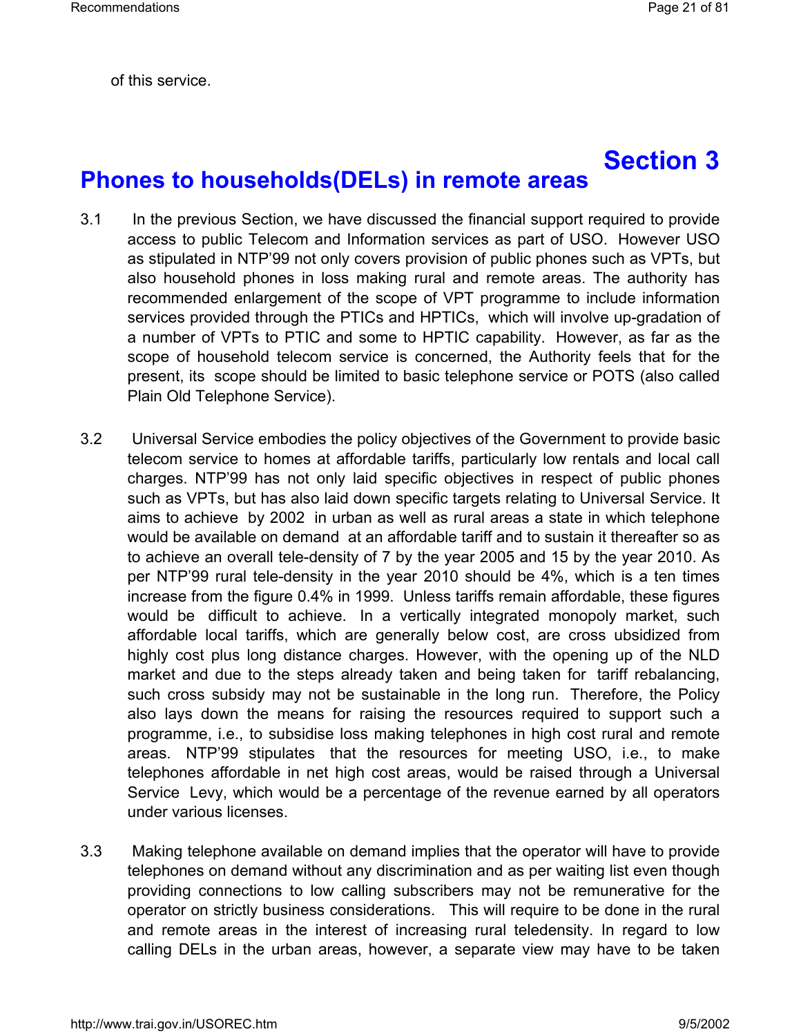of this service.

# Section 3

## Phones to households(DELs) in remote areas

3.1 In the previous Section, we have discussed the financial support required to provide access to public Telecom and Information services as part of USO. However USO as stipulated in NTP'99 not only covers provision of public phones such as VPTs, but also household phones in loss making rural and remote areas. The authority has recommended enlargement of the scope of VPT programme to include information services provided through the PTICs and HPTICs, which will involve up-gradation of a number of VPTs to PTIC and some to HPTIC capability. However, as far as the scope of household telecom service is concerned, the Authority feels that for the present, its scope should be limited to basic telephone service or POTS (also called Plain Old Telephone Service).

3.2 Universal Service embodies the policy objectives of the Government to provide basic telecom service to homes at affordable tariffs, particularly low rentals and local call charges. NTP'99 has not only laid specific objectives in respect of public phones such as VPTs, but has also laid down specific targets relating to Universal Service. It aims to achieve by 2002 in urban as well as rural areas a state in which telephone would be available on demand at an affordable tariff and to sustain it thereafter so as to achieve an overall tele-density of 7 by the year 2005 and 15 by the year 2010. As per NTP'99 rural tele-density in the year 2010 should be 4%, which is a ten times increase from the figure 0.4% in 1999. Unless tariffs remain affordable, these figures would be difficult to achieve. In a vertically integrated monopoly market, such affordable local tariffs, which are generally below cost, are cross ubsidized from highly cost plus long distance charges. However, with the opening up of the NLD market and due to the steps already taken and being taken for tariff rebalancing, such cross subsidy may not be sustainable in the long run. Therefore, the Policy also lays down the means for raising the resources required to support such a programme, i.e., to subsidise loss making telephones in high cost rural and remote areas. NTP'99 stipulates that the resources for meeting USO, i.e., to make telephones affordable in net high cost areas, would be raised through a Universal Service Levy, which would be a percentage of the revenue earned by all operators under various licenses.

3.3 Making telephone available on demand implies that the operator will have to provide telephones on demand without any discrimination and as per waiting list even though providing connections to low calling subscribers may not be remunerative for the operator on strictly business considerations. This will require to be done in the rural and remote areas in the interest of increasing rural teledensity. In regard to low calling DELs in the urban areas, however, a separate view may have to be taken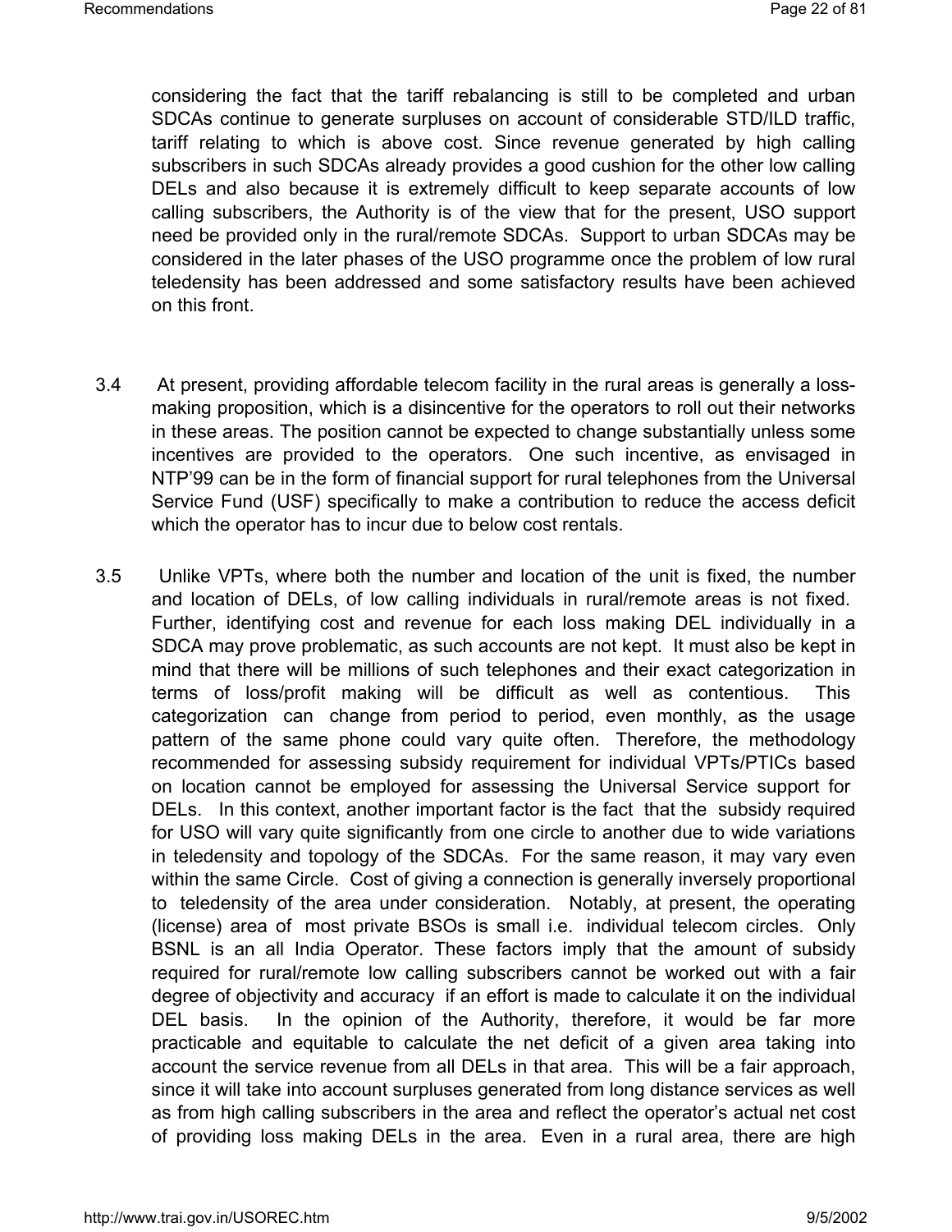considering the fact that the tariff rebalancing is still to be completed and urban SDCAs continue to generate surpluses on account of considerable STD/ILD traffic, tariff relating to which is above cost. Since revenue generated by high calling subscribers in such SDCAs already provides a good cushion for the other low calling DELs and also because it is extremely difficult to keep separate accounts of low calling subscribers, the Authority is of the view that for the present, USO support need be provided only in the rural/remote SDCAs. Support to urban SDCAs may be considered in the later phases of the USO programme once the problem of low rural teledensity has been addressed and some satisfactory results have been achieved on this front.

3.4 At present, providing affordable telecom facility in the rural areas is generally a loss-making proposition, which is a disincentive for the operators to roll out their networks in these areas. The position cannot be expected to change substantially unless some incentives are provided to the operators. One such incentive, as envisaged in NTP'99 can be in the form of financial support for rural telephones from the Universal Service Fund (USF) specifically to make a contribution to reduce the access deficit which the operator has to incur due to below cost rentals.

3.5 Unlike VPTs, where both the number and location of the unit is fixed, the number and location of DELs, of low calling individuals in rural/remote areas is not fixed. Further, identifying cost and revenue for each loss making DEL individually in a SDCA may prove problematic, as such accounts are not kept. It must also be kept in mind that there will be millions of such telephones and their exact categorization in terms of loss/profit making will be difficult as well as contentious. This categorization can change from period to period, even monthly, as the usage pattern of the same phone could vary quite often. Therefore, the methodology recommended for assessing subsidy requirement for individual VPTs/PTICs based on location cannot be employed for assessing the Universal Service support for DELs. In this context, another important factor is the fact that the subsidy required for USO will vary quite significantly from one circle to another due to wide variations in teledensity and topology of the SDCAs. For the same reason, it may vary even within the same Circle. Cost of giving a connection is generally inversely proportional to teledensity of the area under consideration. Notably, at present, the operating (license) area of most private BSOs is small i.e. individual telecom circles. Only BSNL is an all India Operator. These factors imply that the amount of subsidy required for rural/remote low calling subscribers cannot be worked out with a fair degree of objectivity and accuracy if an effort is made to calculate it on the individual DEL basis. In the opinion of the Authority, therefore, it would be far more practicable and equitable to calculate the net deficit of a given area taking into account the service revenue from all DELs in that area. This will be a fair approach, since it will take into account surpluses generated from long distance services as well as from high calling subscribers in the area and reflect the operator's actual net cost of providing loss making DELs in the area. Even in a rural area, there are high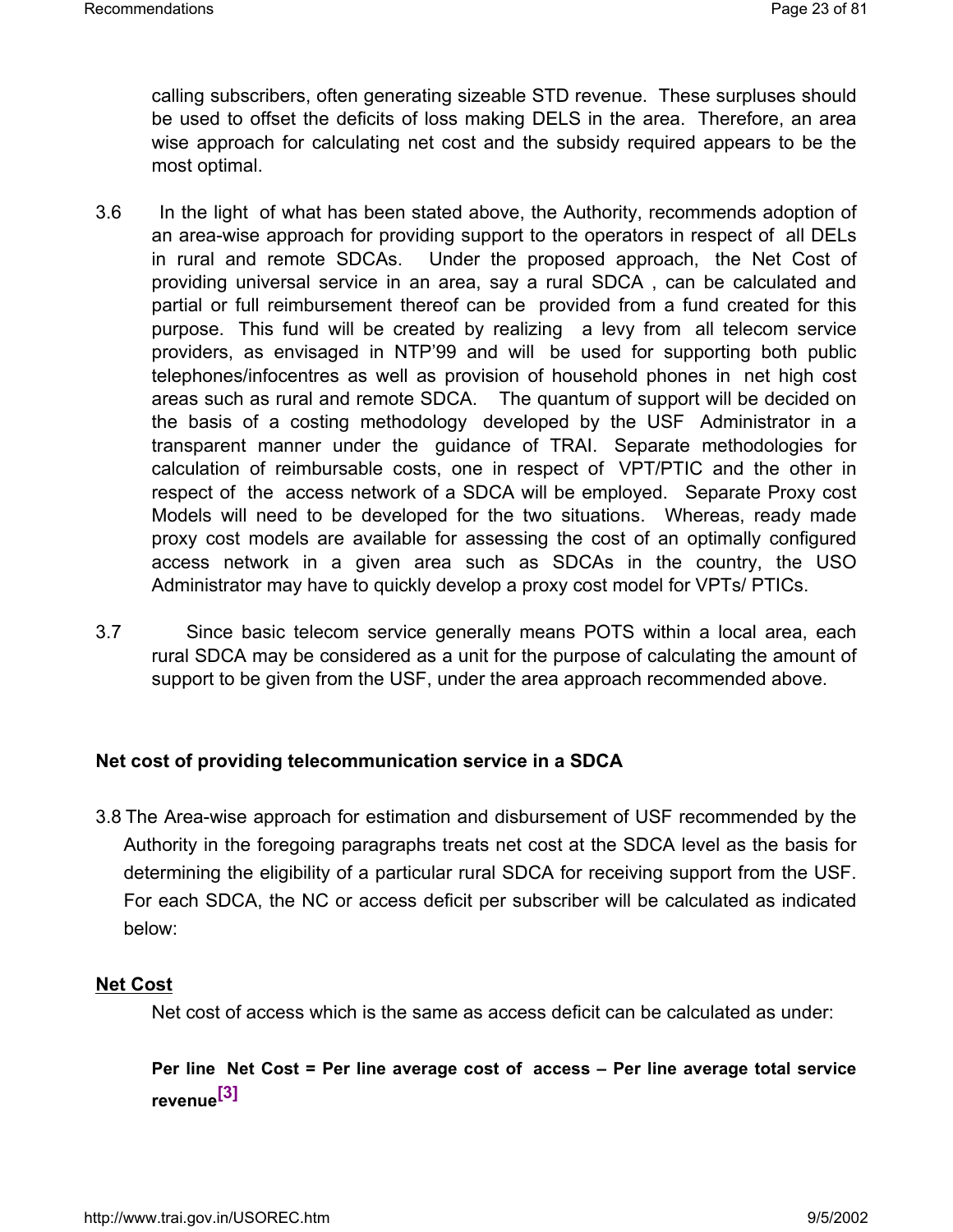calling subscribers, often generating sizeable STD revenue. These surpluses should be used to offset the deficits of loss making DELS in the area. Therefore, an area wise approach for calculating net cost and the subsidy required appears to be the most optimal.

3.6 In the light of what has been stated above, the Authority, recommends adoption of an area-wise approach for providing support to the operators in respect of all DELs in rural and remote SDCAs. Under the proposed approach, the Net Cost of providing universal service in an area, say a rural SDCA , can be calculated and partial or full reimbursement thereof can be provided from a fund created for this purpose. This fund will be created by realizing a levy from all telecom service providers, as envisaged in NTP'99 and will be used for supporting both public telephones/infocentres as well as provision of household phones in net high cost areas such as rural and remote SDCA. The quantum of support will be decided on the basis of a costing methodology developed by the USF Administrator in a transparent manner under the guidance of TRAI. Separate methodologies for calculation of reimbursable costs, one in respect of VPT/PTIC and the other in respect of the access network of a SDCA will be employed. Separate Proxy cost Models will need to be developed for the two situations. Whereas, ready made proxy cost models are available for assessing the cost of an optimally configured access network in a given area such as SDCAs in the country, the USO Administrator may have to quickly develop a proxy cost model for VPTs/ PTICs.

3.7 Since basic telecom service generally means POTS within a local area, each rural SDCA may be considered as a unit for the purpose of calculating the amount of support to be given from the USF, under the area approach recommended above.

**Net cost of providing telecommunication service in a SDCA**

3.8 The Area-wise approach for estimation and disbursement of USF recommended by the Authority in the foregoing paragraphs treats net cost at the SDCA level as the basis for determining the eligibility of a particular rural SDCA for receiving support from the USF. For each SDCA, the NC or access deficit per subscriber will be calculated as indicated below:

**Net Cost**

Net cost of access which is the same as access deficit can be calculated as under:

**Per line Net Cost = Per line average cost of access – Per line average total service revenue[3]**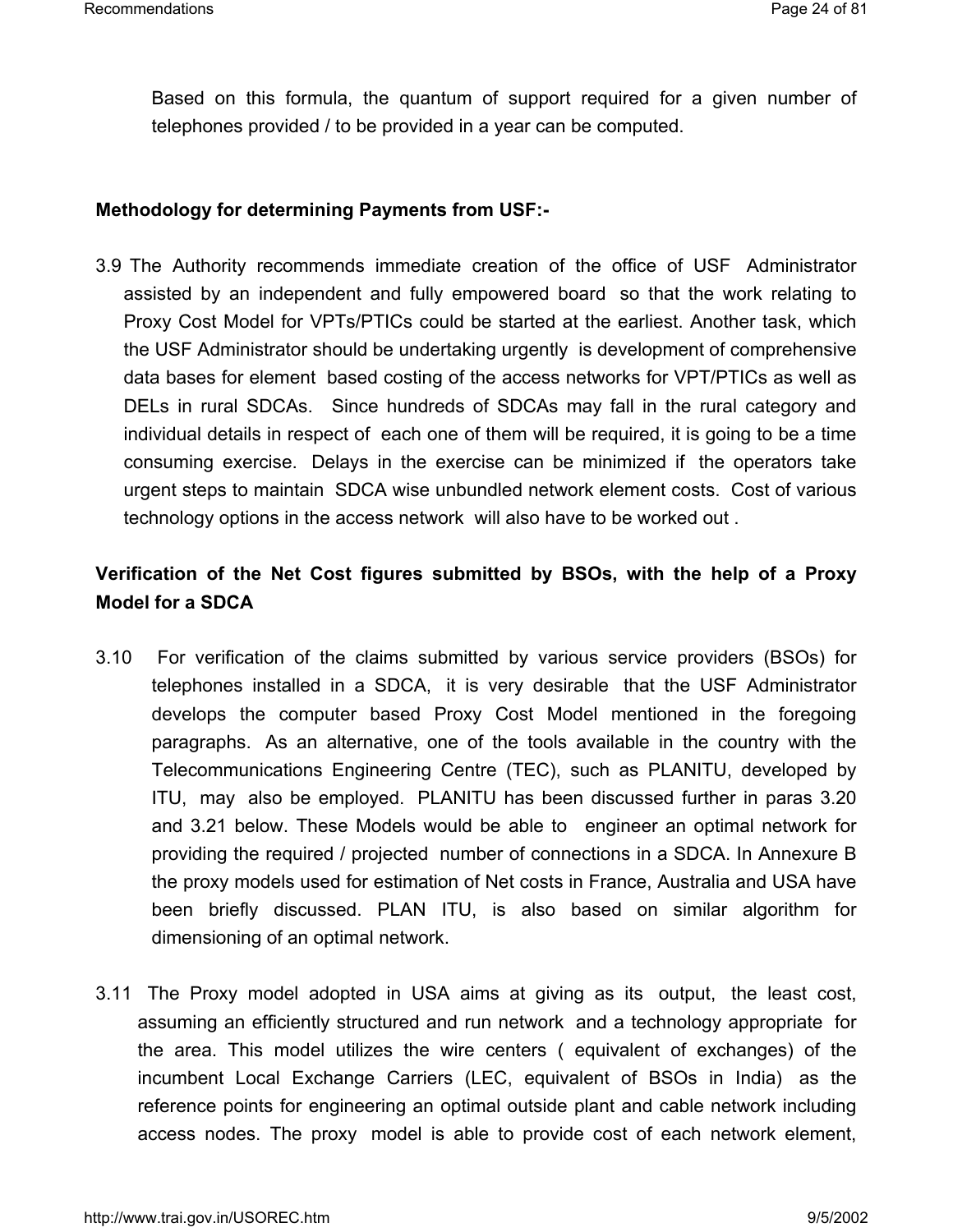Based on this formula, the quantum of support required for a given number of telephones provided / to be provided in a year can be computed.

**Methodology for determining Payments from USF:-**

3.9 The Authority recommends immediate creation of the office of USF Administrator assisted by an independent and fully empowered board so that the work relating to Proxy Cost Model for VPTs/PTICs could be started at the earliest. Another task, which the USF Administrator should be undertaking urgently is development of comprehensive data bases for element based costing of the access networks for VPT/PTICs as well as DELs in rural SDCAs. Since hundreds of SDCAs may fall in the rural category and individual details in respect of each one of them will be required, it is going to be a time consuming exercise. Delays in the exercise can be minimized if the operators take urgent steps to maintain SDCA wise unbundled network element costs. Cost of various technology options in the access network will also have to be worked out .

**Verification of the Net Cost figures submitted by BSOs, with the help of a Proxy Model for a SDCA**

3.10 For verification of the claims submitted by various service providers (BSOs) for telephones installed in a SDCA, it is very desirable that the USF Administrator develops the computer based Proxy Cost Model mentioned in the foregoing paragraphs. As an alternative, one of the tools available in the country with the Telecommunications Engineering Centre (TEC), such as PLANITU, developed by ITU, may also be employed. PLANITU has been discussed further in paras 3.20 and 3.21 below. These Models would be able to engineer an optimal network for providing the required / projected number of connections in a SDCA. In Annexure B the proxy models used for estimation of Net costs in France, Australia and USA have been briefly discussed. PLAN ITU, is also based on similar algorithm for dimensioning of an optimal network.

3.11 The Proxy model adopted in USA aims at giving as its output, the least cost, assuming an efficiently structured and run network and a technology appropriate for the area. This model utilizes the wire centers ( equivalent of exchanges) of the incumbent Local Exchange Carriers (LEC, equivalent of BSOs in India) as the reference points for engineering an optimal outside plant and cable network including access nodes. The proxy model is able to provide cost of each network element,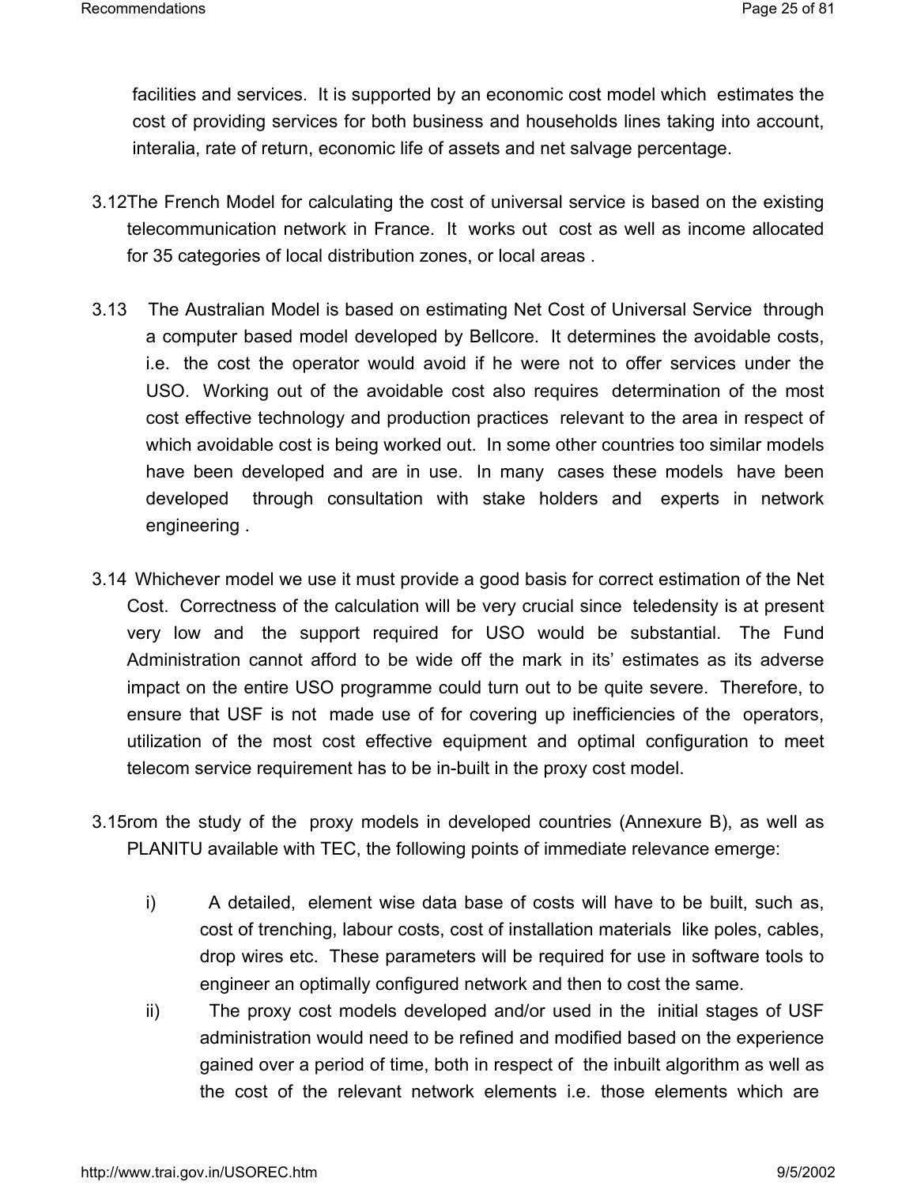facilities and services. It is supported by an economic cost model which estimates the cost of providing services for both business and households lines taking into account, interalia, rate of return, economic life of assets and net salvage percentage.

3.12The French Model for calculating the cost of universal service is based on the existing telecommunication network in France. It works out cost as well as income allocated for 35 categories of local distribution zones, or local areas .

3.13 The Australian Model is based on estimating Net Cost of Universal Service through a computer based model developed by Bellcore. It determines the avoidable costs, i.e. the cost the operator would avoid if he were not to offer services under the USO. Working out of the avoidable cost also requires determination of the most cost effective technology and production practices relevant to the area in respect of which avoidable cost is being worked out. In some other countries too similar models have been developed and are in use. In many cases these models have been developed through consultation with stake holders and experts in network engineering .

3.14 Whichever model we use it must provide a good basis for correct estimation of the Net Cost. Correctness of the calculation will be very crucial since teledensity is at present very low and the support required for USO would be substantial. The Fund Administration cannot afford to be wide off the mark in its' estimates as its adverse impact on the entire USO programme could turn out to be quite severe. Therefore, to ensure that USF is not made use of for covering up inefficiencies of the operators, utilization of the most cost effective equipment and optimal configuration to meet telecom service requirement has to be in-built in the proxy cost model.

3.15rom the study of the proxy models in developed countries (Annexure B), as well as PLANITU available with TEC, the following points of immediate relevance emerge:

i) A detailed, element wise data base of costs will have to be built, such as, cost of trenching, labour costs, cost of installation materials like poles, cables, drop wires etc. These parameters will be required for use in software tools to engineer an optimally configured network and then to cost the same.

ii) The proxy cost models developed and/or used in the initial stages of USF administration would need to be refined and modified based on the experience gained over a period of time, both in respect of the inbuilt algorithm as well as the cost of the relevant network elements i.e. those elements which are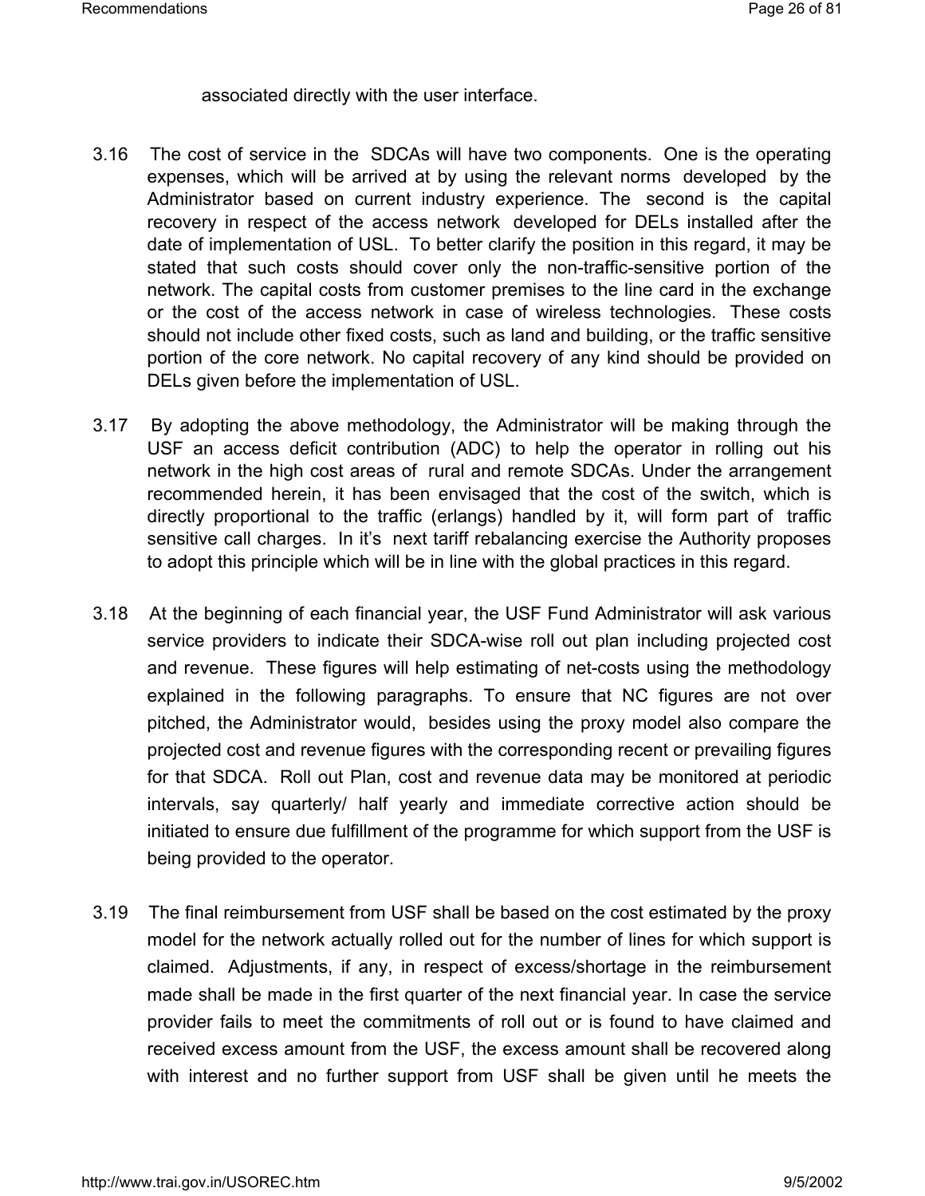associated directly with the user interface.

3.16 The cost of service in the SDCAs will have two components. One is the operating expenses, which will be arrived at by using the relevant norms developed by the Administrator based on current industry experience. The second is the capital recovery in respect of the access network developed for DELs installed after the date of implementation of USL. To better clarify the position in this regard, it may be stated that such costs should cover only the non-traffic-sensitive portion of the network. The capital costs from customer premises to the line card in the exchange or the cost of the access network in case of wireless technologies. These costs should not include other fixed costs, such as land and building, or the traffic sensitive portion of the core network. No capital recovery of any kind should be provided on DELs given before the implementation of USL.

3.17 By adopting the above methodology, the Administrator will be making through the USF an access deficit contribution (ADC) to help the operator in rolling out his network in the high cost areas of rural and remote SDCAs. Under the arrangement recommended herein, it has been envisaged that the cost of the switch, which is directly proportional to the traffic (erlangs) handled by it, will form part of traffic sensitive call charges. In it's next tariff rebalancing exercise the Authority proposes to adopt this principle which will be in line with the global practices in this regard.

3.18 At the beginning of each financial year, the USF Fund Administrator will ask various service providers to indicate their SDCA-wise roll out plan including projected cost and revenue. These figures will help estimating of net-costs using the methodology explained in the following paragraphs. To ensure that NC figures are not over pitched, the Administrator would, besides using the proxy model also compare the projected cost and revenue figures with the corresponding recent or prevailing figures for that SDCA. Roll out Plan, cost and revenue data may be monitored at periodic intervals, say quarterly/ half yearly and immediate corrective action should be initiated to ensure due fulfillment of the programme for which support from the USF is being provided to the operator.

3.19 The final reimbursement from USF shall be based on the cost estimated by the proxy model for the network actually rolled out for the number of lines for which support is claimed. Adjustments, if any, in respect of excess/shortage in the reimbursement made shall be made in the first quarter of the next financial year. In case the service provider fails to meet the commitments of roll out or is found to have claimed and received excess amount from the USF, the excess amount shall be recovered along with interest and no further support from USF shall be given until he meets the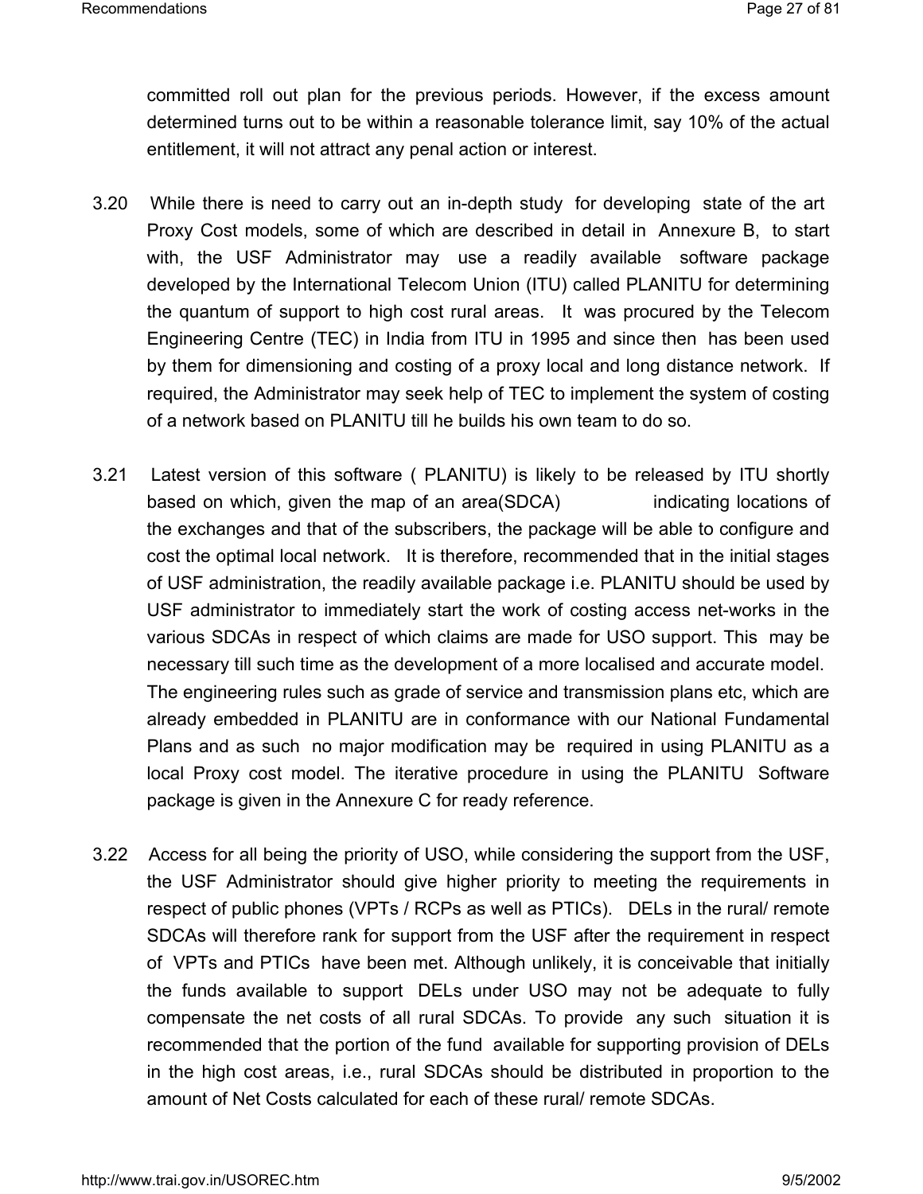committed roll out plan for the previous periods. However, if the excess amount determined turns out to be within a reasonable tolerance limit, say 10% of the actual entitlement, it will not attract any penal action or interest.

3.20 While there is need to carry out an in-depth study for developing state of the art Proxy Cost models, some of which are described in detail in Annexure B, to start with, the USF Administrator may use a readily available software package developed by the International Telecom Union (ITU) called PLANITU for determining the quantum of support to high cost rural areas. It was procured by the Telecom Engineering Centre (TEC) in India from ITU in 1995 and since then has been used by them for dimensioning and costing of a proxy local and long distance network. If required, the Administrator may seek help of TEC to implement the system of costing of a network based on PLANITU till he builds his own team to do so.

3.21 Latest version of this software ( PLANITU) is likely to be released by ITU shortly based on which, given the map of an area(SDCA) indicating locations of the exchanges and that of the subscribers, the package will be able to configure and cost the optimal local network. It is therefore, recommended that in the initial stages of USF administration, the readily available package i.e. PLANITU should be used by USF administrator to immediately start the work of costing access net-works in the various SDCAs in respect of which claims are made for USO support. This may be necessary till such time as the development of a more localised and accurate model. The engineering rules such as grade of service and transmission plans etc, which are already embedded in PLANITU are in conformance with our National Fundamental Plans and as such no major modification may be required in using PLANITU as a local Proxy cost model. The iterative procedure in using the PLANITU Software package is given in the Annexure C for ready reference.

3.22 Access for all being the priority of USO, while considering the support from the USF, the USF Administrator should give higher priority to meeting the requirements in respect of public phones (VPTs / RCPs as well as PTICs). DELs in the rural/ remote SDCAs will therefore rank for support from the USF after the requirement in respect of VPTs and PTICs have been met. Although unlikely, it is conceivable that initially the funds available to support DELs under USO may not be adequate to fully compensate the net costs of all rural SDCAs. To provide any such situation it is recommended that the portion of the fund available for supporting provision of DELs in the high cost areas, i.e., rural SDCAs should be distributed in proportion to the amount of Net Costs calculated for each of these rural/ remote SDCAs.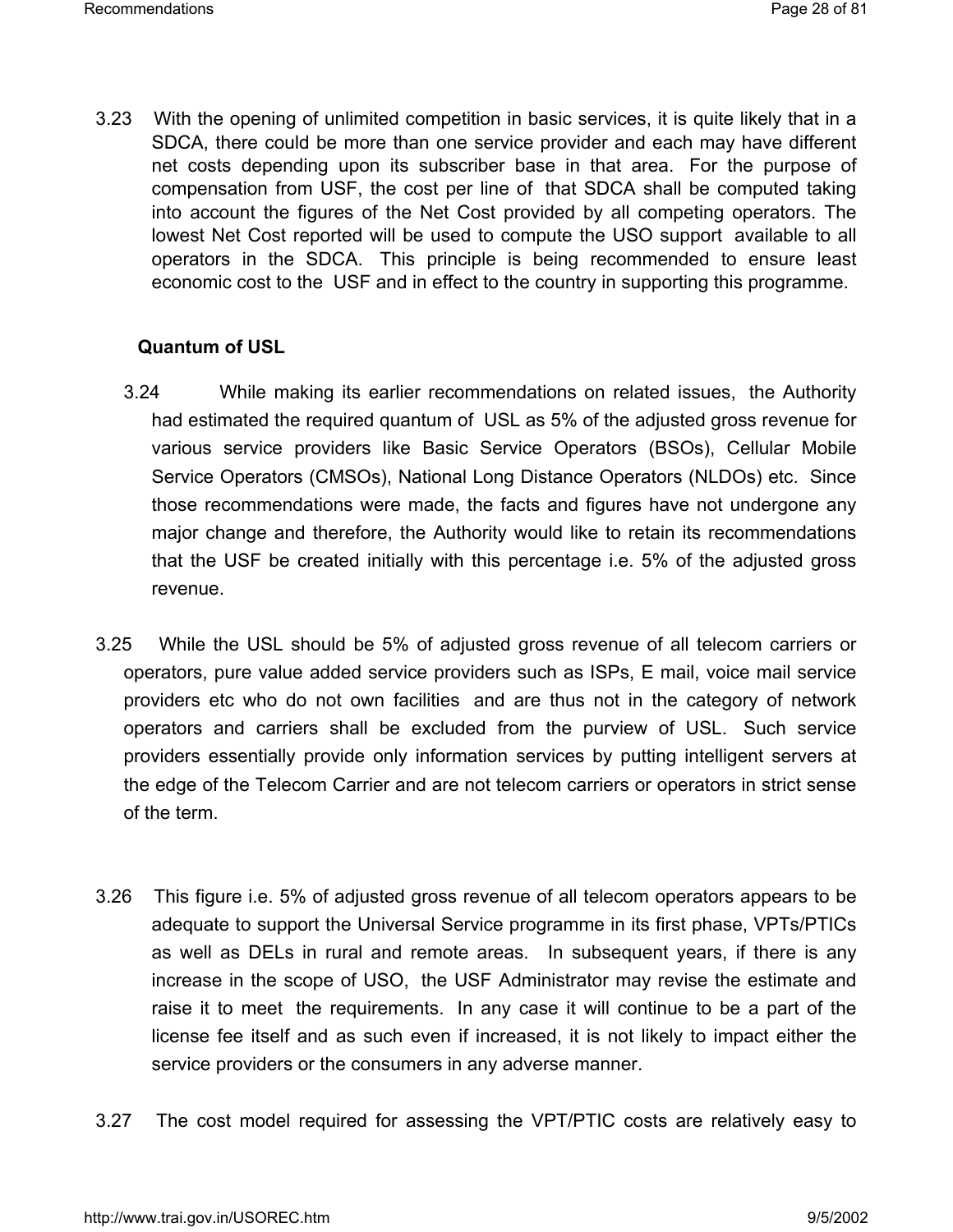3.23 With the opening of unlimited competition in basic services, it is quite likely that in a SDCA, there could be more than one service provider and each may have different net costs depending upon its subscriber base in that area. For the purpose of compensation from USF, the cost per line of that SDCA shall be computed taking into account the figures of the Net Cost provided by all competing operators. The lowest Net Cost reported will be used to compute the USO support available to all operators in the SDCA. This principle is being recommended to ensure least economic cost to the USF and in effect to the country in supporting this programme.

**Quantum of USL**

3.24 While making its earlier recommendations on related issues, the Authority had estimated the required quantum of USL as 5% of the adjusted gross revenue for various service providers like Basic Service Operators (BSOs), Cellular Mobile Service Operators (CMSOs), National Long Distance Operators (NLDOs) etc. Since those recommendations were made, the facts and figures have not undergone any major change and therefore, the Authority would like to retain its recommendations that the USF be created initially with this percentage i.e. 5% of the adjusted gross revenue.

3.25 While the USL should be 5% of adjusted gross revenue of all telecom carriers or operators, pure value added service providers such as ISPs, E mail, voice mail service providers etc who do not own facilities and are thus not in the category of network operators and carriers shall be excluded from the purview of USL. Such service providers essentially provide only information services by putting intelligent servers at the edge of the Telecom Carrier and are not telecom carriers or operators in strict sense of the term.

3.26 This figure i.e. 5% of adjusted gross revenue of all telecom operators appears to be adequate to support the Universal Service programme in its first phase, VPTs/PTICs as well as DELs in rural and remote areas. In subsequent years, if there is any increase in the scope of USO, the USF Administrator may revise the estimate and raise it to meet the requirements. In any case it will continue to be a part of the license fee itself and as such even if increased, it is not likely to impact either the service providers or the consumers in any adverse manner.

3.27 The cost model required for assessing the VPT/PTIC costs are relatively easy to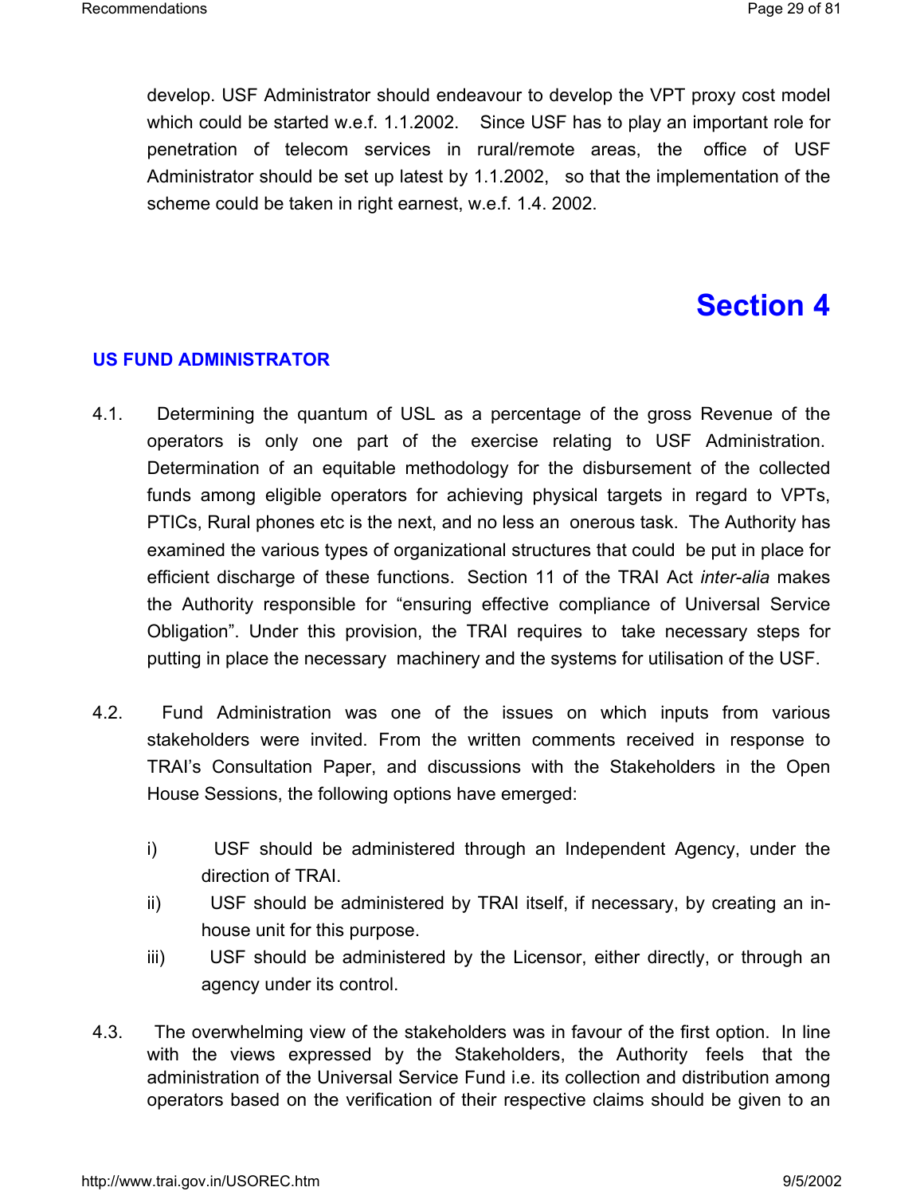develop. USF Administrator should endeavour to develop the VPT proxy cost model which could be started w.e.f. 1.1.2002. Since USF has to play an important role for penetration of telecom services in rural/remote areas, the office of USF Administrator should be set up latest by 1.1.2002, so that the implementation of the scheme could be taken in right earnest, w.e.f. 1.4. 2002.

# Section 4

## US FUND ADMINISTRATOR

4.1. Determining the quantum of USL as a percentage of the gross Revenue of the operators is only one part of the exercise relating to USF Administration. Determination of an equitable methodology for the disbursement of the collected funds among eligible operators for achieving physical targets in regard to VPTs, PTICs, Rural phones etc is the next, and no less an onerous task. The Authority has examined the various types of organizational structures that could be put in place for efficient discharge of these functions. Section 11 of the TRAI Act *inter-alia* makes the Authority responsible for "ensuring effective compliance of Universal Service Obligation". Under this provision, the TRAI requires to take necessary steps for putting in place the necessary machinery and the systems for utilisation of the USF.

4.2. Fund Administration was one of the issues on which inputs from various stakeholders were invited. From the written comments received in response to TRAI's Consultation Paper, and discussions with the Stakeholders in the Open House Sessions, the following options have emerged:

i) USF should be administered through an Independent Agency, under the direction of TRAI.

ii) USF should be administered by TRAI itself, if necessary, by creating an in-house unit for this purpose.

iii) USF should be administered by the Licensor, either directly, or through an agency under its control.

4.3. The overwhelming view of the stakeholders was in favour of the first option. In line with the views expressed by the Stakeholders, the Authority feels that the administration of the Universal Service Fund i.e. its collection and distribution among operators based on the verification of their respective claims should be given to an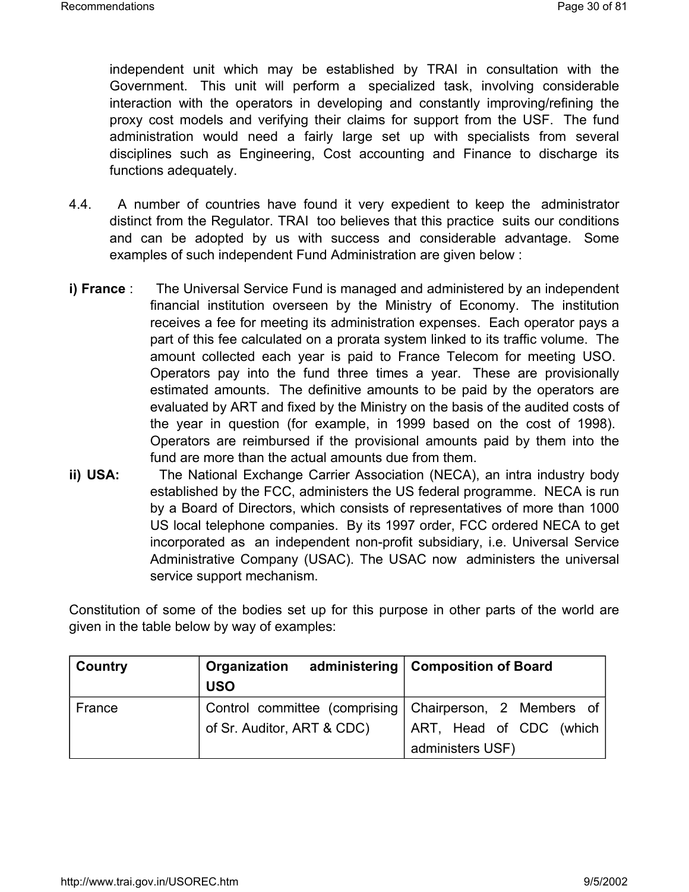independent unit which may be established by TRAI in consultation with the Government. This unit will perform a specialized task, involving considerable interaction with the operators in developing and constantly improving/refining the proxy cost models and verifying their claims for support from the USF. The fund administration would need a fairly large set up with specialists from several disciplines such as Engineering, Cost accounting and Finance to discharge its functions adequately.

4.4. A number of countries have found it very expedient to keep the administrator distinct from the Regulator. TRAI too believes that this practice suits our conditions and can be adopted by us with success and considerable advantage. Some examples of such independent Fund Administration are given below :

**i) France** : The Universal Service Fund is managed and administered by an independent financial institution overseen by the Ministry of Economy. The institution receives a fee for meeting its administration expenses. Each operator pays a part of this fee calculated on a prorata system linked to its traffic volume. The amount collected each year is paid to France Telecom for meeting USO. Operators pay into the fund three times a year. These are provisionally estimated amounts. The definitive amounts to be paid by the operators are evaluated by ART and fixed by the Ministry on the basis of the audited costs of the year in question (for example, in 1999 based on the cost of 1998). Operators are reimbursed if the provisional amounts paid by them into the fund are more than the actual amounts due from them.

**ii) USA:** The National Exchange Carrier Association (NECA), an intra industry body established by the FCC, administers the US federal programme. NECA is run by a Board of Directors, which consists of representatives of more than 1000 US local telephone companies. By its 1997 order, FCC ordered NECA to get incorporated as an independent non-profit subsidiary, i.e. Universal Service Administrative Company (USAC). The USAC now administers the universal service support mechanism.

Constitution of some of the bodies set up for this purpose in other parts of the world are given in the table below by way of examples:

| Country | Organization administering USO | Composition of Board |
|---|---|---|
| France | Control committee (comprising of Sr. Auditor, ART & CDC) | Chairperson, 2 Members of ART, Head of CDC (which administers USF) |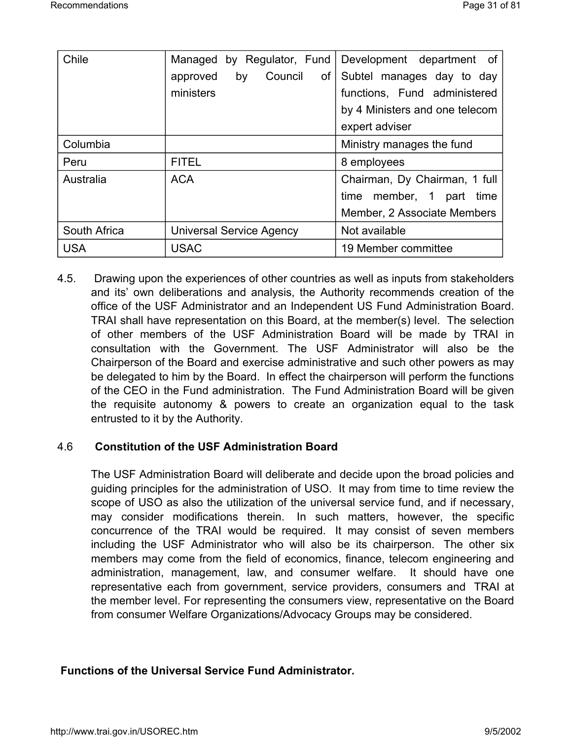| Chile | Managed by Regulator, Fund approved by Council of ministers | Development department of Subtel manages day to day functions, Fund administered by 4 Ministers and one telecom expert adviser |
|---|---|---|
| Columbia | | Ministry manages the fund |
| Peru | FITEL | 8 employees |
| Australia | ACA | Chairman, Dy Chairman, 1 full time member, 1 part time Member, 2 Associate Members |
| South Africa | Universal Service Agency | Not available |
| USA | USAC | 19 Member committee |

4.5. Drawing upon the experiences of other countries as well as inputs from stakeholders and its' own deliberations and analysis, the Authority recommends creation of the office of the USF Administrator and an Independent US Fund Administration Board. TRAI shall have representation on this Board, at the member(s) level. The selection of other members of the USF Administration Board will be made by TRAI in consultation with the Government. The USF Administrator will also be the Chairperson of the Board and exercise administrative and such other powers as may be delegated to him by the Board. In effect the chairperson will perform the functions of the CEO in the Fund administration. The Fund Administration Board will be given the requisite autonomy & powers to create an organization equal to the task entrusted to it by the Authority.

4.6 **Constitution of the USF Administration Board**

The USF Administration Board will deliberate and decide upon the broad policies and guiding principles for the administration of USO. It may from time to time review the scope of USO as also the utilization of the universal service fund, and if necessary, may consider modifications therein. In such matters, however, the specific concurrence of the TRAI would be required. It may consist of seven members including the USF Administrator who will also be its chairperson. The other six members may come from the field of economics, finance, telecom engineering and administration, management, law, and consumer welfare. It should have one representative each from government, service providers, consumers and TRAI at the member level. For representing the consumers view, representative on the Board from consumer Welfare Organizations/Advocacy Groups may be considered.

**Functions of the Universal Service Fund Administrator.**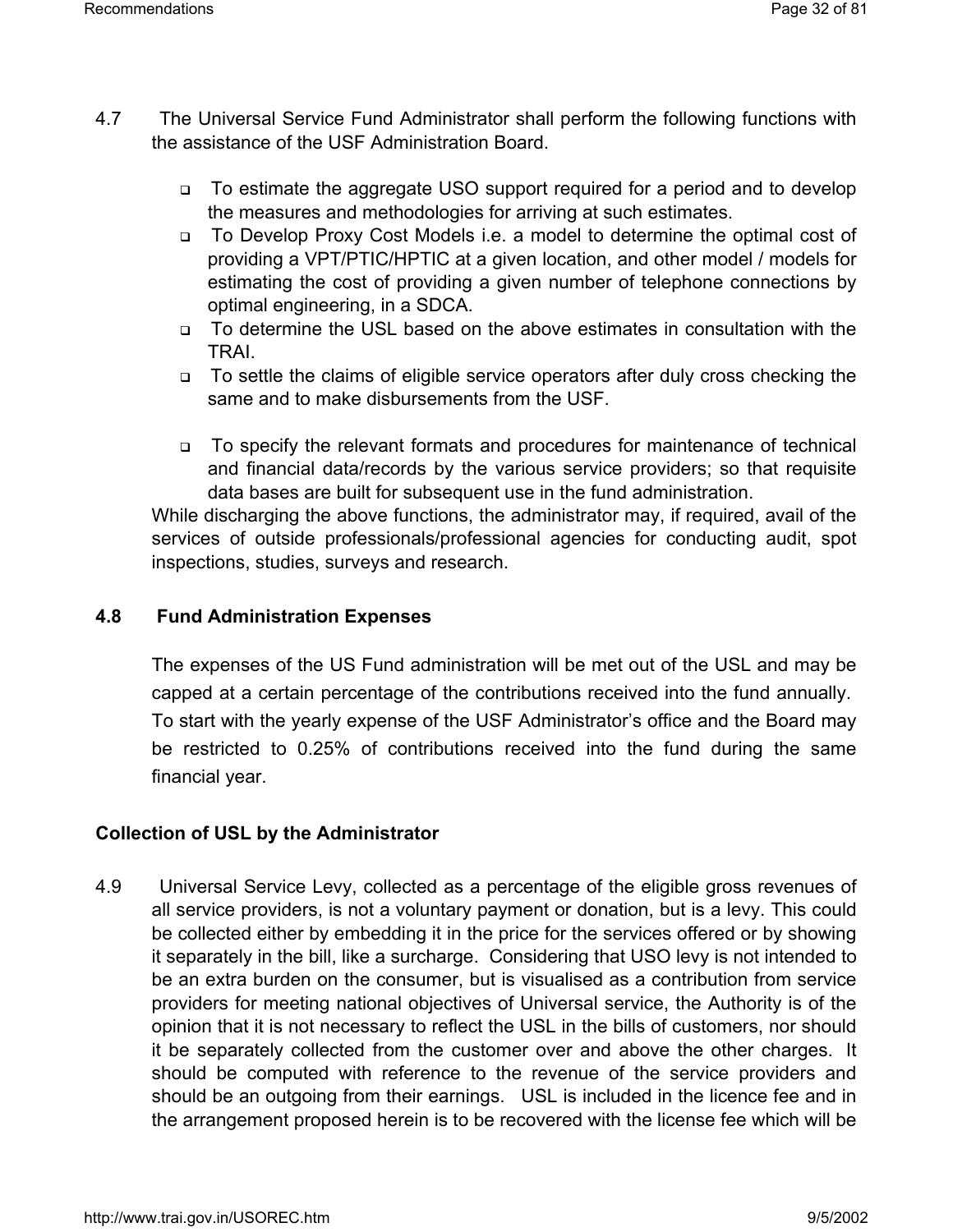4.7 The Universal Service Fund Administrator shall perform the following functions with the assistance of the USF Administration Board.

- To estimate the aggregate USO support required for a period and to develop the measures and methodologies for arriving at such estimates.
- To Develop Proxy Cost Models i.e. a model to determine the optimal cost of providing a VPT/PTIC/HPTIC at a given location, and other model / models for estimating the cost of providing a given number of telephone connections by optimal engineering, in a SDCA.
- To determine the USL based on the above estimates in consultation with the TRAI.
- To settle the claims of eligible service operators after duly cross checking the same and to make disbursements from the USF.
- To specify the relevant formats and procedures for maintenance of technical and financial data/records by the various service providers; so that requisite data bases are built for subsequent use in the fund administration.

While discharging the above functions, the administrator may, if required, avail of the services of outside professionals/professional agencies for conducting audit, spot inspections, studies, surveys and research.

**4.8 Fund Administration Expenses**

The expenses of the US Fund administration will be met out of the USL and may be capped at a certain percentage of the contributions received into the fund annually. To start with the yearly expense of the USF Administrator's office and the Board may be restricted to 0.25% of contributions received into the fund during the same financial year.

**Collection of USL by the Administrator**

4.9 Universal Service Levy, collected as a percentage of the eligible gross revenues of all service providers, is not a voluntary payment or donation, but is a levy. This could be collected either by embedding it in the price for the services offered or by showing it separately in the bill, like a surcharge. Considering that USO levy is not intended to be an extra burden on the consumer, but is visualised as a contribution from service providers for meeting national objectives of Universal service, the Authority is of the opinion that it is not necessary to reflect the USL in the bills of customers, nor should it be separately collected from the customer over and above the other charges. It should be computed with reference to the revenue of the service providers and should be an outgoing from their earnings. USL is included in the licence fee and in the arrangement proposed herein is to be recovered with the license fee which will be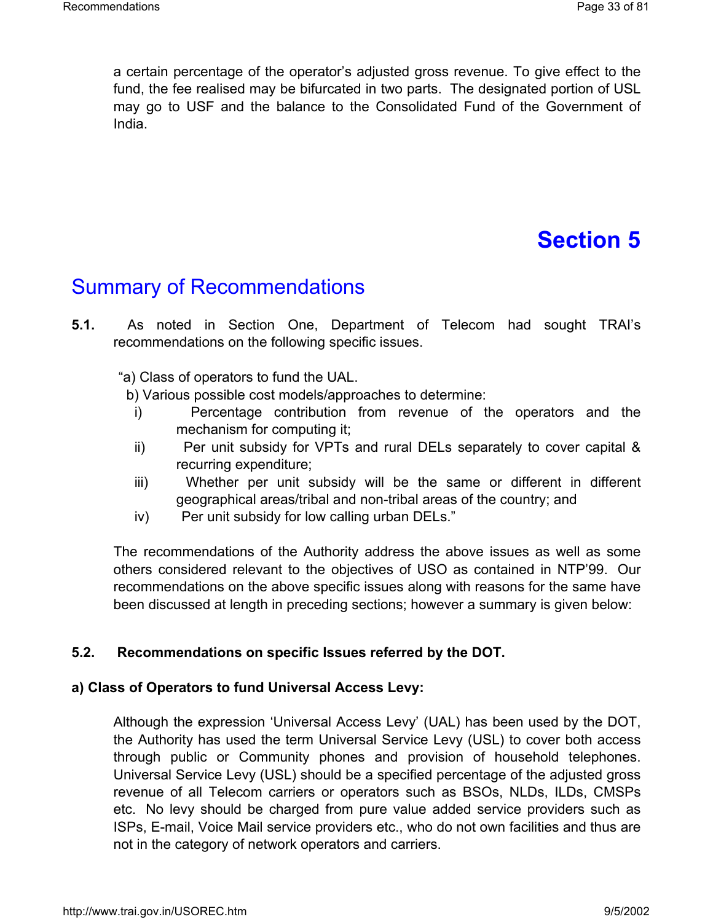a certain percentage of the operator's adjusted gross revenue. To give effect to the fund, the fee realised may be bifurcated in two parts. The designated portion of USL may go to USF and the balance to the Consolidated Fund of the Government of India.

# Section 5

## Summary of Recommendations

**5.1.** As noted in Section One, Department of Telecom had sought TRAI's recommendations on the following specific issues.

"a) Class of operators to fund the UAL.

b) Various possible cost models/approaches to determine:

i) Percentage contribution from revenue of the operators and the mechanism for computing it;

ii) Per unit subsidy for VPTs and rural DELs separately to cover capital & recurring expenditure;

iii) Whether per unit subsidy will be the same or different in different geographical areas/tribal and non-tribal areas of the country; and

iv) Per unit subsidy for low calling urban DELs."

The recommendations of the Authority address the above issues as well as some others considered relevant to the objectives of USO as contained in NTP'99. Our recommendations on the above specific issues along with reasons for the same have been discussed at length in preceding sections; however a summary is given below:

### 5.2. Recommendations on specific Issues referred by the DOT.

#### a) Class of Operators to fund Universal Access Levy:

Although the expression 'Universal Access Levy' (UAL) has been used by the DOT, the Authority has used the term Universal Service Levy (USL) to cover both access through public or Community phones and provision of household telephones. Universal Service Levy (USL) should be a specified percentage of the adjusted gross revenue of all Telecom carriers or operators such as BSOs, NLDs, ILDs, CMSPs etc. No levy should be charged from pure value added service providers such as ISPs, E-mail, Voice Mail service providers etc., who do not own facilities and thus are not in the category of network operators and carriers.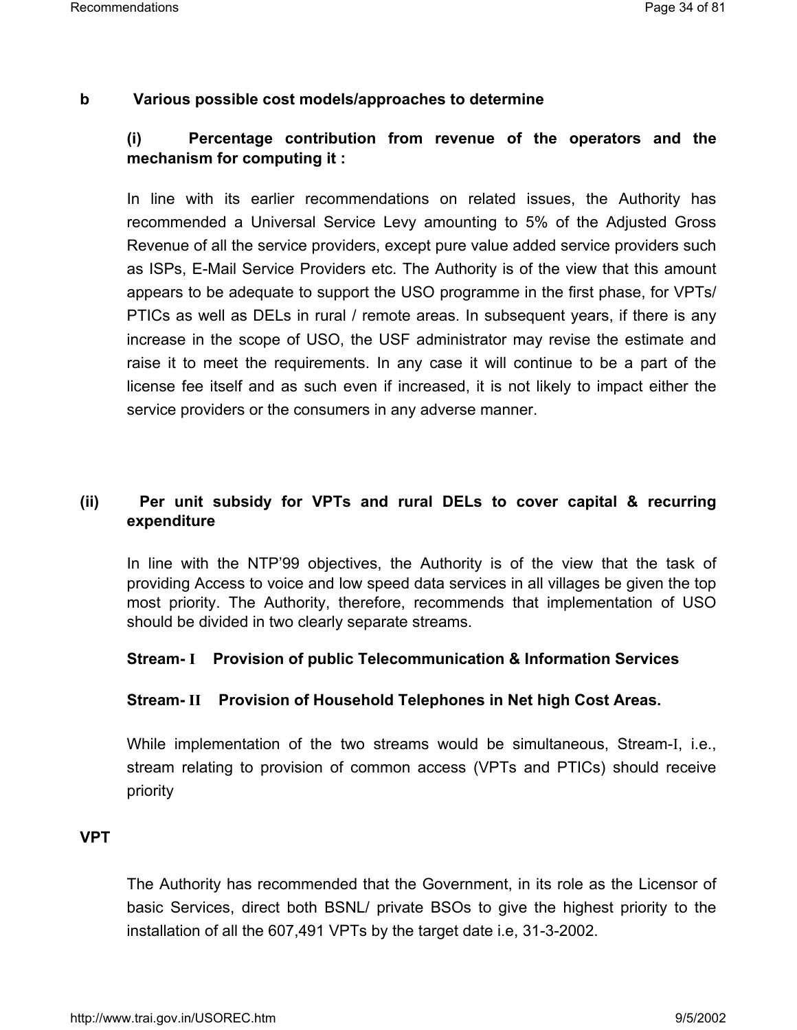**b Various possible cost models/approaches to determine**

**(i) Percentage contribution from revenue of the operators and the mechanism for computing it :**

In line with its earlier recommendations on related issues, the Authority has recommended a Universal Service Levy amounting to 5% of the Adjusted Gross Revenue of all the service providers, except pure value added service providers such as ISPs, E-Mail Service Providers etc. The Authority is of the view that this amount appears to be adequate to support the USO programme in the first phase, for VPTs/ PTICs as well as DELs in rural / remote areas. In subsequent years, if there is any increase in the scope of USO, the USF administrator may revise the estimate and raise it to meet the requirements. In any case it will continue to be a part of the license fee itself and as such even if increased, it is not likely to impact either the service providers or the consumers in any adverse manner.

**(ii) Per unit subsidy for VPTs and rural DELs to cover capital & recurring expenditure**

In line with the NTP'99 objectives, the Authority is of the view that the task of providing Access to voice and low speed data services in all villages be given the top most priority. The Authority, therefore, recommends that implementation of USO should be divided in two clearly separate streams.

**Stream- I Provision of public Telecommunication & Information Services**

**Stream- II Provision of Household Telephones in Net high Cost Areas.**

While implementation of the two streams would be simultaneous, Stream-I, i.e., stream relating to provision of common access (VPTs and PTICs) should receive priority

**VPT**

The Authority has recommended that the Government, in its role as the Licensor of basic Services, direct both BSNL/ private BSOs to give the highest priority to the installation of all the 607,491 VPTs by the target date i.e, 31-3-2002.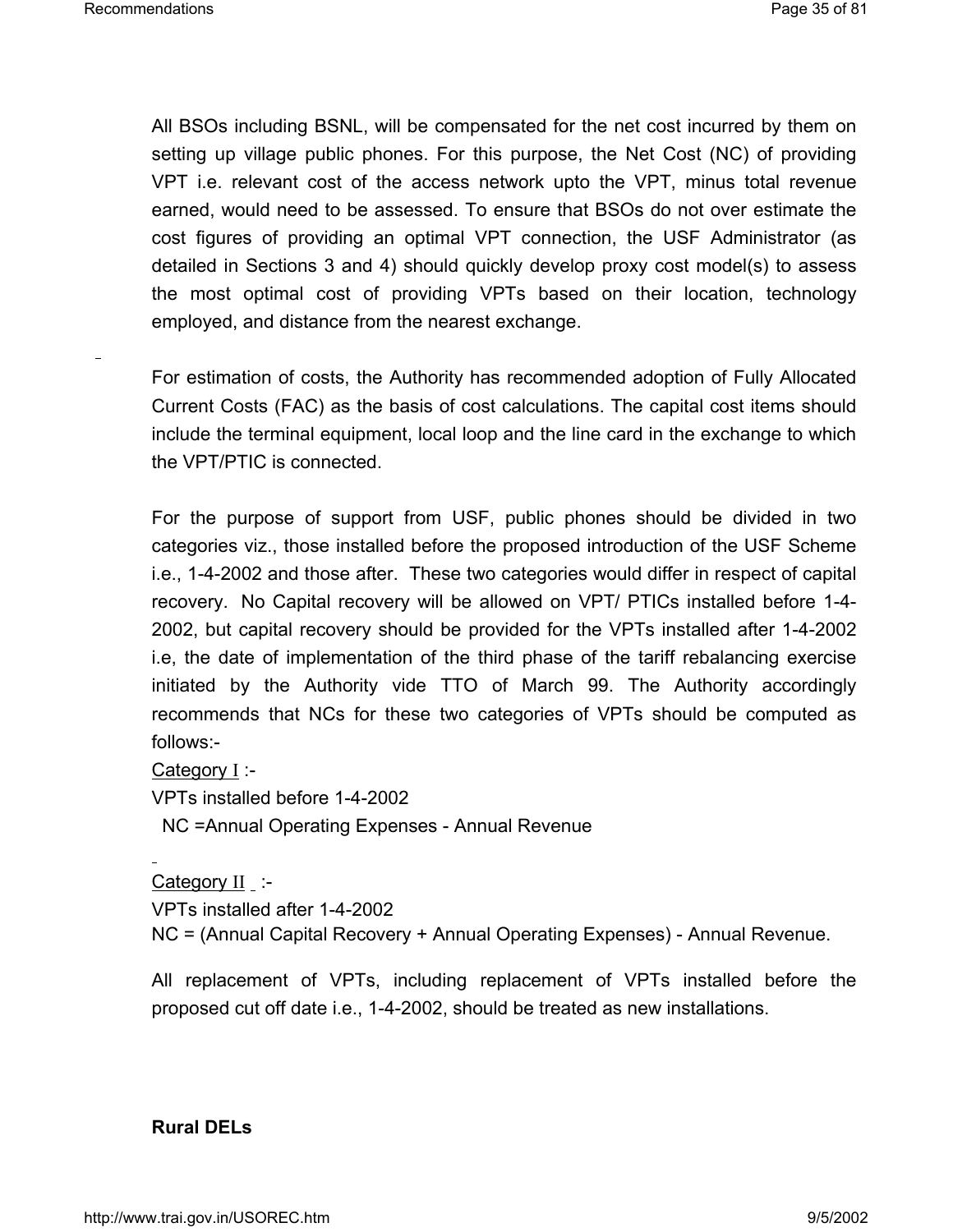All BSOs including BSNL, will be compensated for the net cost incurred by them on setting up village public phones. For this purpose, the Net Cost (NC) of providing VPT i.e. relevant cost of the access network upto the VPT, minus total revenue earned, would need to be assessed. To ensure that BSOs do not over estimate the cost figures of providing an optimal VPT connection, the USF Administrator (as detailed in Sections 3 and 4) should quickly develop proxy cost model(s) to assess the most optimal cost of providing VPTs based on their location, technology employed, and distance from the nearest exchange.

For estimation of costs, the Authority has recommended adoption of Fully Allocated Current Costs (FAC) as the basis of cost calculations. The capital cost items should include the terminal equipment, local loop and the line card in the exchange to which the VPT/PTIC is connected.

For the purpose of support from USF, public phones should be divided in two categories viz., those installed before the proposed introduction of the USF Scheme i.e., 1-4-2002 and those after. These two categories would differ in respect of capital recovery. No Capital recovery will be allowed on VPT/ PTICs installed before 1-4-2002, but capital recovery should be provided for the VPTs installed after 1-4-2002 i.e, the date of implementation of the third phase of the tariff rebalancing exercise initiated by the Authority vide TTO of March 99. The Authority accordingly recommends that NCs for these two categories of VPTs should be computed as follows:-

Category I :-
VPTs installed before 1-4-2002
NC =Annual Operating Expenses - Annual Revenue

Category II :-
VPTs installed after 1-4-2002
NC = (Annual Capital Recovery + Annual Operating Expenses) - Annual Revenue.

All replacement of VPTs, including replacement of VPTs installed before the proposed cut off date i.e., 1-4-2002, should be treated as new installations.

**Rural DELs**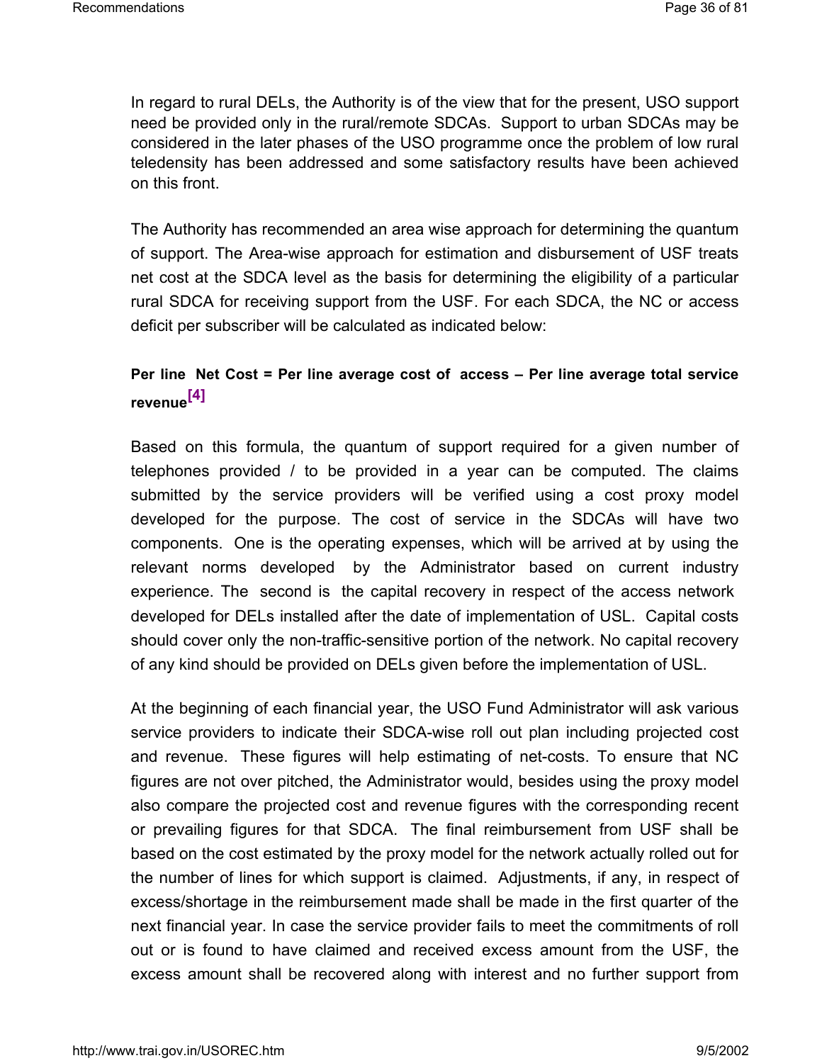In regard to rural DELs, the Authority is of the view that for the present, USO support need be provided only in the rural/remote SDCAs. Support to urban SDCAs may be considered in the later phases of the USO programme once the problem of low rural teledensity has been addressed and some satisfactory results have been achieved on this front.

The Authority has recommended an area wise approach for determining the quantum of support. The Area-wise approach for estimation and disbursement of USF treats net cost at the SDCA level as the basis for determining the eligibility of a particular rural SDCA for receiving support from the USF. For each SDCA, the NC or access deficit per subscriber will be calculated as indicated below:

**Per line Net Cost = Per line average cost of access – Per line average total service revenue[4]**

Based on this formula, the quantum of support required for a given number of telephones provided / to be provided in a year can be computed. The claims submitted by the service providers will be verified using a cost proxy model developed for the purpose. The cost of service in the SDCAs will have two components. One is the operating expenses, which will be arrived at by using the relevant norms developed by the Administrator based on current industry experience. The second is the capital recovery in respect of the access network developed for DELs installed after the date of implementation of USL. Capital costs should cover only the non-traffic-sensitive portion of the network. No capital recovery of any kind should be provided on DELs given before the implementation of USL.

At the beginning of each financial year, the USO Fund Administrator will ask various service providers to indicate their SDCA-wise roll out plan including projected cost and revenue. These figures will help estimating of net-costs. To ensure that NC figures are not over pitched, the Administrator would, besides using the proxy model also compare the projected cost and revenue figures with the corresponding recent or prevailing figures for that SDCA. The final reimbursement from USF shall be based on the cost estimated by the proxy model for the network actually rolled out for the number of lines for which support is claimed. Adjustments, if any, in respect of excess/shortage in the reimbursement made shall be made in the first quarter of the next financial year. In case the service provider fails to meet the commitments of roll out or is found to have claimed and received excess amount from the USF, the excess amount shall be recovered along with interest and no further support from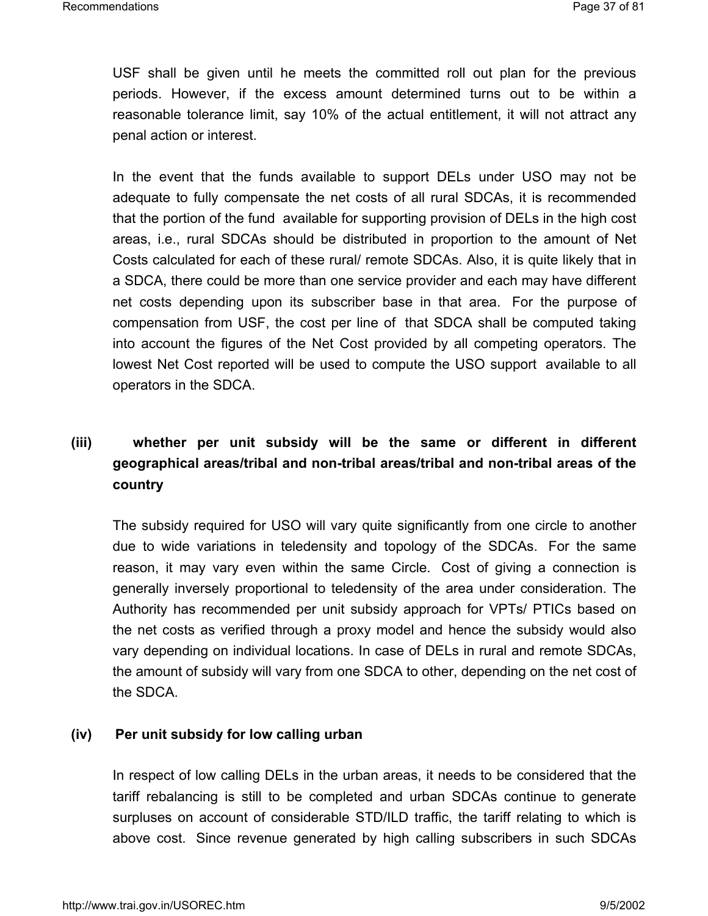USF shall be given until he meets the committed roll out plan for the previous periods. However, if the excess amount determined turns out to be within a reasonable tolerance limit, say 10% of the actual entitlement, it will not attract any penal action or interest.

In the event that the funds available to support DELs under USO may not be adequate to fully compensate the net costs of all rural SDCAs, it is recommended that the portion of the fund available for supporting provision of DELs in the high cost areas, i.e., rural SDCAs should be distributed in proportion to the amount of Net Costs calculated for each of these rural/ remote SDCAs. Also, it is quite likely that in a SDCA, there could be more than one service provider and each may have different net costs depending upon its subscriber base in that area. For the purpose of compensation from USF, the cost per line of that SDCA shall be computed taking into account the figures of the Net Cost provided by all competing operators. The lowest Net Cost reported will be used to compute the USO support available to all operators in the SDCA.

**(iii) whether per unit subsidy will be the same or different in different geographical areas/tribal and non-tribal areas/tribal and non-tribal areas of the country**

The subsidy required for USO will vary quite significantly from one circle to another due to wide variations in teledensity and topology of the SDCAs. For the same reason, it may vary even within the same Circle. Cost of giving a connection is generally inversely proportional to teledensity of the area under consideration. The Authority has recommended per unit subsidy approach for VPTs/ PTICs based on the net costs as verified through a proxy model and hence the subsidy would also vary depending on individual locations. In case of DELs in rural and remote SDCAs, the amount of subsidy will vary from one SDCA to other, depending on the net cost of the SDCA.

**(iv) Per unit subsidy for low calling urban**

In respect of low calling DELs in the urban areas, it needs to be considered that the tariff rebalancing is still to be completed and urban SDCAs continue to generate surpluses on account of considerable STD/ILD traffic, the tariff relating to which is above cost. Since revenue generated by high calling subscribers in such SDCAs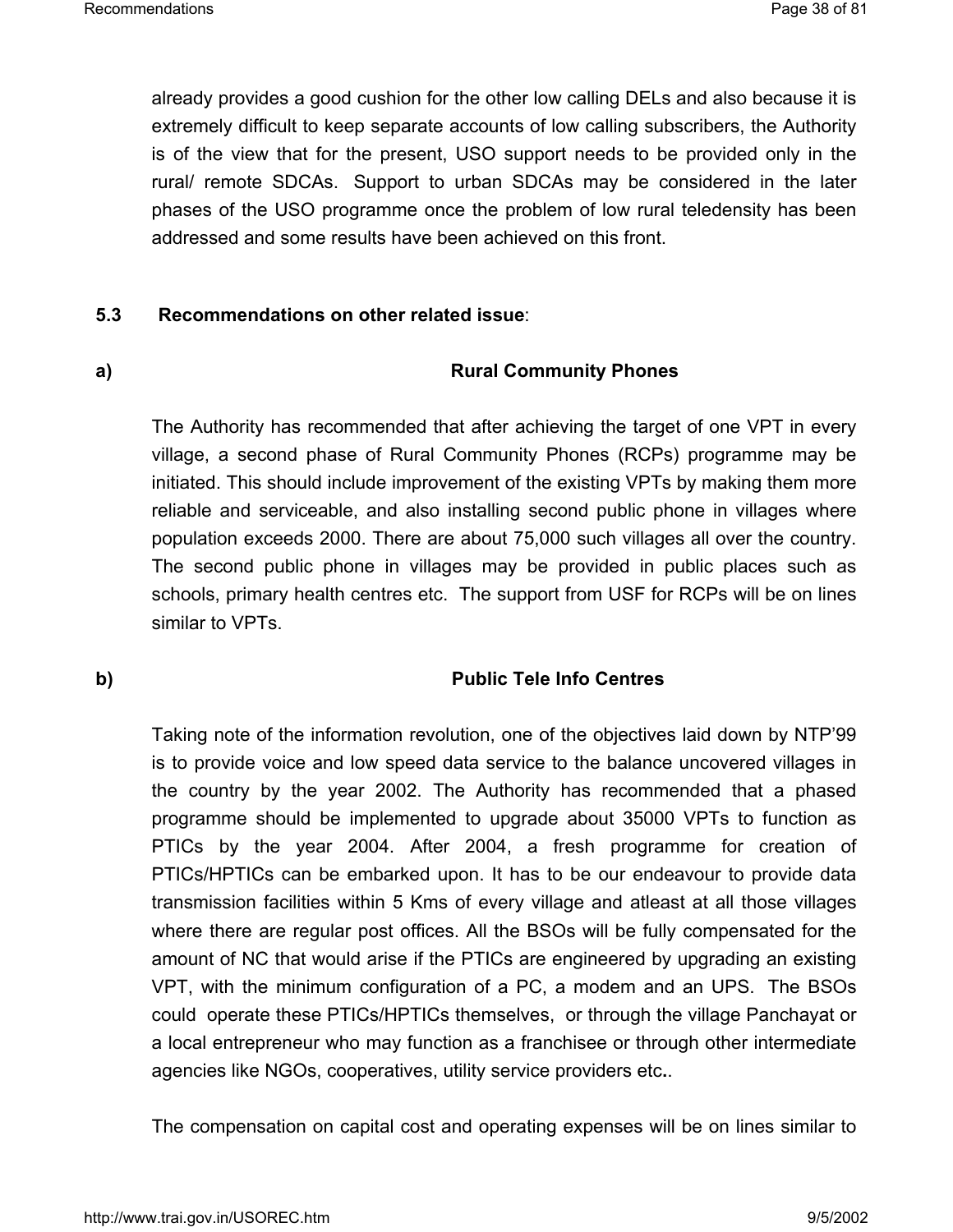already provides a good cushion for the other low calling DELs and also because it is extremely difficult to keep separate accounts of low calling subscribers, the Authority is of the view that for the present, USO support needs to be provided only in the rural/ remote SDCAs. Support to urban SDCAs may be considered in the later phases of the USO programme once the problem of low rural teledensity has been addressed and some results have been achieved on this front.

**5.3 Recommendations on other related issue**:

**a) Rural Community Phones**

The Authority has recommended that after achieving the target of one VPT in every village, a second phase of Rural Community Phones (RCPs) programme may be initiated. This should include improvement of the existing VPTs by making them more reliable and serviceable, and also installing second public phone in villages where population exceeds 2000. There are about 75,000 such villages all over the country. The second public phone in villages may be provided in public places such as schools, primary health centres etc. The support from USF for RCPs will be on lines similar to VPTs.

**b) Public Tele Info Centres**

Taking note of the information revolution, one of the objectives laid down by NTP'99 is to provide voice and low speed data service to the balance uncovered villages in the country by the year 2002. The Authority has recommended that a phased programme should be implemented to upgrade about 35000 VPTs to function as PTICs by the year 2004. After 2004, a fresh programme for creation of PTICs/HPTICs can be embarked upon. It has to be our endeavour to provide data transmission facilities within 5 Kms of every village and atleast at all those villages where there are regular post offices. All the BSOs will be fully compensated for the amount of NC that would arise if the PTICs are engineered by upgrading an existing VPT, with the minimum configuration of a PC, a modem and an UPS. The BSOs could operate these PTICs/HPTICs themselves, or through the village Panchayat or a local entrepreneur who may function as a franchisee or through other intermediate agencies like NGOs, cooperatives, utility service providers etc..

The compensation on capital cost and operating expenses will be on lines similar to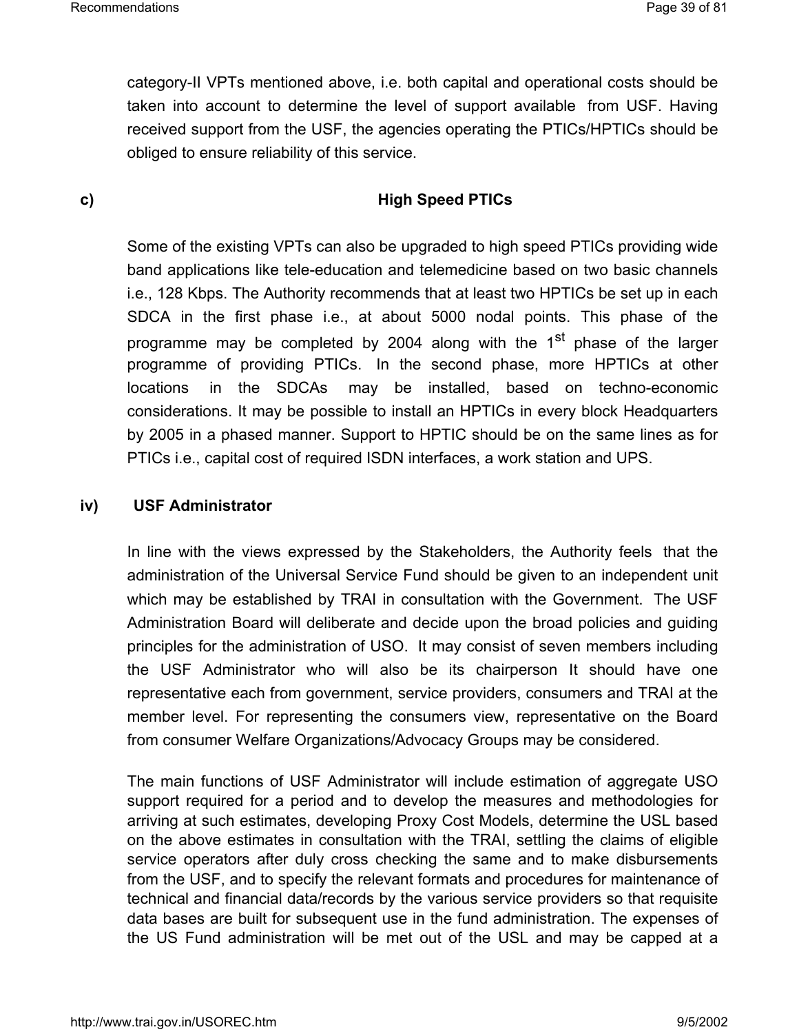category-II VPTs mentioned above, i.e. both capital and operational costs should be taken into account to determine the level of support available from USF. Having received support from the USF, the agencies operating the PTICs/HPTICs should be obliged to ensure reliability of this service.

**c) High Speed PTICs**

Some of the existing VPTs can also be upgraded to high speed PTICs providing wide band applications like tele-education and telemedicine based on two basic channels i.e., 128 Kbps. The Authority recommends that at least two HPTICs be set up in each SDCA in the first phase i.e., at about 5000 nodal points. This phase of the programme may be completed by 2004 along with the 1st phase of the larger programme of providing PTICs. In the second phase, more HPTICs at other locations in the SDCAs may be installed, based on techno-economic considerations. It may be possible to install an HPTICs in every block Headquarters by 2005 in a phased manner. Support to HPTIC should be on the same lines as for PTICs i.e., capital cost of required ISDN interfaces, a work station and UPS.

**iv) USF Administrator**

In line with the views expressed by the Stakeholders, the Authority feels that the administration of the Universal Service Fund should be given to an independent unit which may be established by TRAI in consultation with the Government. The USF Administration Board will deliberate and decide upon the broad policies and guiding principles for the administration of USO. It may consist of seven members including the USF Administrator who will also be its chairperson It should have one representative each from government, service providers, consumers and TRAI at the member level. For representing the consumers view, representative on the Board from consumer Welfare Organizations/Advocacy Groups may be considered.

The main functions of USF Administrator will include estimation of aggregate USO support required for a period and to develop the measures and methodologies for arriving at such estimates, developing Proxy Cost Models, determine the USL based on the above estimates in consultation with the TRAI, settling the claims of eligible service operators after duly cross checking the same and to make disbursements from the USF, and to specify the relevant formats and procedures for maintenance of technical and financial data/records by the various service providers so that requisite data bases are built for subsequent use in the fund administration. The expenses of the US Fund administration will be met out of the USL and may be capped at a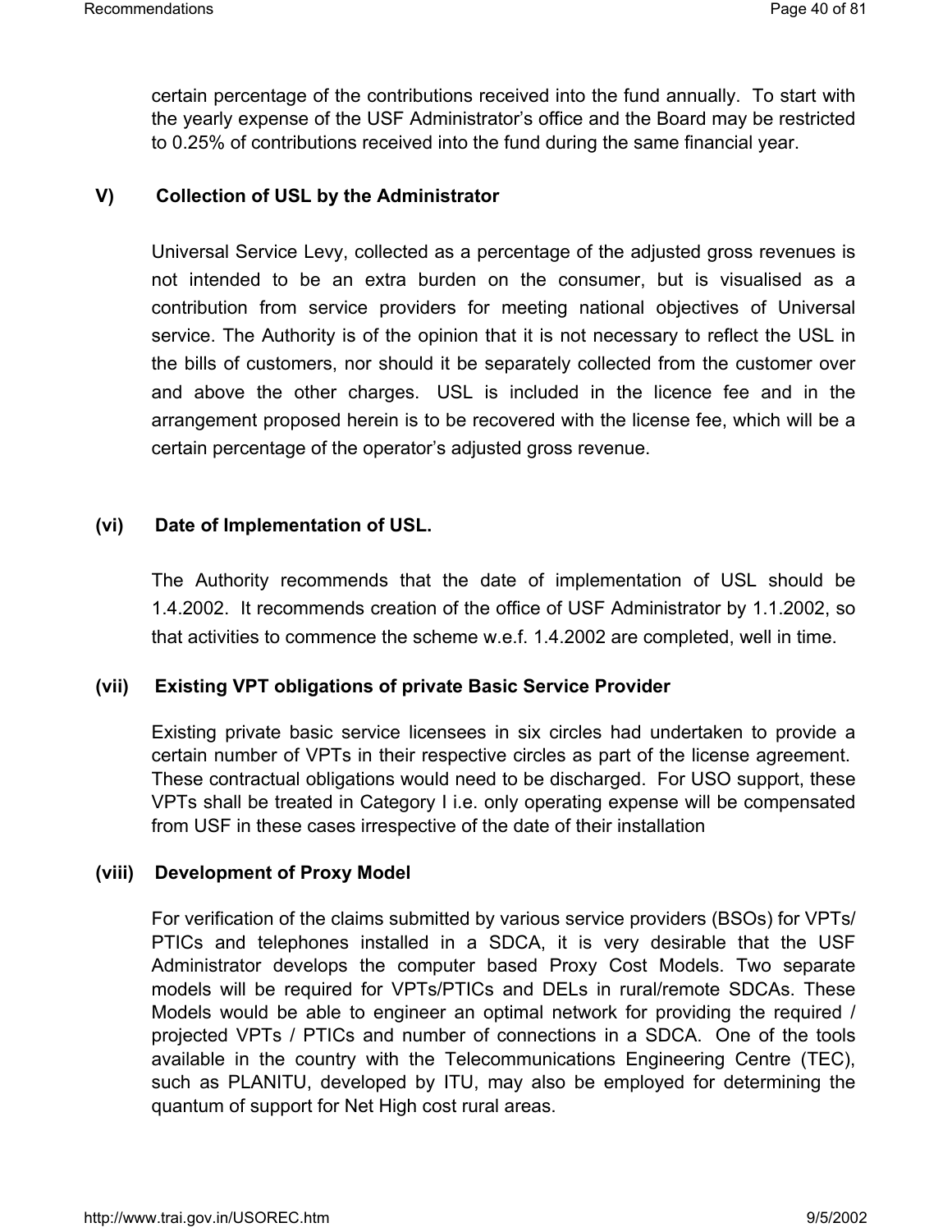certain percentage of the contributions received into the fund annually. To start with the yearly expense of the USF Administrator's office and the Board may be restricted to 0.25% of contributions received into the fund during the same financial year.

**V) Collection of USL by the Administrator**

Universal Service Levy, collected as a percentage of the adjusted gross revenues is not intended to be an extra burden on the consumer, but is visualised as a contribution from service providers for meeting national objectives of Universal service. The Authority is of the opinion that it is not necessary to reflect the USL in the bills of customers, nor should it be separately collected from the customer over and above the other charges. USL is included in the licence fee and in the arrangement proposed herein is to be recovered with the license fee, which will be a certain percentage of the operator's adjusted gross revenue.

**(vi) Date of Implementation of USL.**

The Authority recommends that the date of implementation of USL should be 1.4.2002. It recommends creation of the office of USF Administrator by 1.1.2002, so that activities to commence the scheme w.e.f. 1.4.2002 are completed, well in time.

**(vii) Existing VPT obligations of private Basic Service Provider**

Existing private basic service licensees in six circles had undertaken to provide a certain number of VPTs in their respective circles as part of the license agreement. These contractual obligations would need to be discharged. For USO support, these VPTs shall be treated in Category I i.e. only operating expense will be compensated from USF in these cases irrespective of the date of their installation

**(viii) Development of Proxy Model**

For verification of the claims submitted by various service providers (BSOs) for VPTs/ PTICs and telephones installed in a SDCA, it is very desirable that the USF Administrator develops the computer based Proxy Cost Models. Two separate models will be required for VPTs/PTICs and DELs in rural/remote SDCAs. These Models would be able to engineer an optimal network for providing the required / projected VPTs / PTICs and number of connections in a SDCA. One of the tools available in the country with the Telecommunications Engineering Centre (TEC), such as PLANITU, developed by ITU, may also be employed for determining the quantum of support for Net High cost rural areas.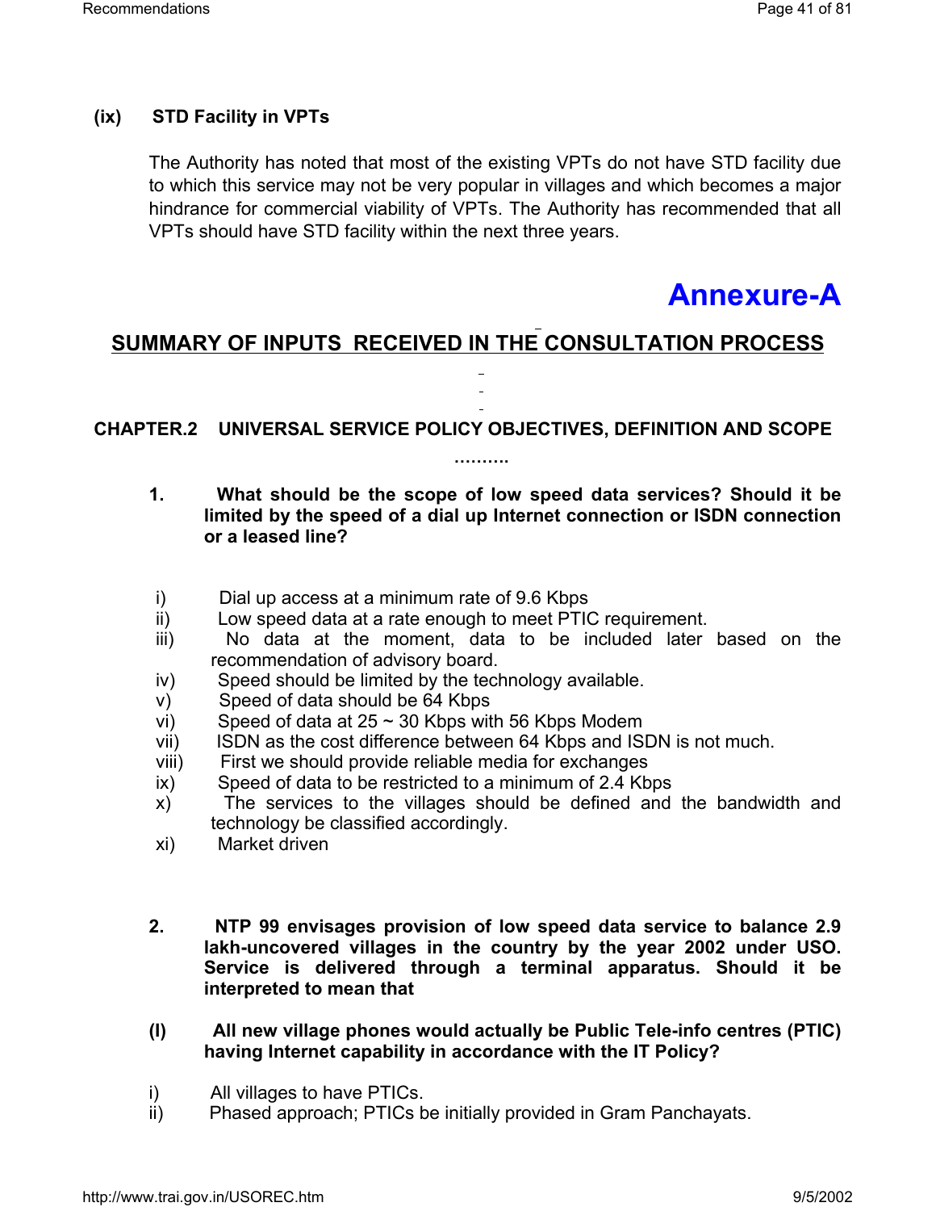**(ix) STD Facility in VPTs**

The Authority has noted that most of the existing VPTs do not have STD facility due to which this service may not be very popular in villages and which becomes a major hindrance for commercial viability of VPTs. The Authority has recommended that all VPTs should have STD facility within the next three years.

# Annexure-A

## SUMMARY OF INPUTS RECEIVED IN THE CONSULTATION PROCESS

### CHAPTER.2 UNIVERSAL SERVICE POLICY OBJECTIVES, DEFINITION AND SCOPE

……….

**1. What should be the scope of low speed data services? Should it be limited by the speed of a dial up Internet connection or ISDN connection or a leased line?**

i) Dial up access at a minimum rate of 9.6 Kbps
ii) Low speed data at a rate enough to meet PTIC requirement.
iii) No data at the moment, data to be included later based on the recommendation of advisory board.
iv) Speed should be limited by the technology available.
v) Speed of data should be 64 Kbps
vi) Speed of data at 25 ~ 30 Kbps with 56 Kbps Modem
vii) ISDN as the cost difference between 64 Kbps and ISDN is not much.
viii) First we should provide reliable media for exchanges
ix) Speed of data to be restricted to a minimum of 2.4 Kbps
x) The services to the villages should be defined and the bandwidth and technology be classified accordingly.
xi) Market driven

**2. NTP 99 envisages provision of low speed data service to balance 2.9 lakh-uncovered villages in the country by the year 2002 under USO. Service is delivered through a terminal apparatus. Should it be interpreted to mean that**

**(I) All new village phones would actually be Public Tele-info centres (PTIC) having Internet capability in accordance with the IT Policy?**

i) All villages to have PTICs.
ii) Phased approach; PTICs be initially provided in Gram Panchayats.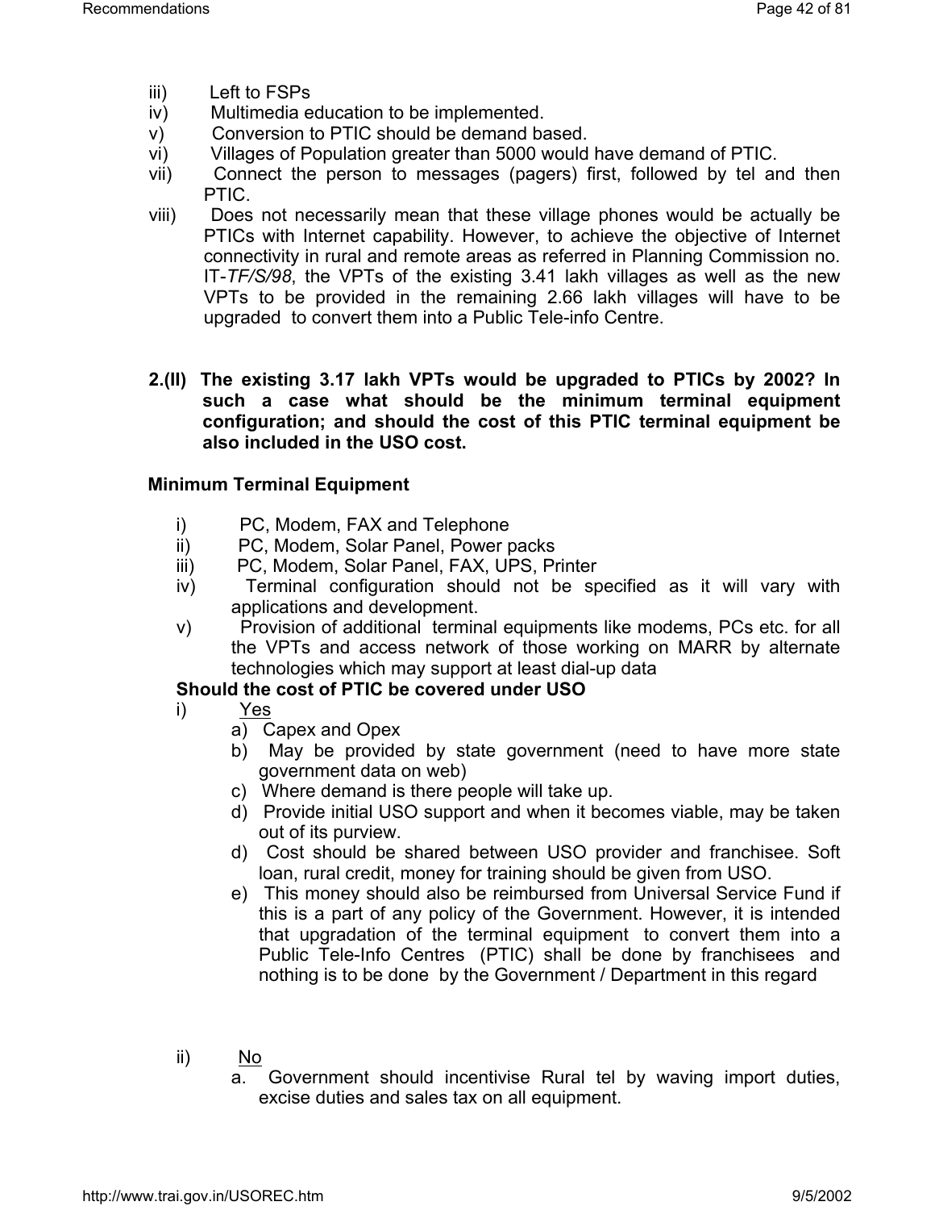iii) Left to FSPs

iv) Multimedia education to be implemented.

v) Conversion to PTIC should be demand based.

vi) Villages of Population greater than 5000 would have demand of PTIC.

vii) Connect the person to messages (pagers) first, followed by tel and then PTIC.

viii) Does not necessarily mean that these village phones would be actually be PTICs with Internet capability. However, to achieve the objective of Internet connectivity in rural and remote areas as referred in Planning Commission no. IT-*TF/S/98*, the VPTs of the existing 3.41 lakh villages as well as the new VPTs to be provided in the remaining 2.66 lakh villages will have to be upgraded to convert them into a Public Tele-info Centre.

**2.(II) The existing 3.17 lakh VPTs would be upgraded to PTICs by 2002? In such a case what should be the minimum terminal equipment configuration; and should the cost of this PTIC terminal equipment be also included in the USO cost.**

**Minimum Terminal Equipment**

i) PC, Modem, FAX and Telephone

ii) PC, Modem, Solar Panel, Power packs

iii) PC, Modem, Solar Panel, FAX, UPS, Printer

iv) Terminal configuration should not be specified as it will vary with applications and development.

v) Provision of additional terminal equipments like modems, PCs etc. for all the VPTs and access network of those working on MARR by alternate technologies which may support at least dial-up data

**Should the cost of PTIC be covered under USO**

i) <u>Yes</u>

a) Capex and Opex

b) May be provided by state government (need to have more state government data on web)

c) Where demand is there people will take up.

d) Provide initial USO support and when it becomes viable, may be taken out of its purview.

d) Cost should be shared between USO provider and franchisee. Soft loan, rural credit, money for training should be given from USO.

e) This money should also be reimbursed from Universal Service Fund if this is a part of any policy of the Government. However, it is intended that upgradation of the terminal equipment to convert them into a Public Tele-Info Centres (PTIC) shall be done by franchisees and nothing is to be done by the Government / Department in this regard

ii) <u>No</u>

a. Government should incentivise Rural tel by waving import duties, excise duties and sales tax on all equipment.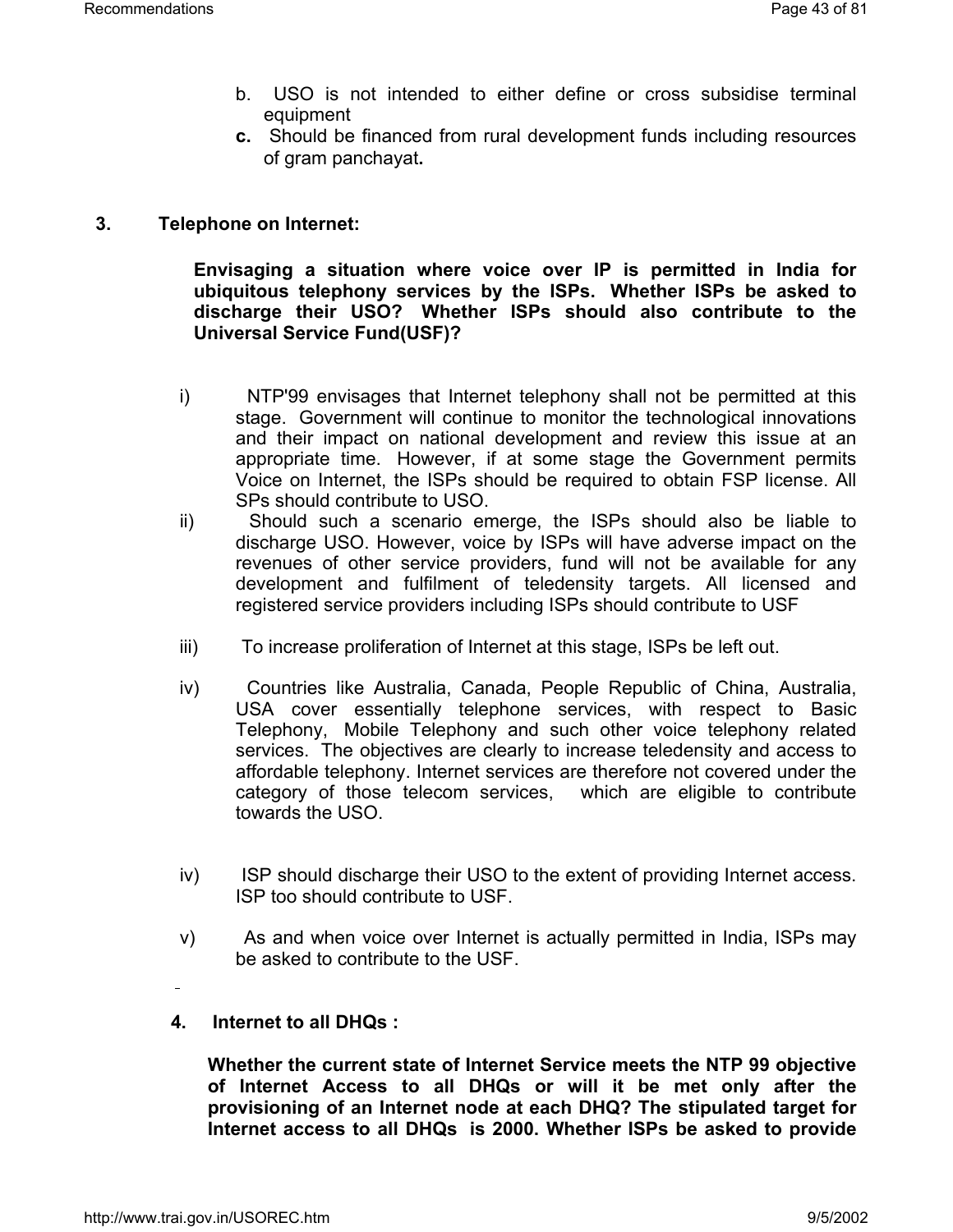b. USO is not intended to either define or cross subsidise terminal equipment

**c.** Should be financed from rural development funds including resources of gram panchayat**.**

### 3. Telephone on Internet:

**Envisaging a situation where voice over IP is permitted in India for ubiquitous telephony services by the ISPs. Whether ISPs be asked to discharge their USO? Whether ISPs should also contribute to the Universal Service Fund(USF)?**

i) NTP'99 envisages that Internet telephony shall not be permitted at this stage. Government will continue to monitor the technological innovations and their impact on national development and review this issue at an appropriate time. However, if at some stage the Government permits Voice on Internet, the ISPs should be required to obtain FSP license. All SPs should contribute to USO.

ii) Should such a scenario emerge, the ISPs should also be liable to discharge USO. However, voice by ISPs will have adverse impact on the revenues of other service providers, fund will not be available for any development and fulfilment of teledensity targets. All licensed and registered service providers including ISPs should contribute to USF

iii) To increase proliferation of Internet at this stage, ISPs be left out.

iv) Countries like Australia, Canada, People Republic of China, Australia, USA cover essentially telephone services, with respect to Basic Telephony, Mobile Telephony and such other voice telephony related services. The objectives are clearly to increase teledensity and access to affordable telephony. Internet services are therefore not covered under the category of those telecom services, which are eligible to contribute towards the USO.

iv) ISP should discharge their USO to the extent of providing Internet access. ISP too should contribute to USF.

v) As and when voice over Internet is actually permitted in India, ISPs may be asked to contribute to the USF.

### 4. Internet to all DHQs :

**Whether the current state of Internet Service meets the NTP 99 objective of Internet Access to all DHQs or will it be met only after the provisioning of an Internet node at each DHQ? The stipulated target for Internet access to all DHQs is 2000. Whether ISPs be asked to provide**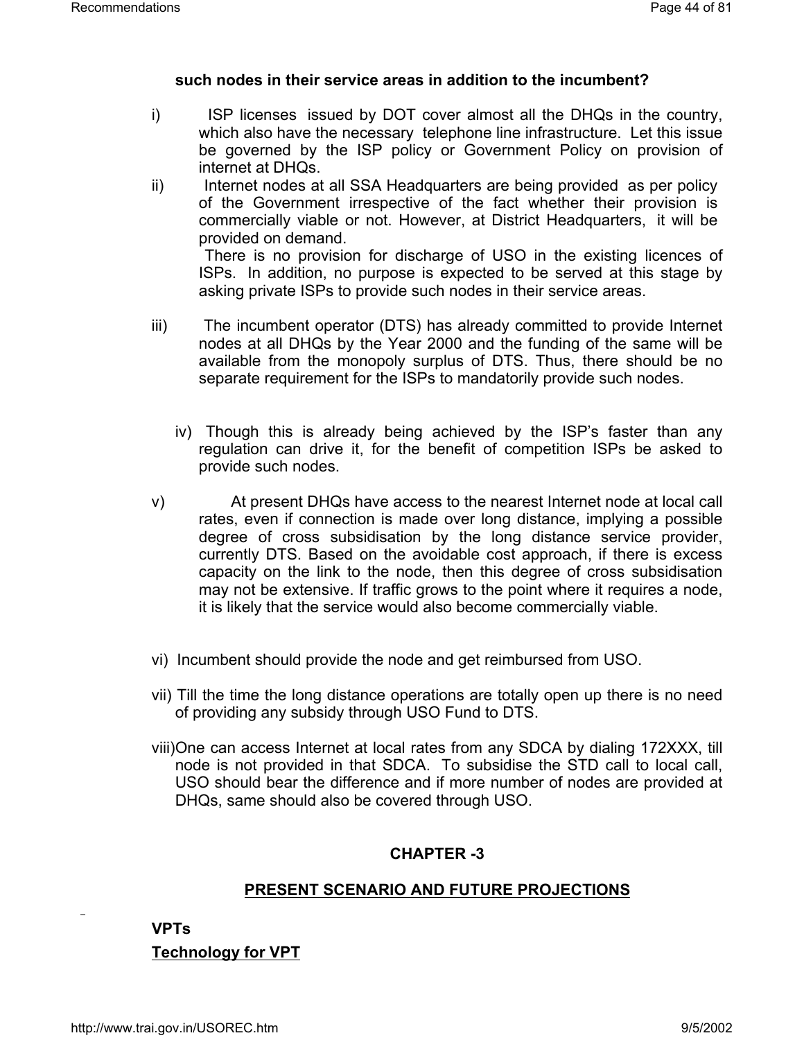**such nodes in their service areas in addition to the incumbent?**

i) ISP licenses issued by DOT cover almost all the DHQs in the country, which also have the necessary telephone line infrastructure. Let this issue be governed by the ISP policy or Government Policy on provision of internet at DHQs.

ii) Internet nodes at all SSA Headquarters are being provided as per policy of the Government irrespective of the fact whether their provision is commercially viable or not. However, at District Headquarters, it will be provided on demand.

There is no provision for discharge of USO in the existing licences of ISPs. In addition, no purpose is expected to be served at this stage by asking private ISPs to provide such nodes in their service areas.

iii) The incumbent operator (DTS) has already committed to provide Internet nodes at all DHQs by the Year 2000 and the funding of the same will be available from the monopoly surplus of DTS. Thus, there should be no separate requirement for the ISPs to mandatorily provide such nodes.

iv) Though this is already being achieved by the ISP's faster than any regulation can drive it, for the benefit of competition ISPs be asked to provide such nodes.

v) At present DHQs have access to the nearest Internet node at local call rates, even if connection is made over long distance, implying a possible degree of cross subsidisation by the long distance service provider, currently DTS. Based on the avoidable cost approach, if there is excess capacity on the link to the node, then this degree of cross subsidisation may not be extensive. If traffic grows to the point where it requires a node, it is likely that the service would also become commercially viable.

vi) Incumbent should provide the node and get reimbursed from USO.

vii) Till the time the long distance operations are totally open up there is no need of providing any subsidy through USO Fund to DTS.

viii) One can access Internet at local rates from any SDCA by dialing 172XXX, till node is not provided in that SDCA. To subsidise the STD call to local call, USO should bear the difference and if more number of nodes are provided at DHQs, same should also be covered through USO.

## CHAPTER -3

## PRESENT SCENARIO AND FUTURE PROJECTIONS

**VPTs**

**Technology for VPT**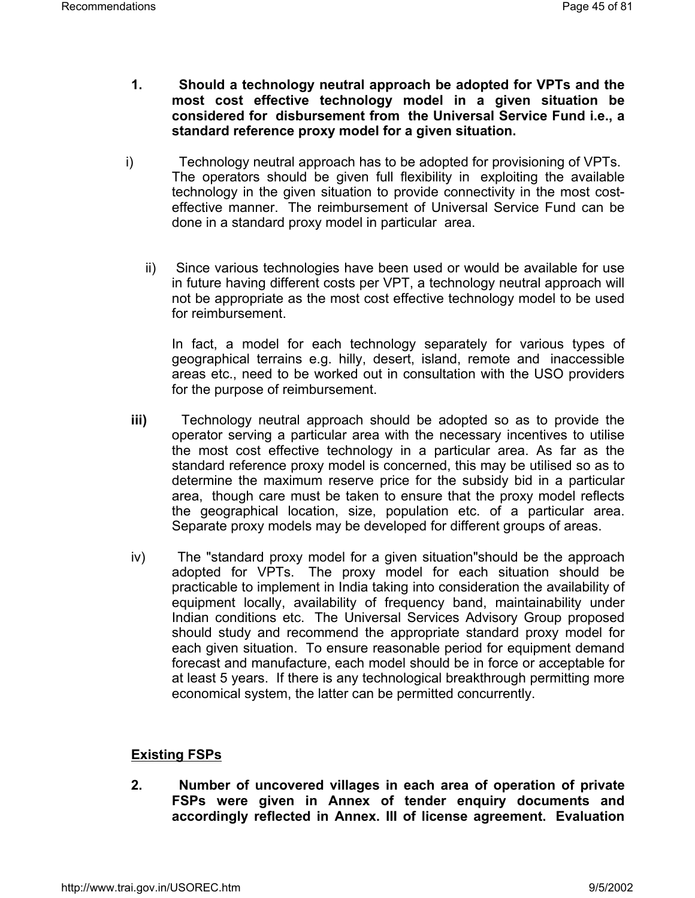**1. Should a technology neutral approach be adopted for VPTs and the most cost effective technology model in a given situation be considered for disbursement from the Universal Service Fund i.e., a standard reference proxy model for a given situation.**

i) Technology neutral approach has to be adopted for provisioning of VPTs. The operators should be given full flexibility in exploiting the available technology in the given situation to provide connectivity in the most cost-effective manner. The reimbursement of Universal Service Fund can be done in a standard proxy model in particular area.

ii) Since various technologies have been used or would be available for use in future having different costs per VPT, a technology neutral approach will not be appropriate as the most cost effective technology model to be used for reimbursement.

In fact, a model for each technology separately for various types of geographical terrains e.g. hilly, desert, island, remote and inaccessible areas etc., need to be worked out in consultation with the USO providers for the purpose of reimbursement.

**iii)** Technology neutral approach should be adopted so as to provide the operator serving a particular area with the necessary incentives to utilise the most cost effective technology in a particular area. As far as the standard reference proxy model is concerned, this may be utilised so as to determine the maximum reserve price for the subsidy bid in a particular area, though care must be taken to ensure that the proxy model reflects the geographical location, size, population etc. of a particular area. Separate proxy models may be developed for different groups of areas.

iv) The "standard proxy model for a given situation"should be the approach adopted for VPTs. The proxy model for each situation should be practicable to implement in India taking into consideration the availability of equipment locally, availability of frequency band, maintainability under Indian conditions etc. The Universal Services Advisory Group proposed should study and recommend the appropriate standard proxy model for each given situation. To ensure reasonable period for equipment demand forecast and manufacture, each model should be in force or acceptable for at least 5 years. If there is any technological breakthrough permitting more economical system, the latter can be permitted concurrently.

**<u>Existing FSPs</u>**

**2. Number of uncovered villages in each area of operation of private FSPs were given in Annex of tender enquiry documents and accordingly reflected in Annex. III of license agreement. Evaluation**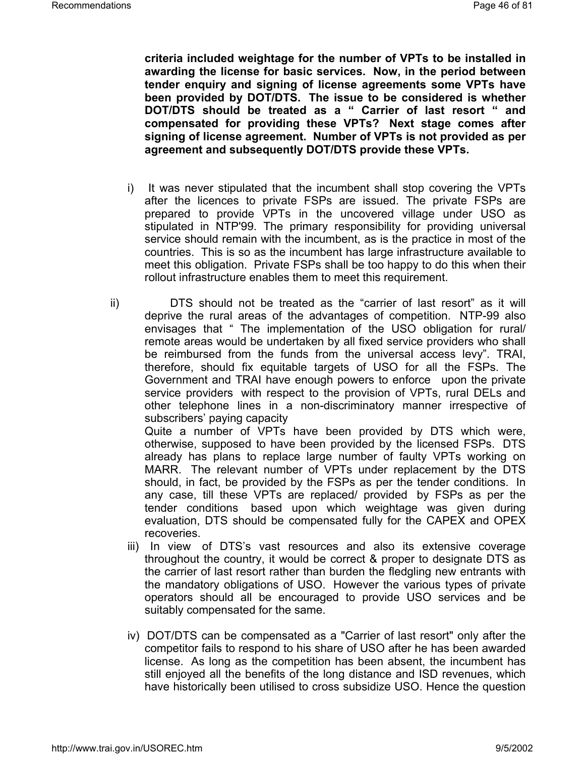**criteria included weightage for the number of VPTs to be installed in awarding the license for basic services. Now, in the period between tender enquiry and signing of license agreements some VPTs have been provided by DOT/DTS. The issue to be considered is whether DOT/DTS should be treated as a " Carrier of last resort " and compensated for providing these VPTs? Next stage comes after signing of license agreement. Number of VPTs is not provided as per agreement and subsequently DOT/DTS provide these VPTs.**

i) It was never stipulated that the incumbent shall stop covering the VPTs after the licences to private FSPs are issued. The private FSPs are prepared to provide VPTs in the uncovered village under USO as stipulated in NTP'99. The primary responsibility for providing universal service should remain with the incumbent, as is the practice in most of the countries. This is so as the incumbent has large infrastructure available to meet this obligation. Private FSPs shall be too happy to do this when their rollout infrastructure enables them to meet this requirement.

ii) DTS should not be treated as the "carrier of last resort" as it will deprive the rural areas of the advantages of competition. NTP-99 also envisages that " The implementation of the USO obligation for rural/ remote areas would be undertaken by all fixed service providers who shall be reimbursed from the funds from the universal access levy". TRAI, therefore, should fix equitable targets of USO for all the FSPs. The Government and TRAI have enough powers to enforce upon the private service providers with respect to the provision of VPTs, rural DELs and other telephone lines in a non-discriminatory manner irrespective of subscribers' paying capacity

Quite a number of VPTs have been provided by DTS which were, otherwise, supposed to have been provided by the licensed FSPs. DTS already has plans to replace large number of faulty VPTs working on MARR. The relevant number of VPTs under replacement by the DTS should, in fact, be provided by the FSPs as per the tender conditions. In any case, till these VPTs are replaced/ provided by FSPs as per the tender conditions based upon which weightage was given during evaluation, DTS should be compensated fully for the CAPEX and OPEX recoveries.

iii) In view of DTS's vast resources and also its extensive coverage throughout the country, it would be correct & proper to designate DTS as the carrier of last resort rather than burden the fledgling new entrants with the mandatory obligations of USO. However the various types of private operators should all be encouraged to provide USO services and be suitably compensated for the same.

iv) DOT/DTS can be compensated as a "Carrier of last resort" only after the competitor fails to respond to his share of USO after he has been awarded license. As long as the competition has been absent, the incumbent has still enjoyed all the benefits of the long distance and ISD revenues, which have historically been utilised to cross subsidize USO. Hence the question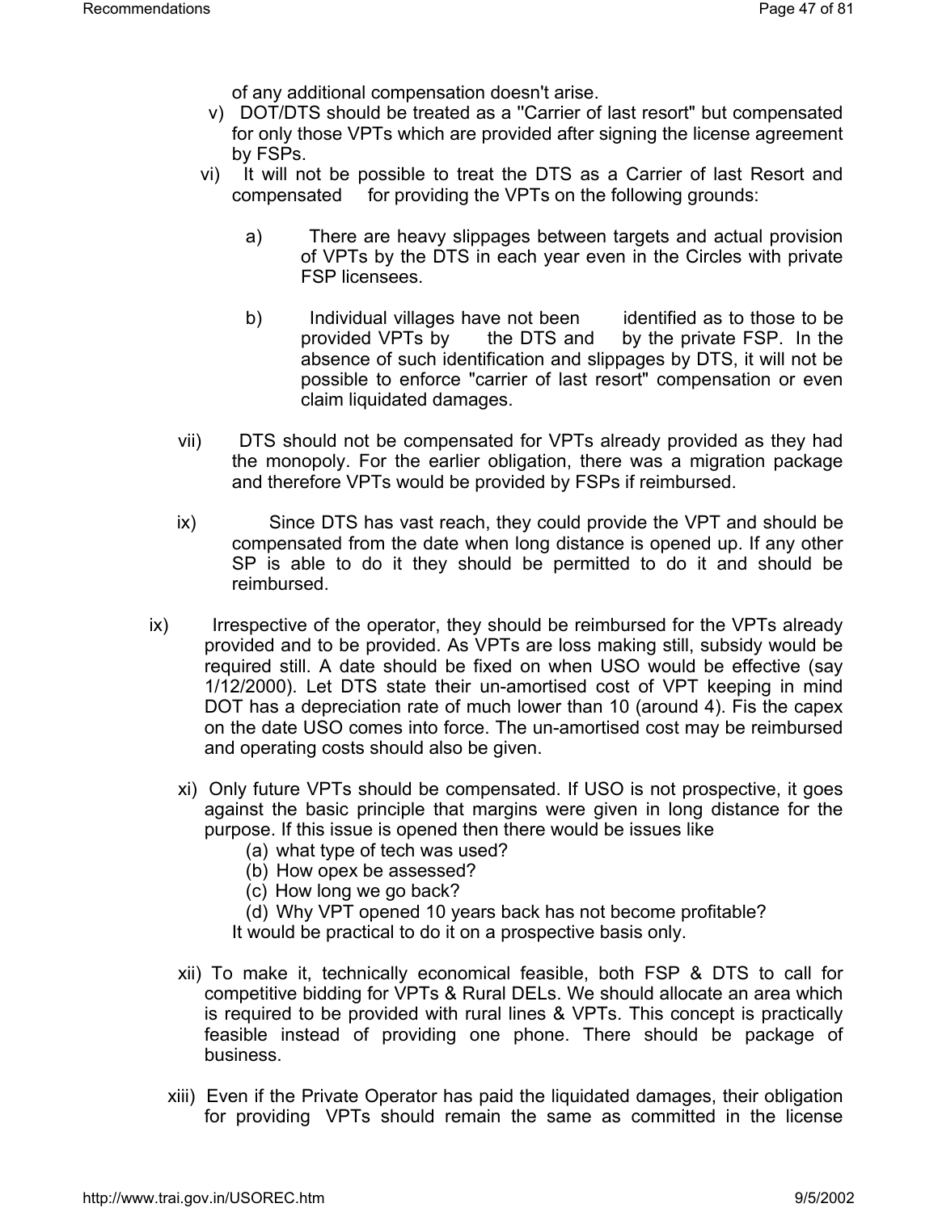of any additional compensation doesn't arise.

v) DOT/DTS should be treated as a "Carrier of last resort" but compensated for only those VPTs which are provided after signing the license agreement by FSPs.

vi) It will not be possible to treat the DTS as a Carrier of last Resort and compensated for providing the VPTs on the following grounds:

a) There are heavy slippages between targets and actual provision of VPTs by the DTS in each year even in the Circles with private FSP licensees.

b) Individual villages have not been identified as to those to be provided VPTs by the DTS and by the private FSP. In the absence of such identification and slippages by DTS, it will not be possible to enforce "carrier of last resort" compensation or even claim liquidated damages.

vii) DTS should not be compensated for VPTs already provided as they had the monopoly. For the earlier obligation, there was a migration package and therefore VPTs would be provided by FSPs if reimbursed.

ix) Since DTS has vast reach, they could provide the VPT and should be compensated from the date when long distance is opened up. If any other SP is able to do it they should be permitted to do it and should be reimbursed.

ix) Irrespective of the operator, they should be reimbursed for the VPTs already provided and to be provided. As VPTs are loss making still, subsidy would be required still. A date should be fixed on when USO would be effective (say 1/12/2000). Let DTS state their un-amortised cost of VPT keeping in mind DOT has a depreciation rate of much lower than 10 (around 4). Fis the capex on the date USO comes into force. The un-amortised cost may be reimbursed and operating costs should also be given.

xi) Only future VPTs should be compensated. If USO is not prospective, it goes against the basic principle that margins were given in long distance for the purpose. If this issue is opened then there would be issues like

(a) what type of tech was used?
(b) How opex be assessed?
(c) How long we go back?
(d) Why VPT opened 10 years back has not become profitable?

It would be practical to do it on a prospective basis only.

xii) To make it, technically economical feasible, both FSP & DTS to call for competitive bidding for VPTs & Rural DELs. We should allocate an area which is required to be provided with rural lines & VPTs. This concept is practically feasible instead of providing one phone. There should be package of business.

xiii) Even if the Private Operator has paid the liquidated damages, their obligation for providing VPTs should remain the same as committed in the license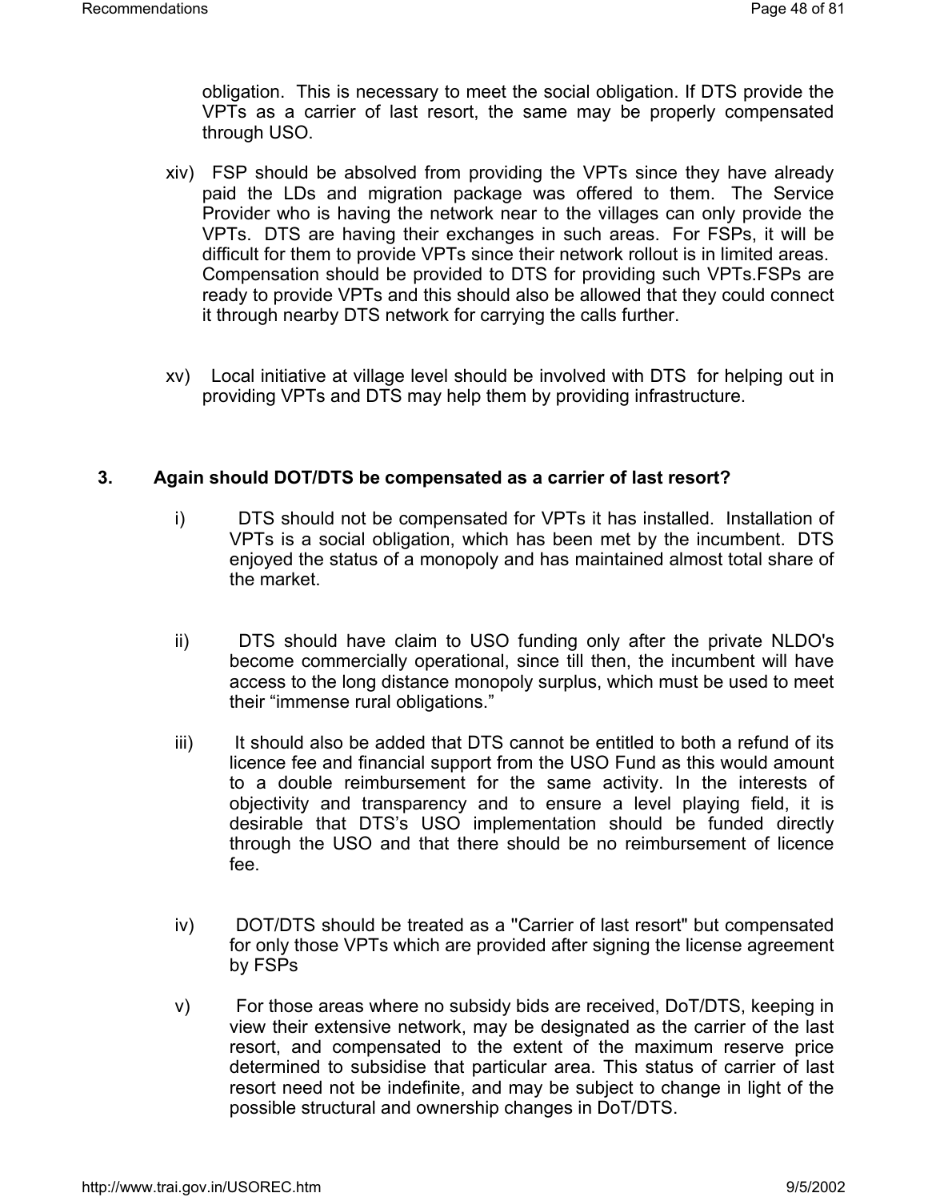obligation. This is necessary to meet the social obligation. If DTS provide the VPTs as a carrier of last resort, the same may be properly compensated through USO.

xiv) FSP should be absolved from providing the VPTs since they have already paid the LDs and migration package was offered to them. The Service Provider who is having the network near to the villages can only provide the VPTs. DTS are having their exchanges in such areas. For FSPs, it will be difficult for them to provide VPTs since their network rollout is in limited areas. Compensation should be provided to DTS for providing such VPTs.FSPs are ready to provide VPTs and this should also be allowed that they could connect it through nearby DTS network for carrying the calls further.

xv) Local initiative at village level should be involved with DTS for helping out in providing VPTs and DTS may help them by providing infrastructure.

**3. Again should DOT/DTS be compensated as a carrier of last resort?**

i) DTS should not be compensated for VPTs it has installed. Installation of VPTs is a social obligation, which has been met by the incumbent. DTS enjoyed the status of a monopoly and has maintained almost total share of the market.

ii) DTS should have claim to USO funding only after the private NLDO's become commercially operational, since till then, the incumbent will have access to the long distance monopoly surplus, which must be used to meet their "immense rural obligations."

iii) It should also be added that DTS cannot be entitled to both a refund of its licence fee and financial support from the USO Fund as this would amount to a double reimbursement for the same activity. In the interests of objectivity and transparency and to ensure a level playing field, it is desirable that DTS's USO implementation should be funded directly through the USO and that there should be no reimbursement of licence fee.

iv) DOT/DTS should be treated as a "Carrier of last resort" but compensated for only those VPTs which are provided after signing the license agreement by FSPs

v) For those areas where no subsidy bids are received, DoT/DTS, keeping in view their extensive network, may be designated as the carrier of the last resort, and compensated to the extent of the maximum reserve price determined to subsidise that particular area. This status of carrier of last resort need not be indefinite, and may be subject to change in light of the possible structural and ownership changes in DoT/DTS.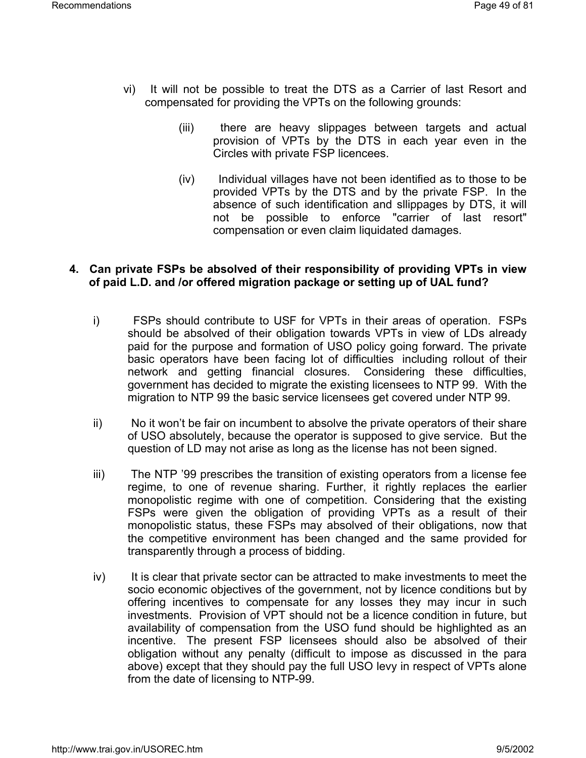vi) It will not be possible to treat the DTS as a Carrier of last Resort and compensated for providing the VPTs on the following grounds:

(iii) there are heavy slippages between targets and actual provision of VPTs by the DTS in each year even in the Circles with private FSP licencees.

(iv) Individual villages have not been identified as to those to be provided VPTs by the DTS and by the private FSP. In the absence of such identification and sllippages by DTS, it will not be possible to enforce "carrier of last resort" compensation or even claim liquidated damages.

**4. Can private FSPs be absolved of their responsibility of providing VPTs in view of paid L.D. and /or offered migration package or setting up of UAL fund?**

i) FSPs should contribute to USF for VPTs in their areas of operation. FSPs should be absolved of their obligation towards VPTs in view of LDs already paid for the purpose and formation of USO policy going forward. The private basic operators have been facing lot of difficulties including rollout of their network and getting financial closures. Considering these difficulties, government has decided to migrate the existing licensees to NTP 99. With the migration to NTP 99 the basic service licensees get covered under NTP 99.

ii) No it won't be fair on incumbent to absolve the private operators of their share of USO absolutely, because the operator is supposed to give service. But the question of LD may not arise as long as the license has not been signed.

iii) The NTP '99 prescribes the transition of existing operators from a license fee regime, to one of revenue sharing. Further, it rightly replaces the earlier monopolistic regime with one of competition. Considering that the existing FSPs were given the obligation of providing VPTs as a result of their monopolistic status, these FSPs may absolved of their obligations, now that the competitive environment has been changed and the same provided for transparently through a process of bidding.

iv) It is clear that private sector can be attracted to make investments to meet the socio economic objectives of the government, not by licence conditions but by offering incentives to compensate for any losses they may incur in such investments. Provision of VPT should not be a licence condition in future, but availability of compensation from the USO fund should be highlighted as an incentive. The present FSP licensees should also be absolved of their obligation without any penalty (difficult to impose as discussed in the para above) except that they should pay the full USO levy in respect of VPTs alone from the date of licensing to NTP-99.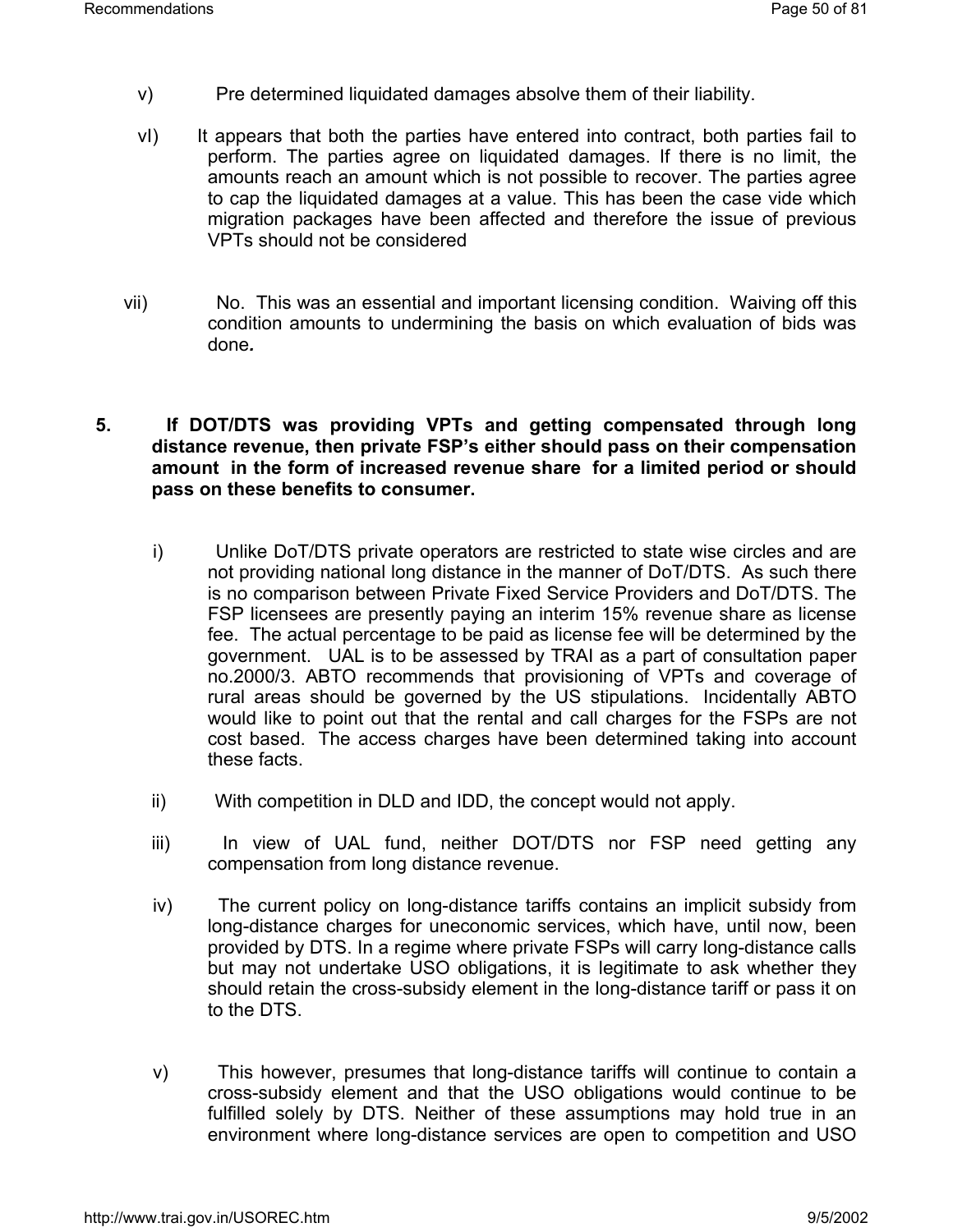v) Pre determined liquidated damages absolve them of their liability.

vI) It appears that both the parties have entered into contract, both parties fail to perform. The parties agree on liquidated damages. If there is no limit, the amounts reach an amount which is not possible to recover. The parties agree to cap the liquidated damages at a value. This has been the case vide which migration packages have been affected and therefore the issue of previous VPTs should not be considered

vii) No. This was an essential and important licensing condition. Waiving off this condition amounts to undermining the basis on which evaluation of bids was done*.*

**5. If DOT/DTS was providing VPTs and getting compensated through long distance revenue, then private FSP's either should pass on their compensation amount in the form of increased revenue share for a limited period or should pass on these benefits to consumer.**

i) Unlike DoT/DTS private operators are restricted to state wise circles and are not providing national long distance in the manner of DoT/DTS. As such there is no comparison between Private Fixed Service Providers and DoT/DTS. The FSP licensees are presently paying an interim 15% revenue share as license fee. The actual percentage to be paid as license fee will be determined by the government. UAL is to be assessed by TRAI as a part of consultation paper no.2000/3. ABTO recommends that provisioning of VPTs and coverage of rural areas should be governed by the US stipulations. Incidentally ABTO would like to point out that the rental and call charges for the FSPs are not cost based. The access charges have been determined taking into account these facts.

ii) With competition in DLD and IDD, the concept would not apply.

iii) In view of UAL fund, neither DOT/DTS nor FSP need getting any compensation from long distance revenue.

iv) The current policy on long-distance tariffs contains an implicit subsidy from long-distance charges for uneconomic services, which have, until now, been provided by DTS. In a regime where private FSPs will carry long-distance calls but may not undertake USO obligations, it is legitimate to ask whether they should retain the cross-subsidy element in the long-distance tariff or pass it on to the DTS.

v) This however, presumes that long-distance tariffs will continue to contain a cross-subsidy element and that the USO obligations would continue to be fulfilled solely by DTS. Neither of these assumptions may hold true in an environment where long-distance services are open to competition and USO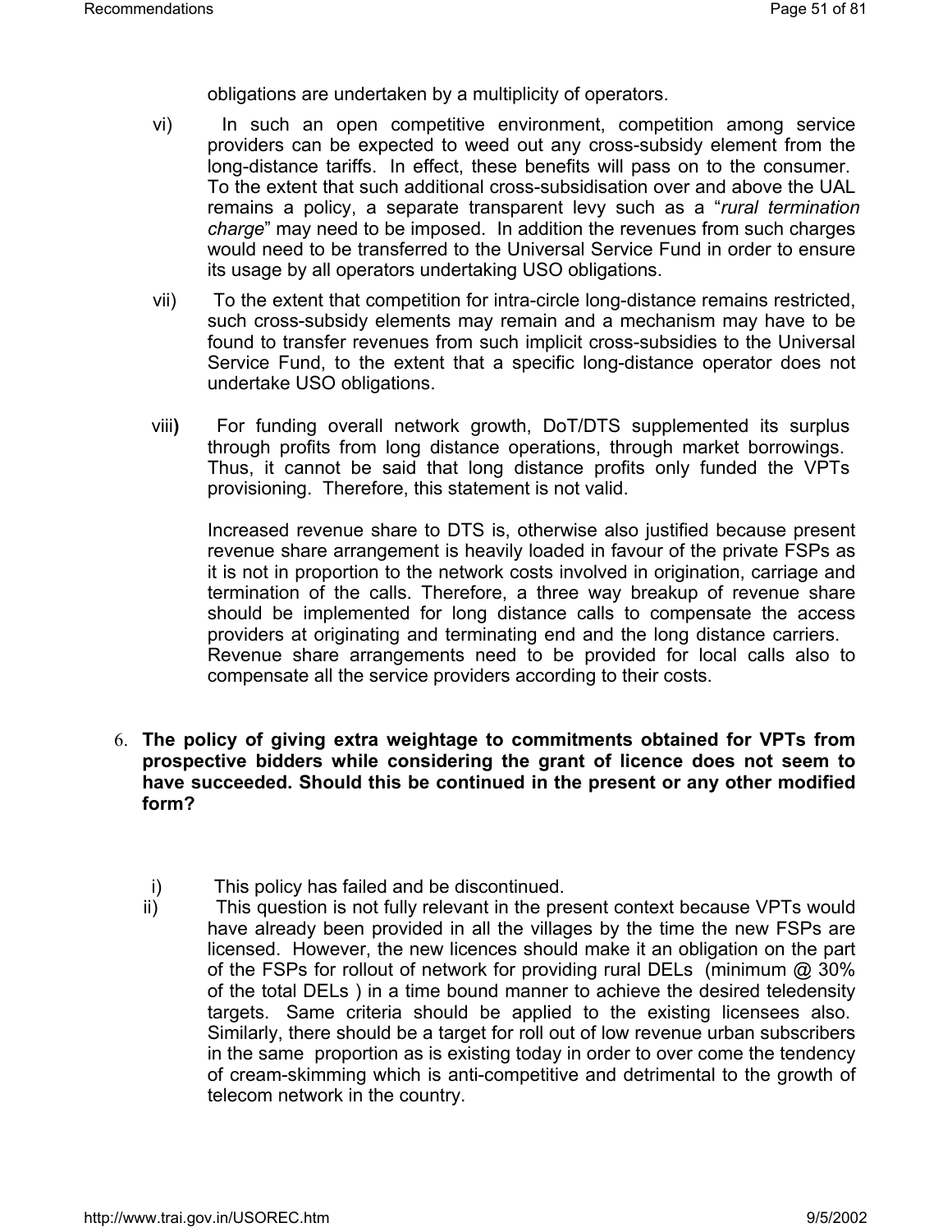obligations are undertaken by a multiplicity of operators.

vi) In such an open competitive environment, competition among service providers can be expected to weed out any cross-subsidy element from the long-distance tariffs. In effect, these benefits will pass on to the consumer. To the extent that such additional cross-subsidisation over and above the UAL remains a policy, a separate transparent levy such as a "*rural termination charge*" may need to be imposed. In addition the revenues from such charges would need to be transferred to the Universal Service Fund in order to ensure its usage by all operators undertaking USO obligations.

vii) To the extent that competition for intra-circle long-distance remains restricted, such cross-subsidy elements may remain and a mechanism may have to be found to transfer revenues from such implicit cross-subsidies to the Universal Service Fund, to the extent that a specific long-distance operator does not undertake USO obligations.

viii**)** For funding overall network growth, DoT/DTS supplemented its surplus through profits from long distance operations, through market borrowings. Thus, it cannot be said that long distance profits only funded the VPTs provisioning. Therefore, this statement is not valid.

Increased revenue share to DTS is, otherwise also justified because present revenue share arrangement is heavily loaded in favour of the private FSPs as it is not in proportion to the network costs involved in origination, carriage and termination of the calls. Therefore, a three way breakup of revenue share should be implemented for long distance calls to compensate the access providers at originating and terminating end and the long distance carriers. Revenue share arrangements need to be provided for local calls also to compensate all the service providers according to their costs.

6. **The policy of giving extra weightage to commitments obtained for VPTs from prospective bidders while considering the grant of licence does not seem to have succeeded. Should this be continued in the present or any other modified form?**

i) This policy has failed and be discontinued.

ii) This question is not fully relevant in the present context because VPTs would have already been provided in all the villages by the time the new FSPs are licensed. However, the new licences should make it an obligation on the part of the FSPs for rollout of network for providing rural DELs (minimum @ 30% of the total DELs ) in a time bound manner to achieve the desired teledensity targets. Same criteria should be applied to the existing licensees also. Similarly, there should be a target for roll out of low revenue urban subscribers in the same proportion as is existing today in order to over come the tendency of cream-skimming which is anti-competitive and detrimental to the growth of telecom network in the country.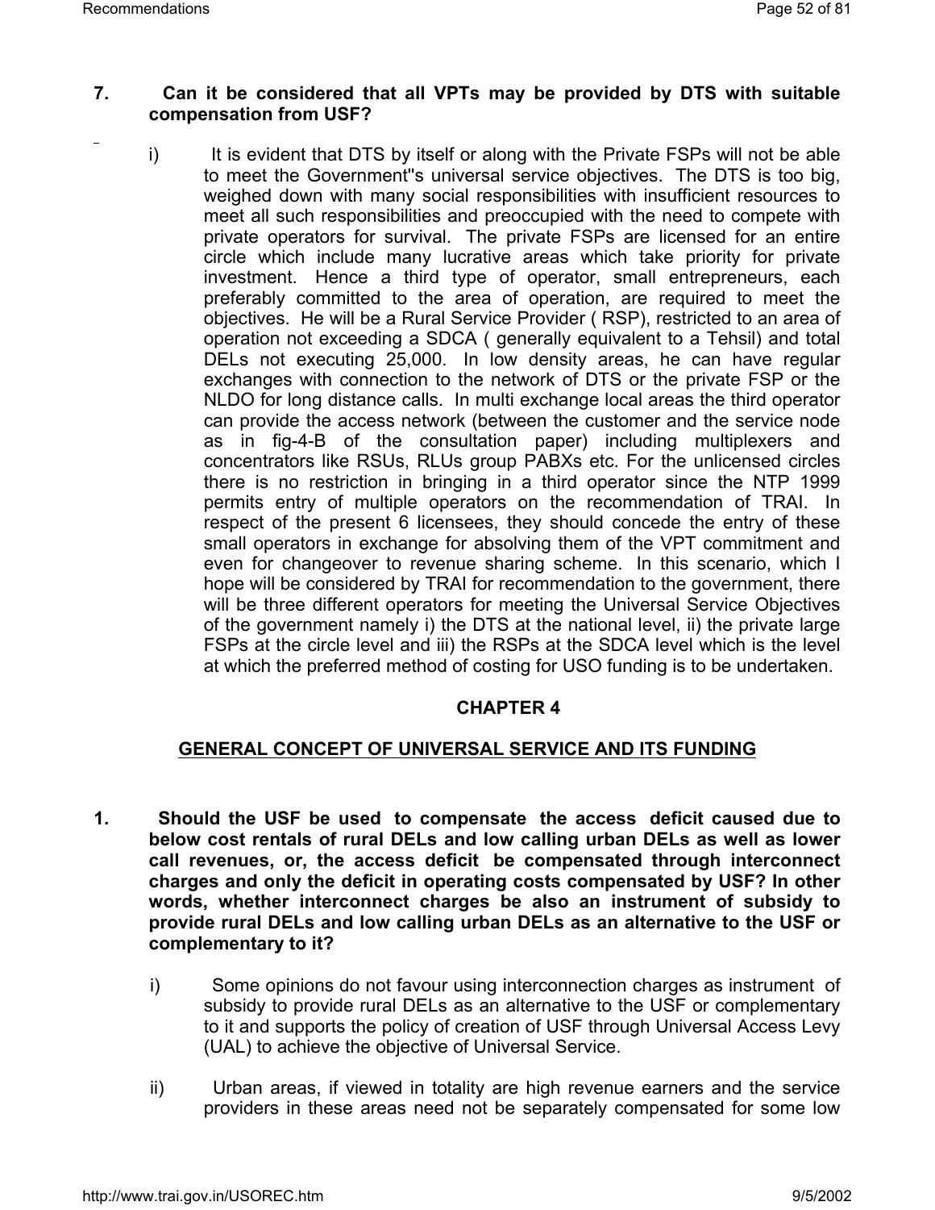**7. Can it be considered that all VPTs may be provided by DTS with suitable compensation from USF?**

i) It is evident that DTS by itself or along with the Private FSPs will not be able to meet the Government"s universal service objectives. The DTS is too big, weighed down with many social responsibilities with insufficient resources to meet all such responsibilities and preoccupied with the need to compete with private operators for survival. The private FSPs are licensed for an entire circle which include many lucrative areas which take priority for private investment. Hence a third type of operator, small entrepreneurs, each preferably committed to the area of operation, are required to meet the objectives. He will be a Rural Service Provider ( RSP), restricted to an area of operation not exceeding a SDCA ( generally equivalent to a Tehsil) and total DELs not executing 25,000. In low density areas, he can have regular exchanges with connection to the network of DTS or the private FSP or the NLDO for long distance calls. In multi exchange local areas the third operator can provide the access network (between the customer and the service node as in fig-4-B of the consultation paper) including multiplexers and concentrators like RSUs, RLUs group PABXs etc. For the unlicensed circles there is no restriction in bringing in a third operator since the NTP 1999 permits entry of multiple operators on the recommendation of TRAI. In respect of the present 6 licensees, they should concede the entry of these small operators in exchange for absolving them of the VPT commitment and even for changeover to revenue sharing scheme. In this scenario, which I hope will be considered by TRAI for recommendation to the government, there will be three different operators for meeting the Universal Service Objectives of the government namely i) the DTS at the national level, ii) the private large FSPs at the circle level and iii) the RSPs at the SDCA level which is the level at which the preferred method of costing for USO funding is to be undertaken.

## CHAPTER 4

## GENERAL CONCEPT OF UNIVERSAL SERVICE AND ITS FUNDING

**1. Should the USF be used to compensate the access deficit caused due to below cost rentals of rural DELs and low calling urban DELs as well as lower call revenues, or, the access deficit be compensated through interconnect charges and only the deficit in operating costs compensated by USF? In other words, whether interconnect charges be also an instrument of subsidy to provide rural DELs and low calling urban DELs as an alternative to the USF or complementary to it?**

i) Some opinions do not favour using interconnection charges as instrument of subsidy to provide rural DELs as an alternative to the USF or complementary to it and supports the policy of creation of USF through Universal Access Levy (UAL) to achieve the objective of Universal Service.

ii) Urban areas, if viewed in totality are high revenue earners and the service providers in these areas need not be separately compensated for some low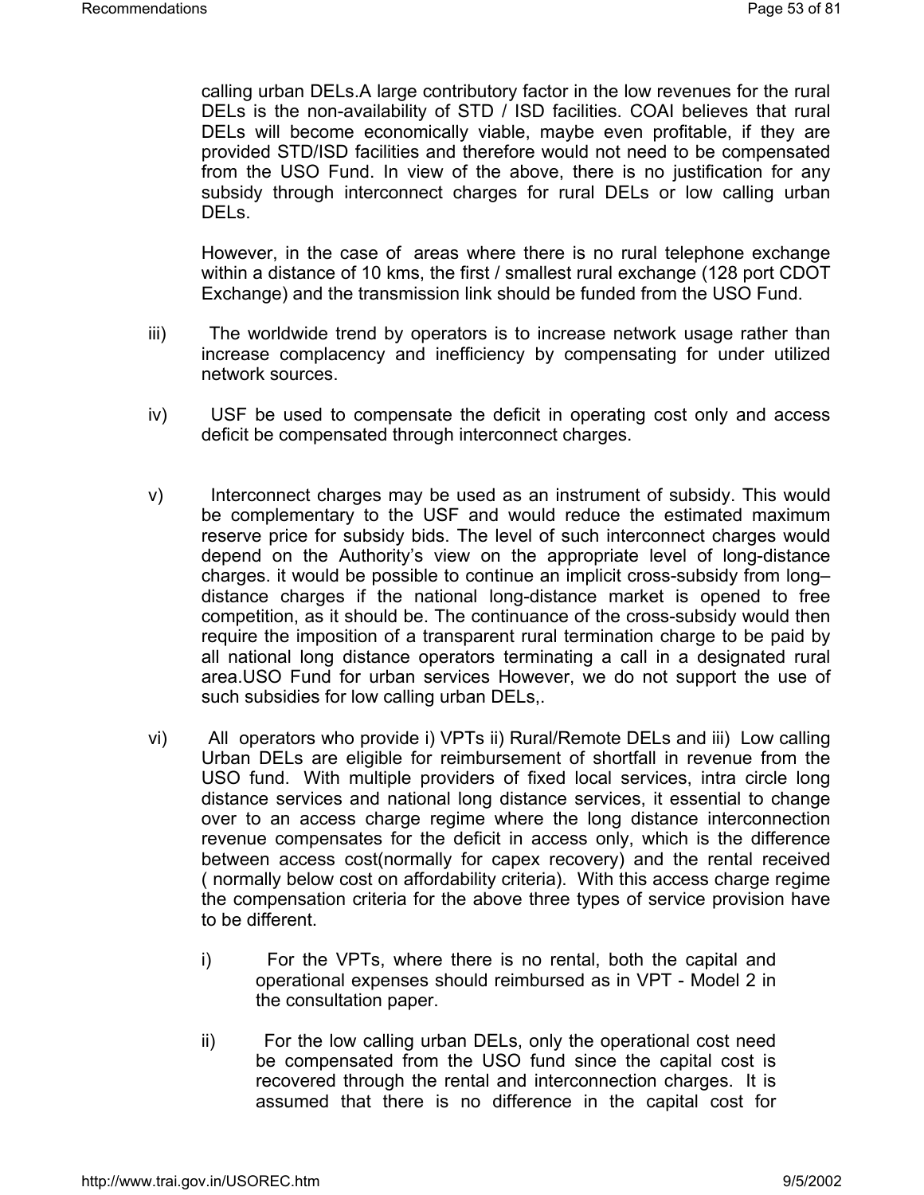calling urban DELs.A large contributory factor in the low revenues for the rural DELs is the non-availability of STD / ISD facilities. COAI believes that rural DELs will become economically viable, maybe even profitable, if they are provided STD/ISD facilities and therefore would not need to be compensated from the USO Fund. In view of the above, there is no justification for any subsidy through interconnect charges for rural DELs or low calling urban DELs.

However, in the case of areas where there is no rural telephone exchange within a distance of 10 kms, the first / smallest rural exchange (128 port CDOT Exchange) and the transmission link should be funded from the USO Fund.

iii) The worldwide trend by operators is to increase network usage rather than increase complacency and inefficiency by compensating for under utilized network sources.

iv) USF be used to compensate the deficit in operating cost only and access deficit be compensated through interconnect charges.

v) Interconnect charges may be used as an instrument of subsidy. This would be complementary to the USF and would reduce the estimated maximum reserve price for subsidy bids. The level of such interconnect charges would depend on the Authority's view on the appropriate level of long-distance charges. it would be possible to continue an implicit cross-subsidy from long–distance charges if the national long-distance market is opened to free competition, as it should be. The continuance of the cross-subsidy would then require the imposition of a transparent rural termination charge to be paid by all national long distance operators terminating a call in a designated rural area.USO Fund for urban services However, we do not support the use of such subsidies for low calling urban DELs,.

vi) All operators who provide i) VPTs ii) Rural/Remote DELs and iii) Low calling Urban DELs are eligible for reimbursement of shortfall in revenue from the USO fund. With multiple providers of fixed local services, intra circle long distance services and national long distance services, it essential to change over to an access charge regime where the long distance interconnection revenue compensates for the deficit in access only, which is the difference between access cost(normally for capex recovery) and the rental received ( normally below cost on affordability criteria). With this access charge regime the compensation criteria for the above three types of service provision have to be different.

   i) For the VPTs, where there is no rental, both the capital and operational expenses should reimbursed as in VPT - Model 2 in the consultation paper.

   ii) For the low calling urban DELs, only the operational cost need be compensated from the USO fund since the capital cost is recovered through the rental and interconnection charges. It is assumed that there is no difference in the capital cost for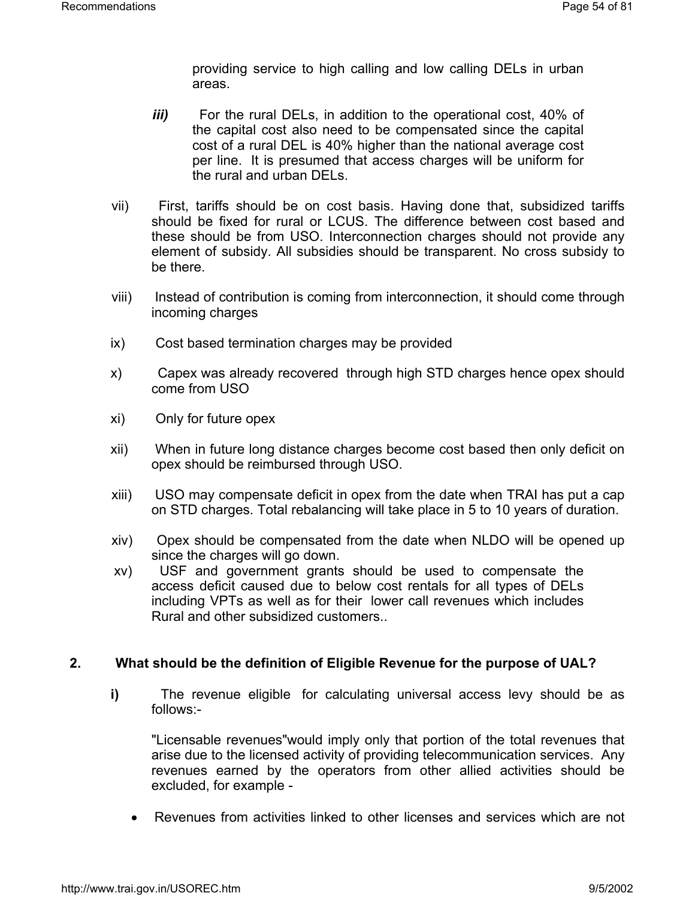providing service to high calling and low calling DELs in urban areas.

***iii)*** For the rural DELs, in addition to the operational cost, 40% of the capital cost also need to be compensated since the capital cost of a rural DEL is 40% higher than the national average cost per line. It is presumed that access charges will be uniform for the rural and urban DELs.

vii) First, tariffs should be on cost basis. Having done that, subsidized tariffs should be fixed for rural or LCUS. The difference between cost based and these should be from USO. Interconnection charges should not provide any element of subsidy. All subsidies should be transparent. No cross subsidy to be there.

viii) Instead of contribution is coming from interconnection, it should come through incoming charges

ix) Cost based termination charges may be provided

x) Capex was already recovered through high STD charges hence opex should come from USO

xi) Only for future opex

xii) When in future long distance charges become cost based then only deficit on opex should be reimbursed through USO.

xiii) USO may compensate deficit in opex from the date when TRAI has put a cap on STD charges. Total rebalancing will take place in 5 to 10 years of duration.

xiv) Opex should be compensated from the date when NLDO will be opened up since the charges will go down.

xv) USF and government grants should be used to compensate the access deficit caused due to below cost rentals for all types of DELs including VPTs as well as for their lower call revenues which includes Rural and other subsidized customers..

**2. What should be the definition of Eligible Revenue for the purpose of UAL?**

**i)** The revenue eligible for calculating universal access levy should be as follows:-

"Licensable revenues"would imply only that portion of the total revenues that arise due to the licensed activity of providing telecommunication services. Any revenues earned by the operators from other allied activities should be excluded, for example -

- Revenues from activities linked to other licenses and services which are not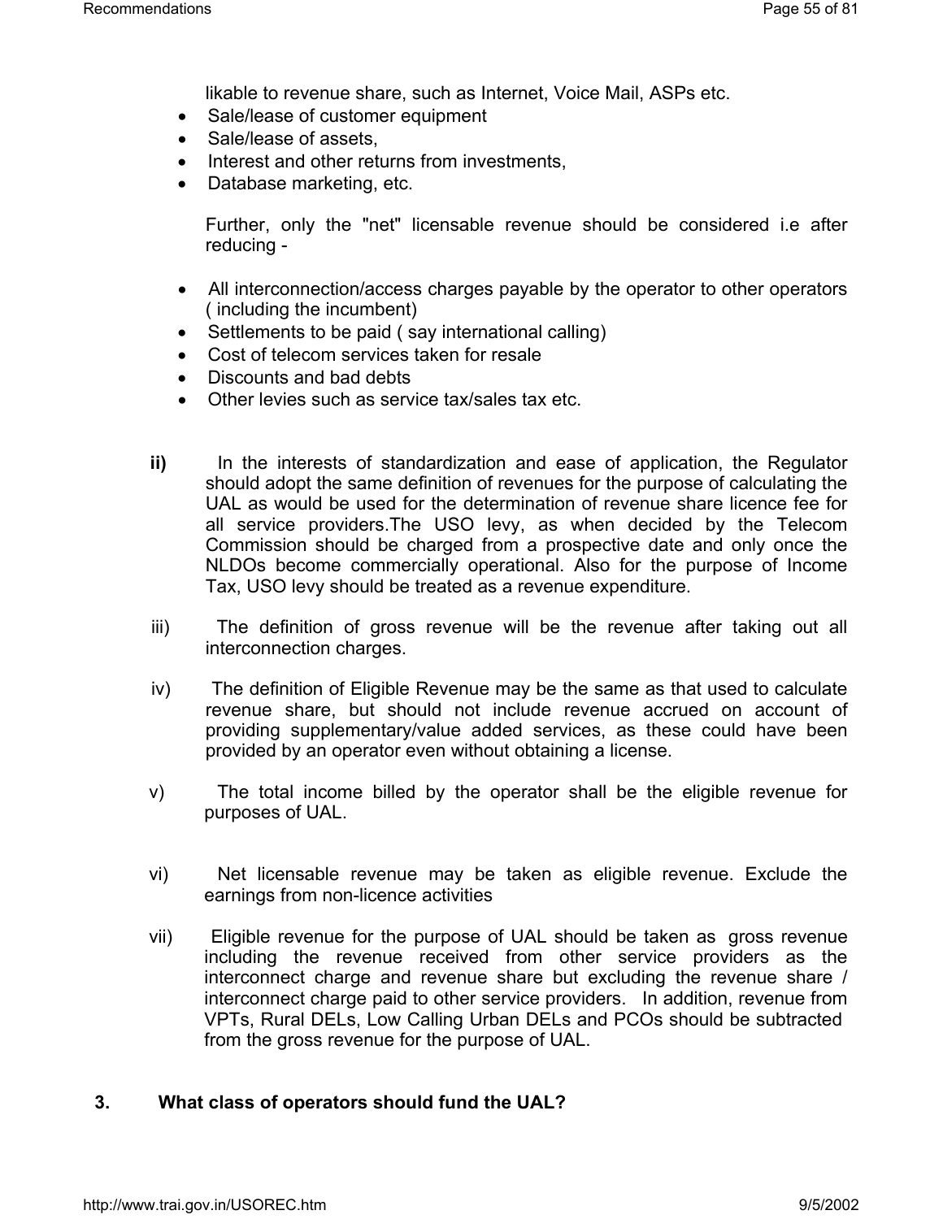likable to revenue share, such as Internet, Voice Mail, ASPs etc.

- Sale/lease of customer equipment
- Sale/lease of assets,
- Interest and other returns from investments,
- Database marketing, etc.

Further, only the "net" licensable revenue should be considered i.e after reducing -

- All interconnection/access charges payable by the operator to other operators ( including the incumbent)
- Settlements to be paid ( say international calling)
- Cost of telecom services taken for resale
- Discounts and bad debts
- Other levies such as service tax/sales tax etc.

**ii)** In the interests of standardization and ease of application, the Regulator should adopt the same definition of revenues for the purpose of calculating the UAL as would be used for the determination of revenue share licence fee for all service providers.The USO levy, as when decided by the Telecom Commission should be charged from a prospective date and only once the NLDOs become commercially operational. Also for the purpose of Income Tax, USO levy should be treated as a revenue expenditure.

iii) The definition of gross revenue will be the revenue after taking out all interconnection charges.

iv) The definition of Eligible Revenue may be the same as that used to calculate revenue share, but should not include revenue accrued on account of providing supplementary/value added services, as these could have been provided by an operator even without obtaining a license.

v) The total income billed by the operator shall be the eligible revenue for purposes of UAL.

vi) Net licensable revenue may be taken as eligible revenue. Exclude the earnings from non-licence activities

vii) Eligible revenue for the purpose of UAL should be taken as gross revenue including the revenue received from other service providers as the interconnect charge and revenue share but excluding the revenue share / interconnect charge paid to other service providers. In addition, revenue from VPTs, Rural DELs, Low Calling Urban DELs and PCOs should be subtracted from the gross revenue for the purpose of UAL.

**3. What class of operators should fund the UAL?**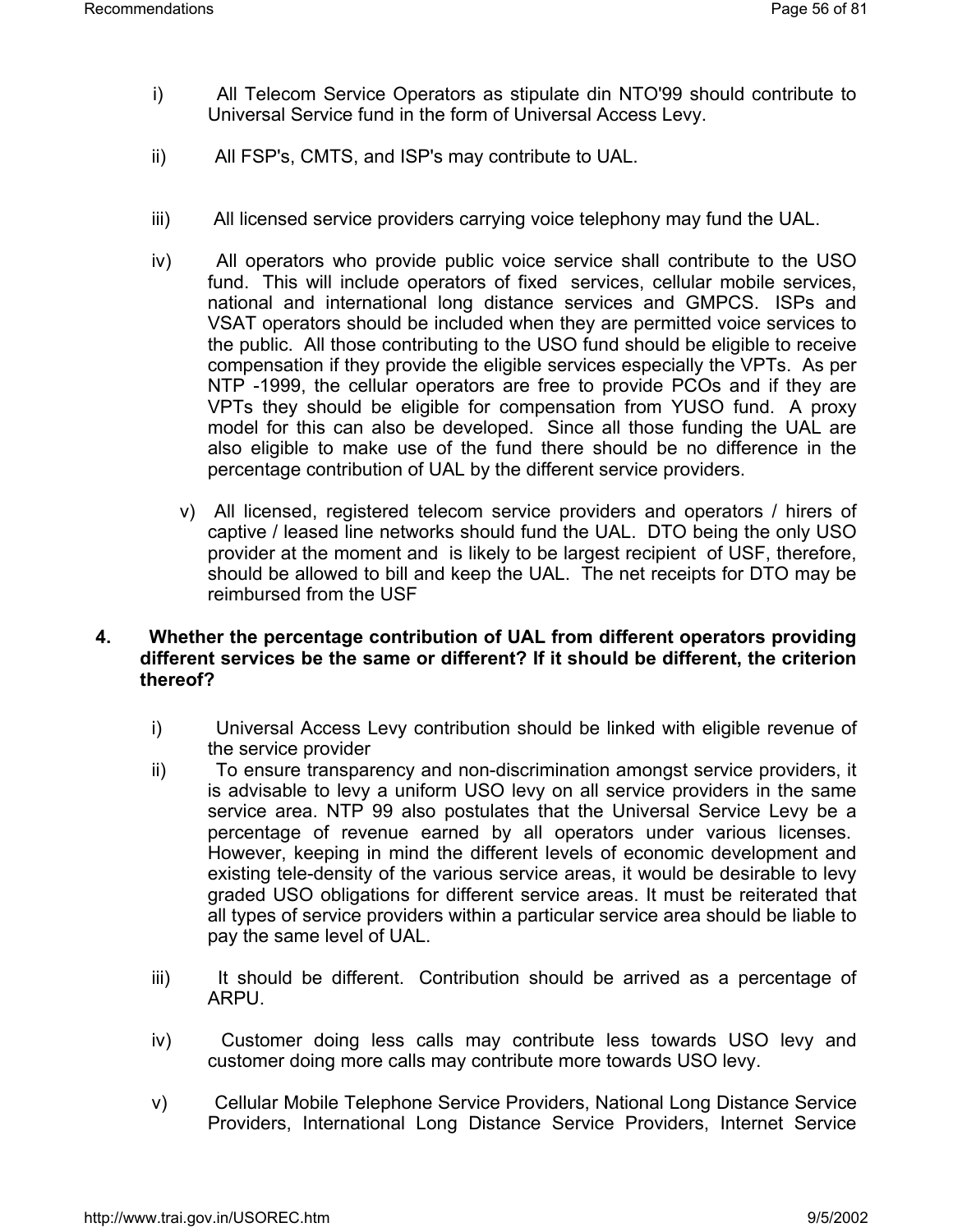i) All Telecom Service Operators as stipulate din NTO'99 should contribute to Universal Service fund in the form of Universal Access Levy.

ii) All FSP's, CMTS, and ISP's may contribute to UAL.

iii) All licensed service providers carrying voice telephony may fund the UAL.

iv) All operators who provide public voice service shall contribute to the USO fund. This will include operators of fixed services, cellular mobile services, national and international long distance services and GMPCS. ISPs and VSAT operators should be included when they are permitted voice services to the public. All those contributing to the USO fund should be eligible to receive compensation if they provide the eligible services especially the VPTs. As per NTP -1999, the cellular operators are free to provide PCOs and if they are VPTs they should be eligible for compensation from YUSO fund. A proxy model for this can also be developed. Since all those funding the UAL are also eligible to make use of the fund there should be no difference in the percentage contribution of UAL by the different service providers.

v) All licensed, registered telecom service providers and operators / hirers of captive / leased line networks should fund the UAL. DTO being the only USO provider at the moment and is likely to be largest recipient of USF, therefore, should be allowed to bill and keep the UAL. The net receipts for DTO may be reimbursed from the USF

**4. Whether the percentage contribution of UAL from different operators providing different services be the same or different? If it should be different, the criterion thereof?**

i) Universal Access Levy contribution should be linked with eligible revenue of the service provider

ii) To ensure transparency and non-discrimination amongst service providers, it is advisable to levy a uniform USO levy on all service providers in the same service area. NTP 99 also postulates that the Universal Service Levy be a percentage of revenue earned by all operators under various licenses. However, keeping in mind the different levels of economic development and existing tele-density of the various service areas, it would be desirable to levy graded USO obligations for different service areas. It must be reiterated that all types of service providers within a particular service area should be liable to pay the same level of UAL.

iii) It should be different. Contribution should be arrived as a percentage of ARPU.

iv) Customer doing less calls may contribute less towards USO levy and customer doing more calls may contribute more towards USO levy.

v) Cellular Mobile Telephone Service Providers, National Long Distance Service Providers, International Long Distance Service Providers, Internet Service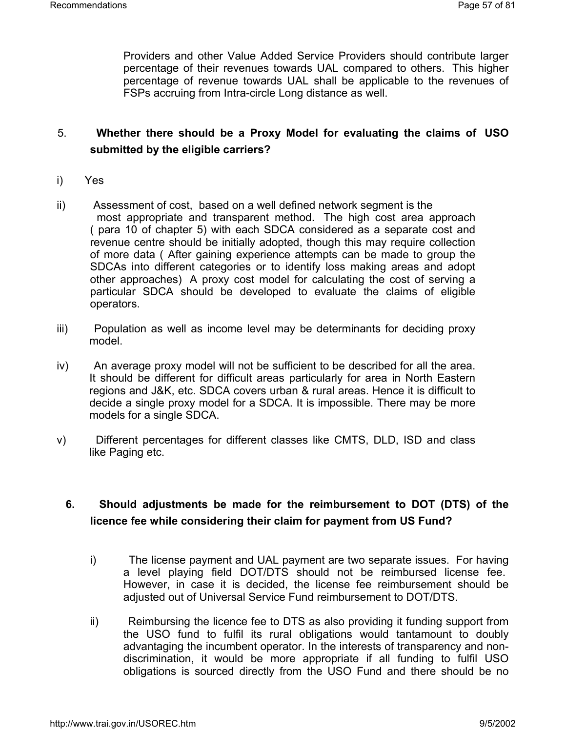Providers and other Value Added Service Providers should contribute larger percentage of their revenues towards UAL compared to others. This higher percentage of revenue towards UAL shall be applicable to the revenues of FSPs accruing from Intra-circle Long distance as well.

5. **Whether there should be a Proxy Model for evaluating the claims of USO submitted by the eligible carriers?**

i) Yes

ii) Assessment of cost, based on a well defined network segment is the most appropriate and transparent method. The high cost area approach ( para 10 of chapter 5) with each SDCA considered as a separate cost and revenue centre should be initially adopted, though this may require collection of more data ( After gaining experience attempts can be made to group the SDCAs into different categories or to identify loss making areas and adopt other approaches) A proxy cost model for calculating the cost of serving a particular SDCA should be developed to evaluate the claims of eligible operators.

iii) Population as well as income level may be determinants for deciding proxy model.

iv) An average proxy model will not be sufficient to be described for all the area. It should be different for difficult areas particularly for area in North Eastern regions and J&K, etc. SDCA covers urban & rural areas. Hence it is difficult to decide a single proxy model for a SDCA. It is impossible. There may be more models for a single SDCA.

v) Different percentages for different classes like CMTS, DLD, ISD and class like Paging etc.

6. **Should adjustments be made for the reimbursement to DOT (DTS) of the licence fee while considering their claim for payment from US Fund?**

i) The license payment and UAL payment are two separate issues. For having a level playing field DOT/DTS should not be reimbursed license fee. However, in case it is decided, the license fee reimbursement should be adjusted out of Universal Service Fund reimbursement to DOT/DTS.

ii) Reimbursing the licence fee to DTS as also providing it funding support from the USO fund to fulfil its rural obligations would tantamount to doubly advantaging the incumbent operator. In the interests of transparency and non-discrimination, it would be more appropriate if all funding to fulfil USO obligations is sourced directly from the USO Fund and there should be no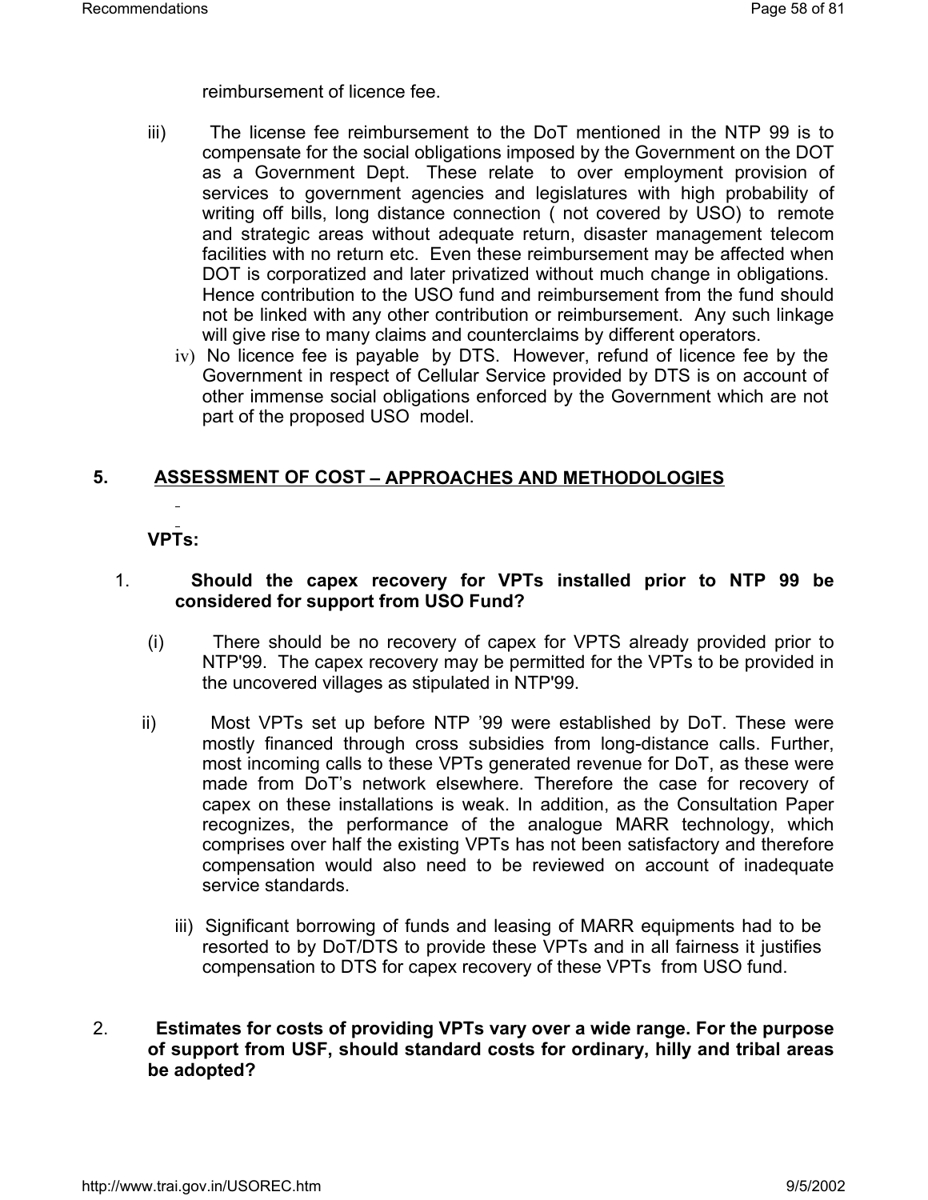reimbursement of licence fee.

iii) The license fee reimbursement to the DoT mentioned in the NTP 99 is to compensate for the social obligations imposed by the Government on the DOT as a Government Dept. These relate to over employment provision of services to government agencies and legislatures with high probability of writing off bills, long distance connection ( not covered by USO) to remote and strategic areas without adequate return, disaster management telecom facilities with no return etc. Even these reimbursement may be affected when DOT is corporatized and later privatized without much change in obligations. Hence contribution to the USO fund and reimbursement from the fund should not be linked with any other contribution or reimbursement. Any such linkage will give rise to many claims and counterclaims by different operators.

iv) No licence fee is payable by DTS. However, refund of licence fee by the Government in respect of Cellular Service provided by DTS is on account of other immense social obligations enforced by the Government which are not part of the proposed USO model.

## 5. ASSESSMENT OF COST – APPROACHES AND METHODOLOGIES

**VPTs:**

1. **Should the capex recovery for VPTs installed prior to NTP 99 be considered for support from USO Fund?**

(i) There should be no recovery of capex for VPTS already provided prior to NTP'99. The capex recovery may be permitted for the VPTs to be provided in the uncovered villages as stipulated in NTP'99.

ii) Most VPTs set up before NTP '99 were established by DoT. These were mostly financed through cross subsidies from long-distance calls. Further, most incoming calls to these VPTs generated revenue for DoT, as these were made from DoT's network elsewhere. Therefore the case for recovery of capex on these installations is weak. In addition, as the Consultation Paper recognizes, the performance of the analogue MARR technology, which comprises over half the existing VPTs has not been satisfactory and therefore compensation would also need to be reviewed on account of inadequate service standards.

iii) Significant borrowing of funds and leasing of MARR equipments had to be resorted to by DoT/DTS to provide these VPTs and in all fairness it justifies compensation to DTS for capex recovery of these VPTs from USO fund.

2. **Estimates for costs of providing VPTs vary over a wide range. For the purpose of support from USF, should standard costs for ordinary, hilly and tribal areas be adopted?**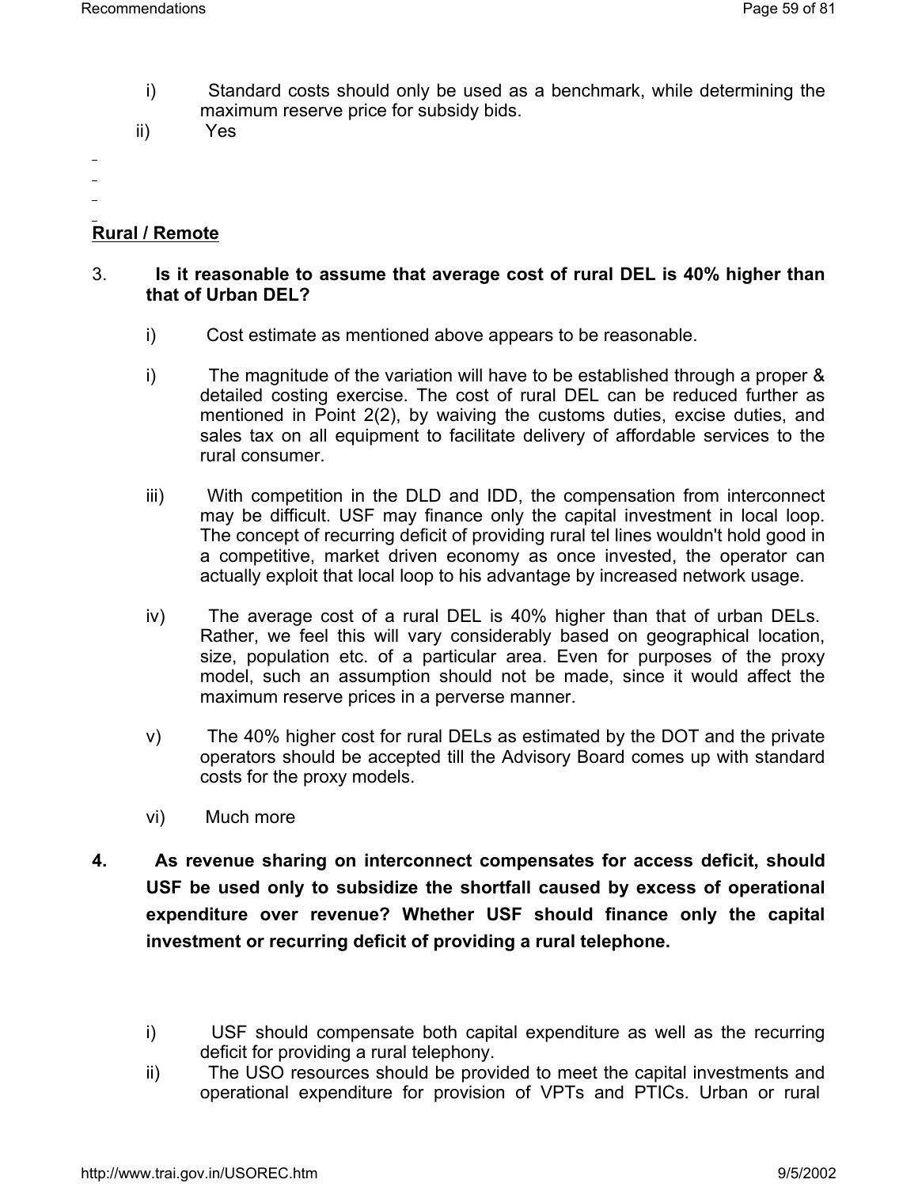i) Standard costs should only be used as a benchmark, while determining the maximum reserve price for subsidy bids.

ii) Yes

<u>**Rural / Remote**</u>

3. **Is it reasonable to assume that average cost of rural DEL is 40% higher than that of Urban DEL?**

i) Cost estimate as mentioned above appears to be reasonable.

i) The magnitude of the variation will have to be established through a proper & detailed costing exercise. The cost of rural DEL can be reduced further as mentioned in Point 2(2), by waiving the customs duties, excise duties, and sales tax on all equipment to facilitate delivery of affordable services to the rural consumer.

iii) With competition in the DLD and IDD, the compensation from interconnect may be difficult. USF may finance only the capital investment in local loop. The concept of recurring deficit of providing rural tel lines wouldn't hold good in a competitive, market driven economy as once invested, the operator can actually exploit that local loop to his advantage by increased network usage.

iv) The average cost of a rural DEL is 40% higher than that of urban DELs. Rather, we feel this will vary considerably based on geographical location, size, population etc. of a particular area. Even for purposes of the proxy model, such an assumption should not be made, since it would affect the maximum reserve prices in a perverse manner.

v) The 40% higher cost for rural DELs as estimated by the DOT and the private operators should be accepted till the Advisory Board comes up with standard costs for the proxy models.

vi) Much more

**4. As revenue sharing on interconnect compensates for access deficit, should USF be used only to subsidize the shortfall caused by excess of operational expenditure over revenue? Whether USF should finance only the capital investment or recurring deficit of providing a rural telephone.**

i) USF should compensate both capital expenditure as well as the recurring deficit for providing a rural telephony.

ii) The USO resources should be provided to meet the capital investments and operational expenditure for provision of VPTs and PTICs. Urban or rural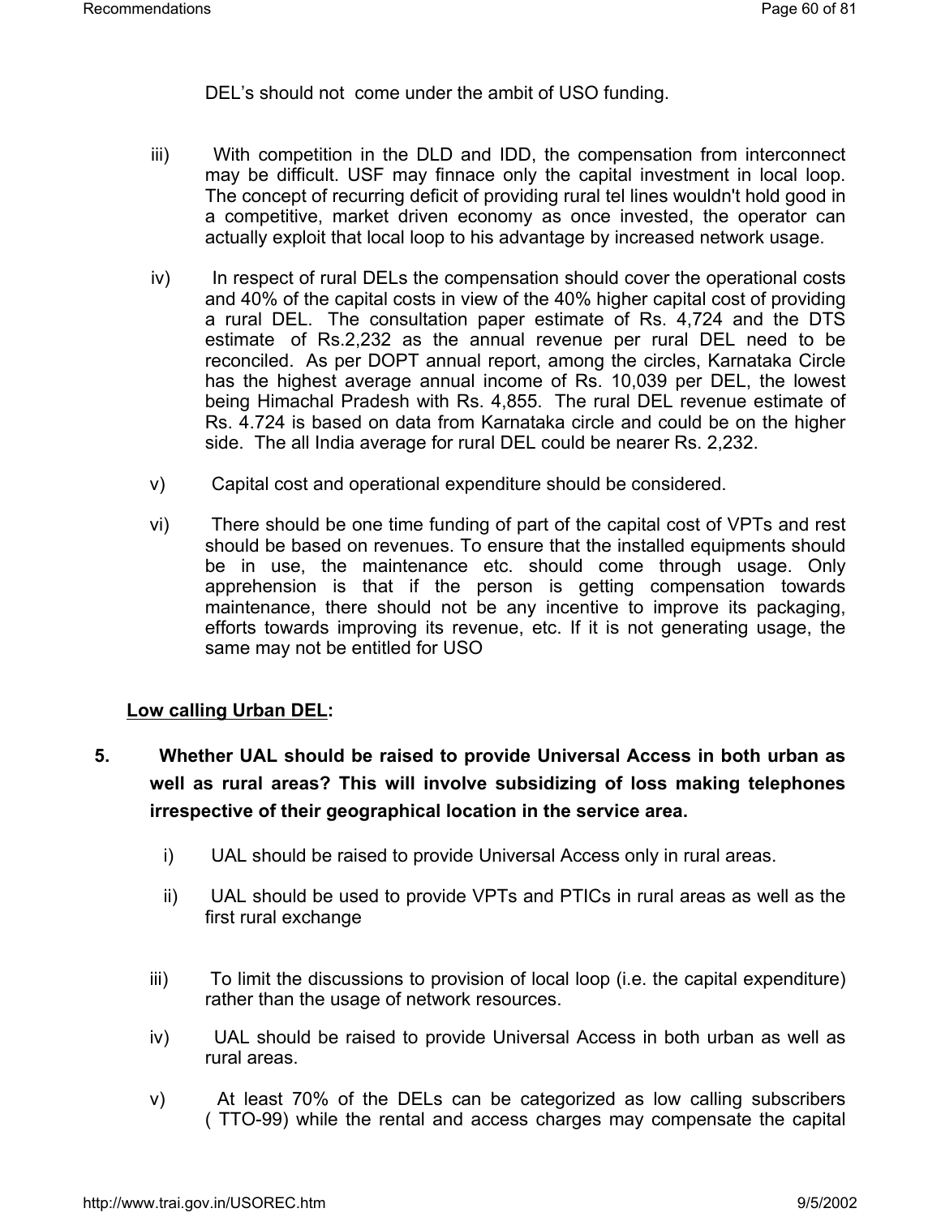DEL's should not come under the ambit of USO funding.

iii) With competition in the DLD and IDD, the compensation from interconnect may be difficult. USF may finnace only the capital investment in local loop. The concept of recurring deficit of providing rural tel lines wouldn't hold good in a competitive, market driven economy as once invested, the operator can actually exploit that local loop to his advantage by increased network usage.

iv) In respect of rural DELs the compensation should cover the operational costs and 40% of the capital costs in view of the 40% higher capital cost of providing a rural DEL. The consultation paper estimate of Rs. 4,724 and the DTS estimate of Rs.2,232 as the annual revenue per rural DEL need to be reconciled. As per DOPT annual report, among the circles, Karnataka Circle has the highest average annual income of Rs. 10,039 per DEL, the lowest being Himachal Pradesh with Rs. 4,855. The rural DEL revenue estimate of Rs. 4.724 is based on data from Karnataka circle and could be on the higher side. The all India average for rural DEL could be nearer Rs. 2,232.

v) Capital cost and operational expenditure should be considered.

vi) There should be one time funding of part of the capital cost of VPTs and rest should be based on revenues. To ensure that the installed equipments should be in use, the maintenance etc. should come through usage. Only apprehension is that if the person is getting compensation towards maintenance, there should not be any incentive to improve its packaging, efforts towards improving its revenue, etc. If it is not generating usage, the same may not be entitled for USO

**Low calling Urban DEL:**

**5. Whether UAL should be raised to provide Universal Access in both urban as well as rural areas? This will involve subsidizing of loss making telephones irrespective of their geographical location in the service area.**

i) UAL should be raised to provide Universal Access only in rural areas.

ii) UAL should be used to provide VPTs and PTICs in rural areas as well as the first rural exchange

iii) To limit the discussions to provision of local loop (i.e. the capital expenditure) rather than the usage of network resources.

iv) UAL should be raised to provide Universal Access in both urban as well as rural areas.

v) At least 70% of the DELs can be categorized as low calling subscribers ( TTO-99) while the rental and access charges may compensate the capital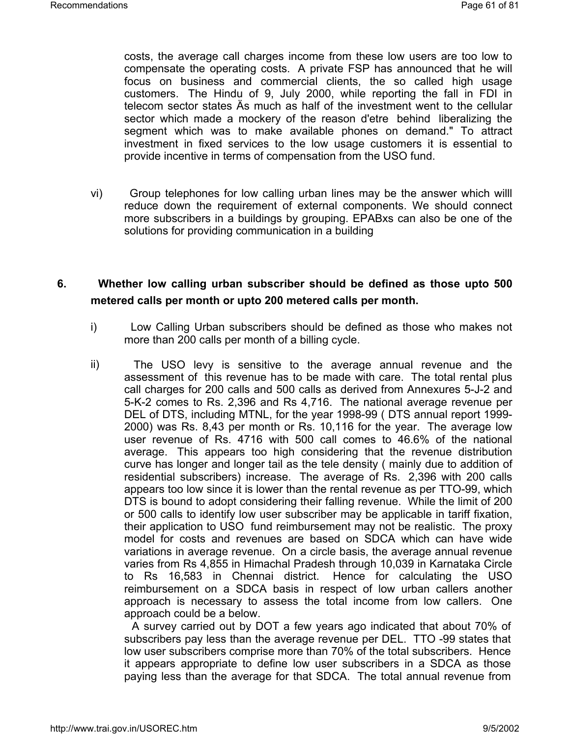costs, the average call charges income from these low users are too low to compensate the operating costs. A private FSP has announced that he will focus on business and commercial clients, the so called high usage customers. The Hindu of 9, July 2000, while reporting the fall in FDI in telecom sector states Äs much as half of the investment went to the cellular sector which made a mockery of the reason d'etre behind liberalizing the segment which was to make available phones on demand." To attract investment in fixed services to the low usage customers it is essential to provide incentive in terms of compensation from the USO fund.

vi) Group telephones for low calling urban lines may be the answer which willl reduce down the requirement of external components. We should connect more subscribers in a buildings by grouping. EPABxs can also be one of the solutions for providing communication in a building

**6. Whether low calling urban subscriber should be defined as those upto 500 metered calls per month or upto 200 metered calls per month.**

i) Low Calling Urban subscribers should be defined as those who makes not more than 200 calls per month of a billing cycle.

ii) The USO levy is sensitive to the average annual revenue and the assessment of this revenue has to be made with care. The total rental plus call charges for 200 calls and 500 calls as derived from Annexures 5-J-2 and 5-K-2 comes to Rs. 2,396 and Rs 4,716. The national average revenue per DEL of DTS, including MTNL, for the year 1998-99 ( DTS annual report 1999-2000) was Rs. 8,43 per month or Rs. 10,116 for the year. The average low user revenue of Rs. 4716 with 500 call comes to 46.6% of the national average. This appears too high considering that the revenue distribution curve has longer and longer tail as the tele density ( mainly due to addition of residential subscribers) increase. The average of Rs. 2,396 with 200 calls appears too low since it is lower than the rental revenue as per TTO-99, which DTS is bound to adopt considering their falling revenue. While the limit of 200 or 500 calls to identify low user subscriber may be applicable in tariff fixation, their application to USO fund reimbursement may not be realistic. The proxy model for costs and revenues are based on SDCA which can have wide variations in average revenue. On a circle basis, the average annual revenue varies from Rs 4,855 in Himachal Pradesh through 10,039 in Karnataka Circle to Rs 16,583 in Chennai district. Hence for calculating the USO reimbursement on a SDCA basis in respect of low urban callers another approach is necessary to assess the total income from low callers. One approach could be a below.

A survey carried out by DOT a few years ago indicated that about 70% of subscribers pay less than the average revenue per DEL. TTO -99 states that low user subscribers comprise more than 70% of the total subscribers. Hence it appears appropriate to define low user subscribers in a SDCA as those paying less than the average for that SDCA. The total annual revenue from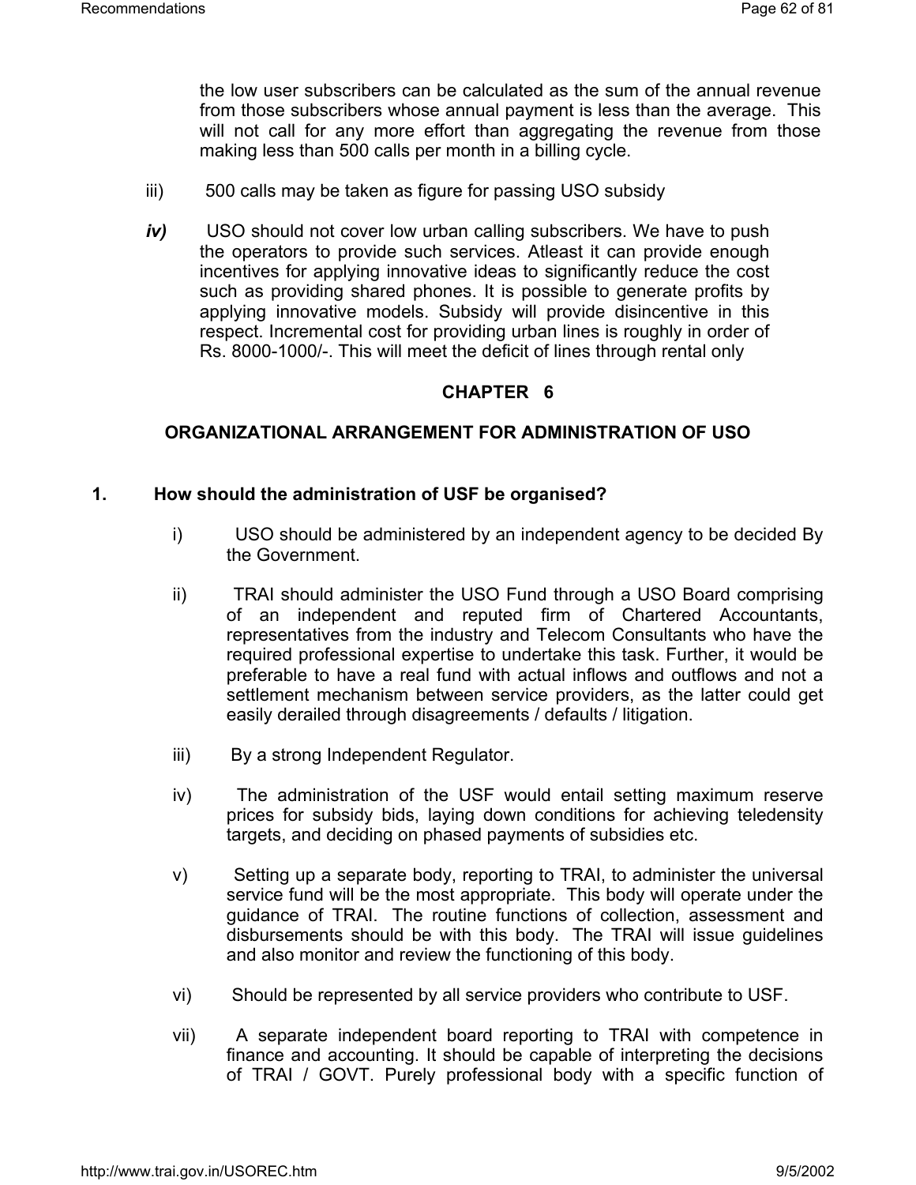the low user subscribers can be calculated as the sum of the annual revenue from those subscribers whose annual payment is less than the average. This will not call for any more effort than aggregating the revenue from those making less than 500 calls per month in a billing cycle.

iii) 500 calls may be taken as figure for passing USO subsidy

***iv)*** USO should not cover low urban calling subscribers. We have to push the operators to provide such services. Atleast it can provide enough incentives for applying innovative ideas to significantly reduce the cost such as providing shared phones. It is possible to generate profits by applying innovative models. Subsidy will provide disincentive in this respect. Incremental cost for providing urban lines is roughly in order of Rs. 8000-1000/-. This will meet the deficit of lines through rental only

## CHAPTER 6

## ORGANIZATIONAL ARRANGEMENT FOR ADMINISTRATION OF USO

### 1. How should the administration of USF be organised?

i) USO should be administered by an independent agency to be decided By the Government.

ii) TRAI should administer the USO Fund through a USO Board comprising of an independent and reputed firm of Chartered Accountants, representatives from the industry and Telecom Consultants who have the required professional expertise to undertake this task. Further, it would be preferable to have a real fund with actual inflows and outflows and not a settlement mechanism between service providers, as the latter could get easily derailed through disagreements / defaults / litigation.

iii) By a strong Independent Regulator.

iv) The administration of the USF would entail setting maximum reserve prices for subsidy bids, laying down conditions for achieving teledensity targets, and deciding on phased payments of subsidies etc.

v) Setting up a separate body, reporting to TRAI, to administer the universal service fund will be the most appropriate. This body will operate under the guidance of TRAI. The routine functions of collection, assessment and disbursements should be with this body. The TRAI will issue guidelines and also monitor and review the functioning of this body.

vi) Should be represented by all service providers who contribute to USF.

vii) A separate independent board reporting to TRAI with competence in finance and accounting. It should be capable of interpreting the decisions of TRAI / GOVT. Purely professional body with a specific function of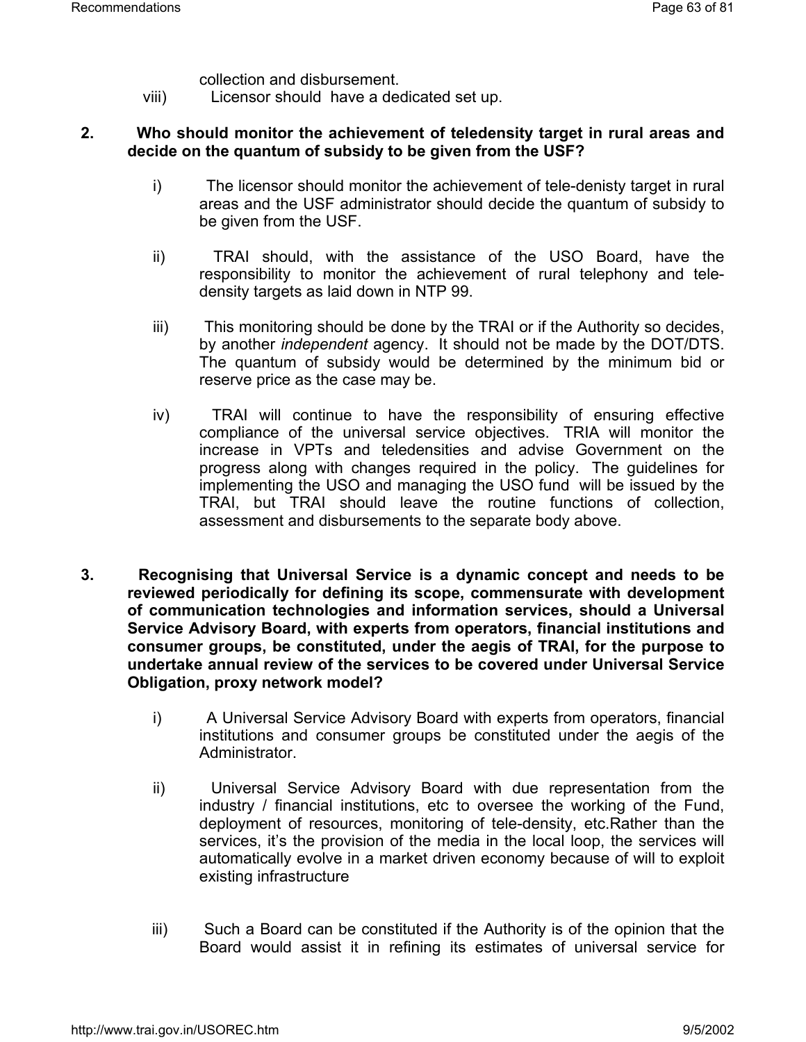collection and disbursement.

viii) Licensor should have a dedicated set up.

**2. Who should monitor the achievement of teledensity target in rural areas and decide on the quantum of subsidy to be given from the USF?**

i) The licensor should monitor the achievement of tele-denisty target in rural areas and the USF administrator should decide the quantum of subsidy to be given from the USF.

ii) TRAI should, with the assistance of the USO Board, have the responsibility to monitor the achievement of rural telephony and tele-density targets as laid down in NTP 99.

iii) This monitoring should be done by the TRAI or if the Authority so decides, by another *independent* agency. It should not be made by the DOT/DTS. The quantum of subsidy would be determined by the minimum bid or reserve price as the case may be.

iv) TRAI will continue to have the responsibility of ensuring effective compliance of the universal service objectives. TRIA will monitor the increase in VPTs and teledensities and advise Government on the progress along with changes required in the policy. The guidelines for implementing the USO and managing the USO fund will be issued by the TRAI, but TRAI should leave the routine functions of collection, assessment and disbursements to the separate body above.

**3. Recognising that Universal Service is a dynamic concept and needs to be reviewed periodically for defining its scope, commensurate with development of communication technologies and information services, should a Universal Service Advisory Board, with experts from operators, financial institutions and consumer groups, be constituted, under the aegis of TRAI, for the purpose to undertake annual review of the services to be covered under Universal Service Obligation, proxy network model?**

i) A Universal Service Advisory Board with experts from operators, financial institutions and consumer groups be constituted under the aegis of the Administrator.

ii) Universal Service Advisory Board with due representation from the industry / financial institutions, etc to oversee the working of the Fund, deployment of resources, monitoring of tele-density, etc.Rather than the services, it's the provision of the media in the local loop, the services will automatically evolve in a market driven economy because of will to exploit existing infrastructure

iii) Such a Board can be constituted if the Authority is of the opinion that the Board would assist it in refining its estimates of universal service for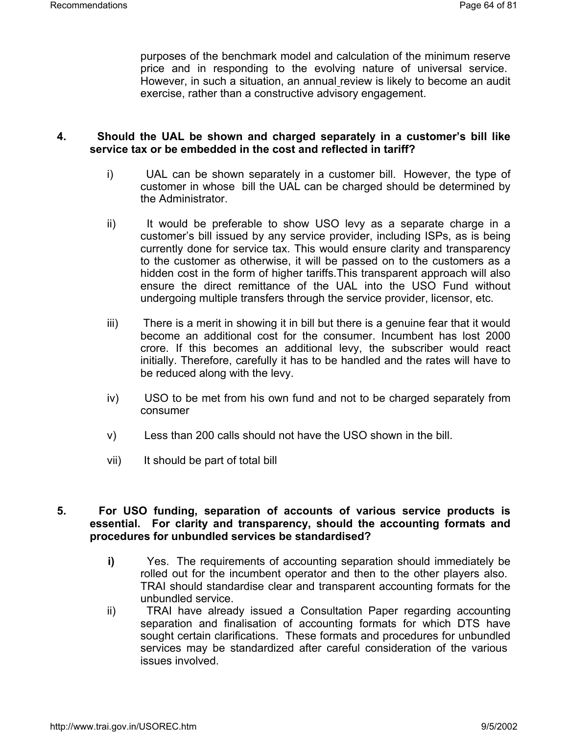purposes of the benchmark model and calculation of the minimum reserve price and in responding to the evolving nature of universal service. However, in such a situation, an annual review is likely to become an audit exercise, rather than a constructive advisory engagement.

**4. Should the UAL be shown and charged separately in a customer's bill like service tax or be embedded in the cost and reflected in tariff?**

i) UAL can be shown separately in a customer bill. However, the type of customer in whose bill the UAL can be charged should be determined by the Administrator.

ii) It would be preferable to show USO levy as a separate charge in a customer's bill issued by any service provider, including ISPs, as is being currently done for service tax. This would ensure clarity and transparency to the customer as otherwise, it will be passed on to the customers as a hidden cost in the form of higher tariffs.This transparent approach will also ensure the direct remittance of the UAL into the USO Fund without undergoing multiple transfers through the service provider, licensor, etc.

iii) There is a merit in showing it in bill but there is a genuine fear that it would become an additional cost for the consumer. Incumbent has lost 2000 crore. If this becomes an additional levy, the subscriber would react initially. Therefore, carefully it has to be handled and the rates will have to be reduced along with the levy.

iv) USO to be met from his own fund and not to be charged separately from consumer

v) Less than 200 calls should not have the USO shown in the bill.

vii) It should be part of total bill

**5. For USO funding, separation of accounts of various service products is essential. For clarity and transparency, should the accounting formats and procedures for unbundled services be standardised?**

**i)** Yes. The requirements of accounting separation should immediately be rolled out for the incumbent operator and then to the other players also. TRAI should standardise clear and transparent accounting formats for the unbundled service.

ii) TRAI have already issued a Consultation Paper regarding accounting separation and finalisation of accounting formats for which DTS have sought certain clarifications. These formats and procedures for unbundled services may be standardized after careful consideration of the various issues involved.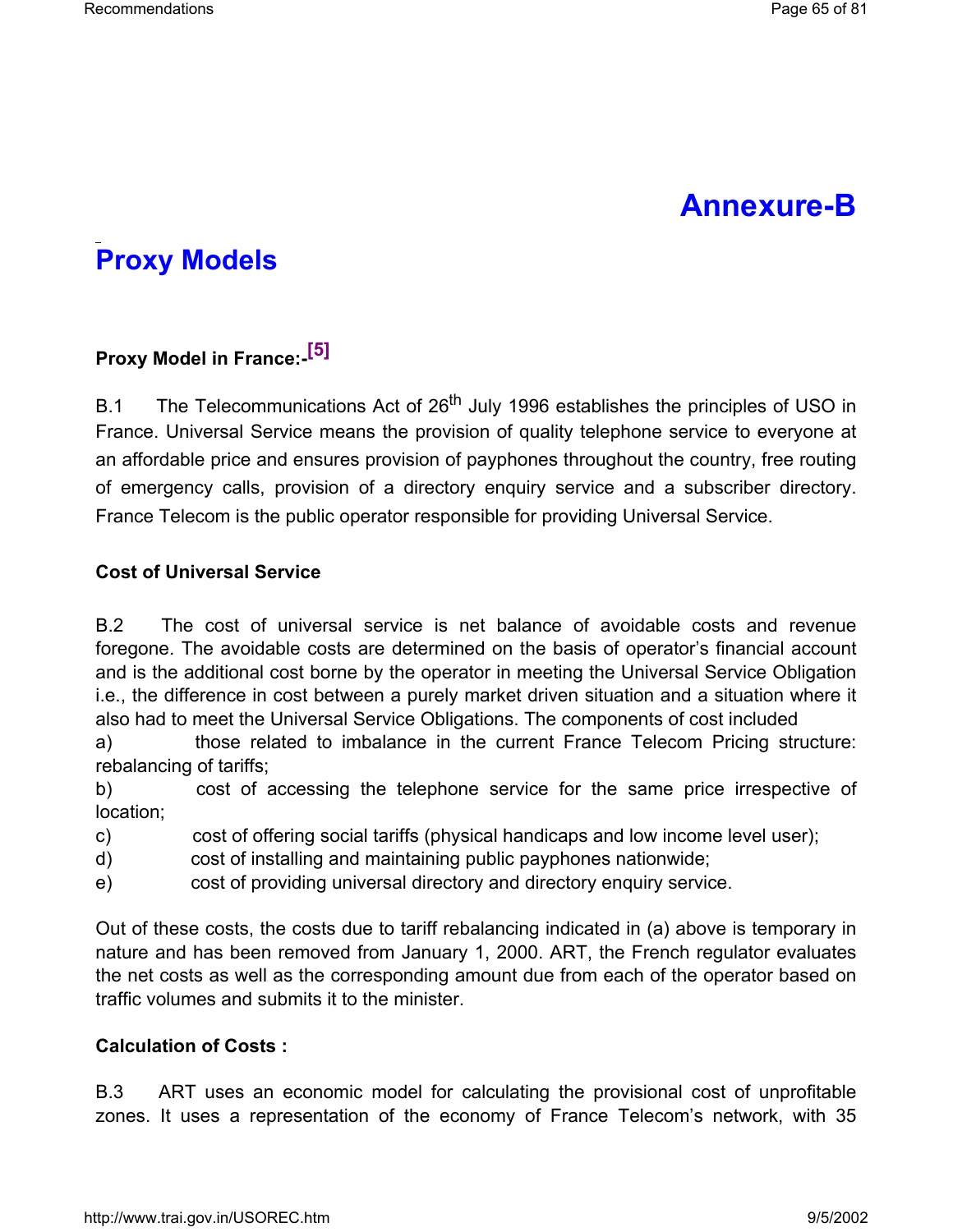# Annexure-B

## Proxy Models

**Proxy Model in France:-[5]**

B.1 The Telecommunications Act of 26th July 1996 establishes the principles of USO in France. Universal Service means the provision of quality telephone service to everyone at an affordable price and ensures provision of payphones throughout the country, free routing of emergency calls, provision of a directory enquiry service and a subscriber directory. France Telecom is the public operator responsible for providing Universal Service.

**Cost of Universal Service**

B.2 The cost of universal service is net balance of avoidable costs and revenue foregone. The avoidable costs are determined on the basis of operator's financial account and is the additional cost borne by the operator in meeting the Universal Service Obligation i.e., the difference in cost between a purely market driven situation and a situation where it also had to meet the Universal Service Obligations. The components of cost included

a) those related to imbalance in the current France Telecom Pricing structure: rebalancing of tariffs;

b) cost of accessing the telephone service for the same price irrespective of location;

c) cost of offering social tariffs (physical handicaps and low income level user);

d) cost of installing and maintaining public payphones nationwide;

e) cost of providing universal directory and directory enquiry service.

Out of these costs, the costs due to tariff rebalancing indicated in (a) above is temporary in nature and has been removed from January 1, 2000. ART, the French regulator evaluates the net costs as well as the corresponding amount due from each of the operator based on traffic volumes and submits it to the minister.

**Calculation of Costs :**

B.3 ART uses an economic model for calculating the provisional cost of unprofitable zones. It uses a representation of the economy of France Telecom's network, with 35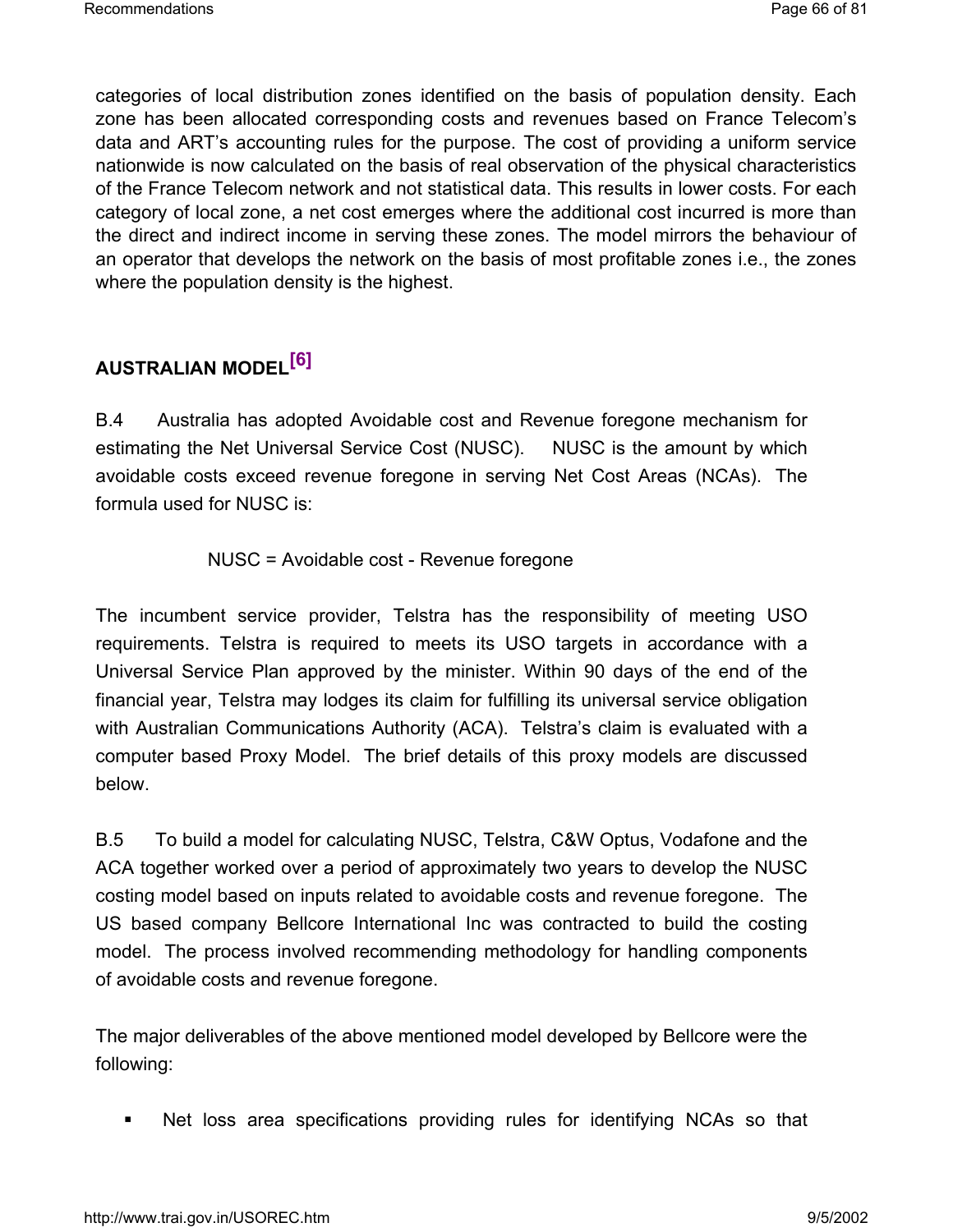categories of local distribution zones identified on the basis of population density. Each zone has been allocated corresponding costs and revenues based on France Telecom's data and ART's accounting rules for the purpose. The cost of providing a uniform service nationwide is now calculated on the basis of real observation of the physical characteristics of the France Telecom network and not statistical data. This results in lower costs. For each category of local zone, a net cost emerges where the additional cost incurred is more than the direct and indirect income in serving these zones. The model mirrors the behaviour of an operator that develops the network on the basis of most profitable zones i.e., the zones where the population density is the highest.

## AUSTRALIAN MODEL[6]

B.4 Australia has adopted Avoidable cost and Revenue foregone mechanism for estimating the Net Universal Service Cost (NUSC). NUSC is the amount by which avoidable costs exceed revenue foregone in serving Net Cost Areas (NCAs). The formula used for NUSC is:

NUSC = Avoidable cost - Revenue foregone

The incumbent service provider, Telstra has the responsibility of meeting USO requirements. Telstra is required to meets its USO targets in accordance with a Universal Service Plan approved by the minister. Within 90 days of the end of the financial year, Telstra may lodges its claim for fulfilling its universal service obligation with Australian Communications Authority (ACA). Telstra's claim is evaluated with a computer based Proxy Model. The brief details of this proxy models are discussed below.

B.5 To build a model for calculating NUSC, Telstra, C&W Optus, Vodafone and the ACA together worked over a period of approximately two years to develop the NUSC costing model based on inputs related to avoidable costs and revenue foregone. The US based company Bellcore International Inc was contracted to build the costing model. The process involved recommending methodology for handling components of avoidable costs and revenue foregone.

The major deliverables of the above mentioned model developed by Bellcore were the following:

- Net loss area specifications providing rules for identifying NCAs so that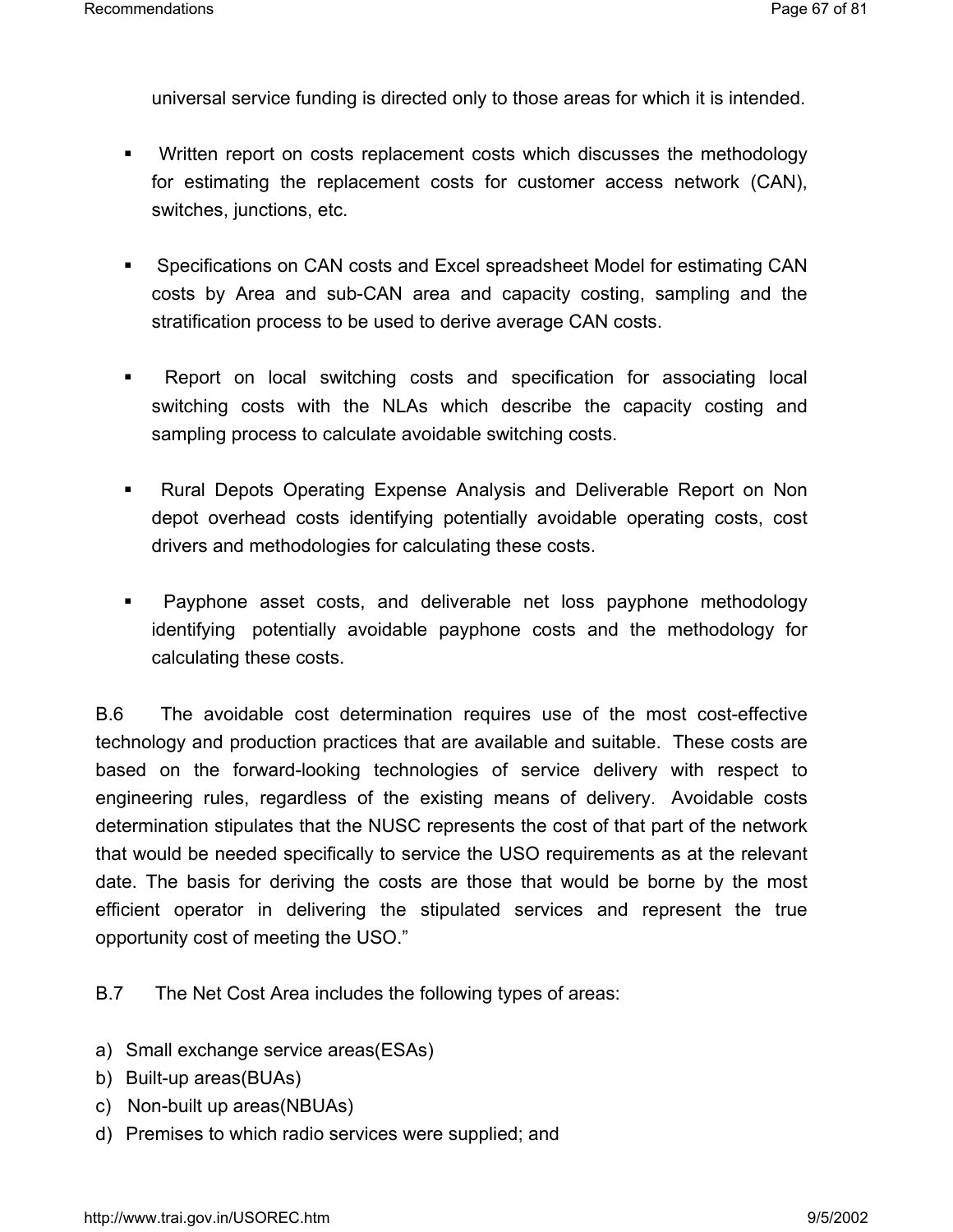universal service funding is directed only to those areas for which it is intended.

- Written report on costs replacement costs which discusses the methodology for estimating the replacement costs for customer access network (CAN), switches, junctions, etc.

- Specifications on CAN costs and Excel spreadsheet Model for estimating CAN costs by Area and sub-CAN area and capacity costing, sampling and the stratification process to be used to derive average CAN costs.

- Report on local switching costs and specification for associating local switching costs with the NLAs which describe the capacity costing and sampling process to calculate avoidable switching costs.

- Rural Depots Operating Expense Analysis and Deliverable Report on Non depot overhead costs identifying potentially avoidable operating costs, cost drivers and methodologies for calculating these costs.

- Payphone asset costs, and deliverable net loss payphone methodology identifying potentially avoidable payphone costs and the methodology for calculating these costs.

B.6 The avoidable cost determination requires use of the most cost-effective technology and production practices that are available and suitable. These costs are based on the forward-looking technologies of service delivery with respect to engineering rules, regardless of the existing means of delivery. Avoidable costs determination stipulates that the NUSC represents the cost of that part of the network that would be needed specifically to service the USO requirements as at the relevant date. The basis for deriving the costs are those that would be borne by the most efficient operator in delivering the stipulated services and represent the true opportunity cost of meeting the USO."

B.7 The Net Cost Area includes the following types of areas:

a) Small exchange service areas(ESAs)
b) Built-up areas(BUAs)
c) Non-built up areas(NBUAs)
d) Premises to which radio services were supplied; and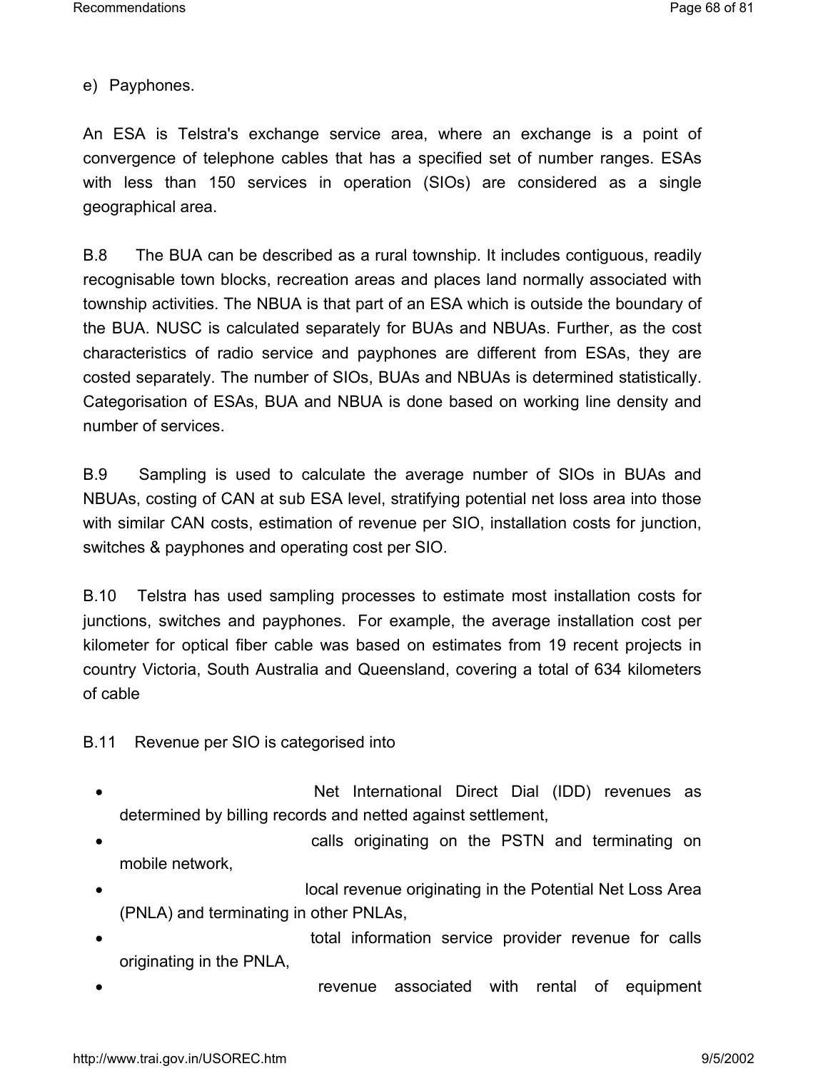e) Payphones.

An ESA is Telstra's exchange service area, where an exchange is a point of convergence of telephone cables that has a specified set of number ranges. ESAs with less than 150 services in operation (SIOs) are considered as a single geographical area.

B.8 The BUA can be described as a rural township. It includes contiguous, readily recognisable town blocks, recreation areas and places land normally associated with township activities. The NBUA is that part of an ESA which is outside the boundary of the BUA. NUSC is calculated separately for BUAs and NBUAs. Further, as the cost characteristics of radio service and payphones are different from ESAs, they are costed separately. The number of SIOs, BUAs and NBUAs is determined statistically. Categorisation of ESAs, BUA and NBUA is done based on working line density and number of services.

B.9 Sampling is used to calculate the average number of SIOs in BUAs and NBUAs, costing of CAN at sub ESA level, stratifying potential net loss area into those with similar CAN costs, estimation of revenue per SIO, installation costs for junction, switches & payphones and operating cost per SIO.

B.10 Telstra has used sampling processes to estimate most installation costs for junctions, switches and payphones. For example, the average installation cost per kilometer for optical fiber cable was based on estimates from 19 recent projects in country Victoria, South Australia and Queensland, covering a total of 634 kilometers of cable

B.11 Revenue per SIO is categorised into

- Net International Direct Dial (IDD) revenues as determined by billing records and netted against settlement,
- calls originating on the PSTN and terminating on mobile network,
- local revenue originating in the Potential Net Loss Area (PNLA) and terminating in other PNLAs,
- total information service provider revenue for calls originating in the PNLA,
- revenue associated with rental of equipment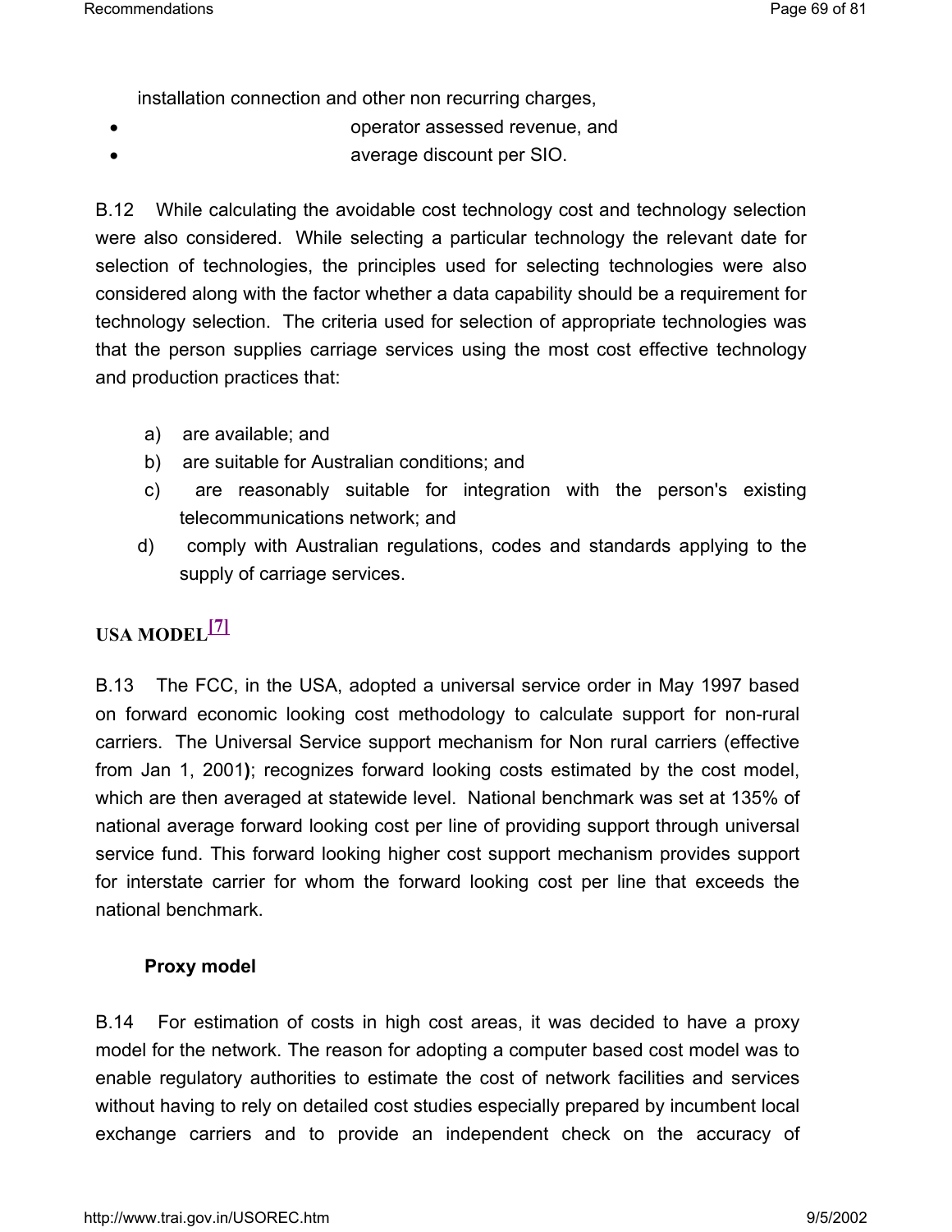installation connection and other non recurring charges,

- operator assessed revenue, and
- average discount per SIO.

B.12 While calculating the avoidable cost technology cost and technology selection were also considered. While selecting a particular technology the relevant date for selection of technologies, the principles used for selecting technologies were also considered along with the factor whether a data capability should be a requirement for technology selection. The criteria used for selection of appropriate technologies was that the person supplies carriage services using the most cost effective technology and production practices that:

a) are available; and
b) are suitable for Australian conditions; and
c) are reasonably suitable for integration with the person's existing telecommunications network; and
d) comply with Australian regulations, codes and standards applying to the supply of carriage services.

## USA MODEL[7]

B.13 The FCC, in the USA, adopted a universal service order in May 1997 based on forward economic looking cost methodology to calculate support for non-rural carriers. The Universal Service support mechanism for Non rural carriers (effective from Jan 1, 2001**)**; recognizes forward looking costs estimated by the cost model, which are then averaged at statewide level. National benchmark was set at 135% of national average forward looking cost per line of providing support through universal service fund. This forward looking higher cost support mechanism provides support for interstate carrier for whom the forward looking cost per line that exceeds the national benchmark.

### Proxy model

B.14 For estimation of costs in high cost areas, it was decided to have a proxy model for the network. The reason for adopting a computer based cost model was to enable regulatory authorities to estimate the cost of network facilities and services without having to rely on detailed cost studies especially prepared by incumbent local exchange carriers and to provide an independent check on the accuracy of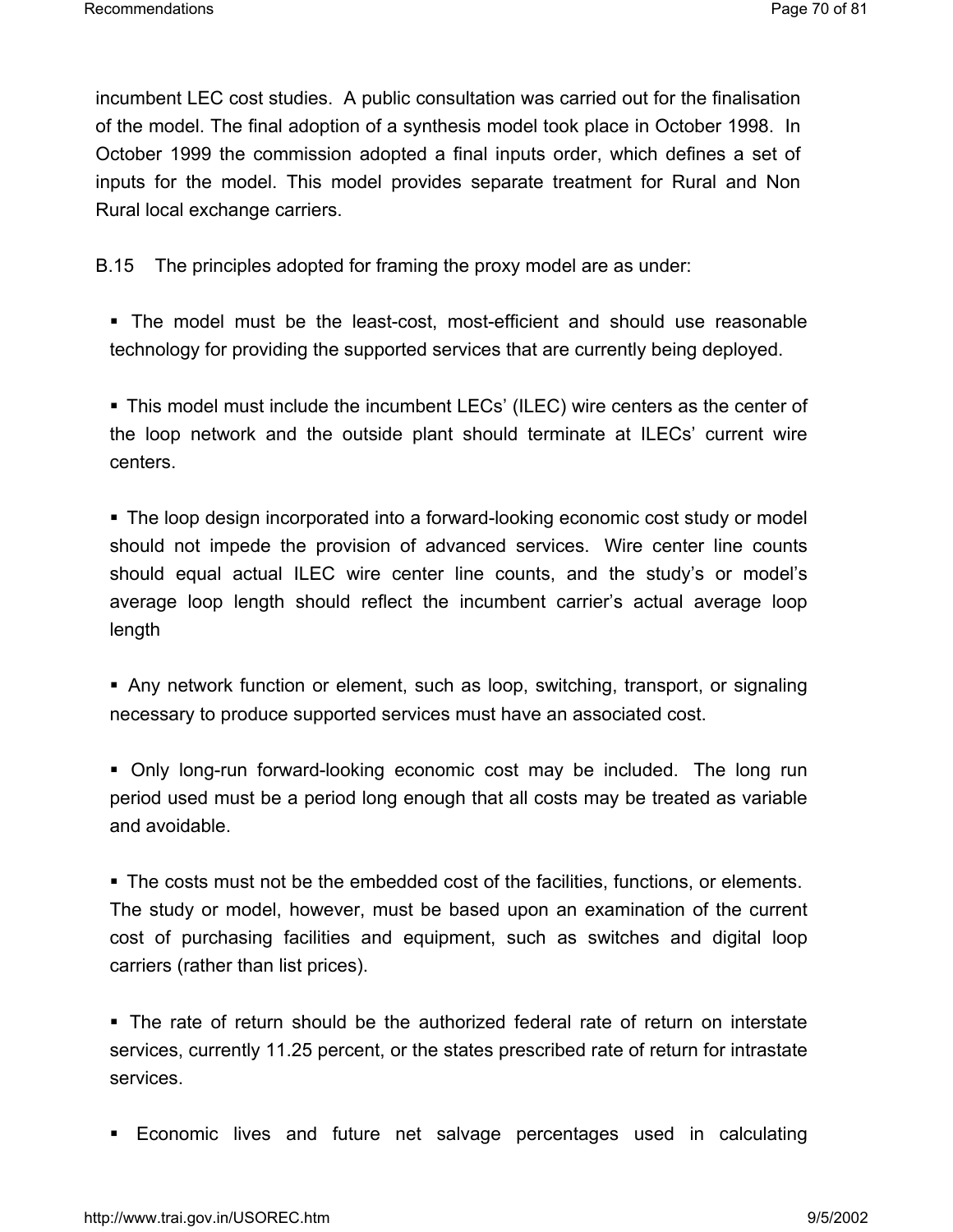incumbent LEC cost studies. A public consultation was carried out for the finalisation of the model. The final adoption of a synthesis model took place in October 1998. In October 1999 the commission adopted a final inputs order, which defines a set of inputs for the model. This model provides separate treatment for Rural and Non Rural local exchange carriers.

B.15 The principles adopted for framing the proxy model are as under:

- The model must be the least-cost, most-efficient and should use reasonable technology for providing the supported services that are currently being deployed.

- This model must include the incumbent LECs' (ILEC) wire centers as the center of the loop network and the outside plant should terminate at ILECs' current wire centers.

- The loop design incorporated into a forward-looking economic cost study or model should not impede the provision of advanced services. Wire center line counts should equal actual ILEC wire center line counts, and the study's or model's average loop length should reflect the incumbent carrier's actual average loop length

- Any network function or element, such as loop, switching, transport, or signaling necessary to produce supported services must have an associated cost.

- Only long-run forward-looking economic cost may be included. The long run period used must be a period long enough that all costs may be treated as variable and avoidable.

- The costs must not be the embedded cost of the facilities, functions, or elements. The study or model, however, must be based upon an examination of the current cost of purchasing facilities and equipment, such as switches and digital loop carriers (rather than list prices).

- The rate of return should be the authorized federal rate of return on interstate services, currently 11.25 percent, or the states prescribed rate of return for intrastate services.

- Economic lives and future net salvage percentages used in calculating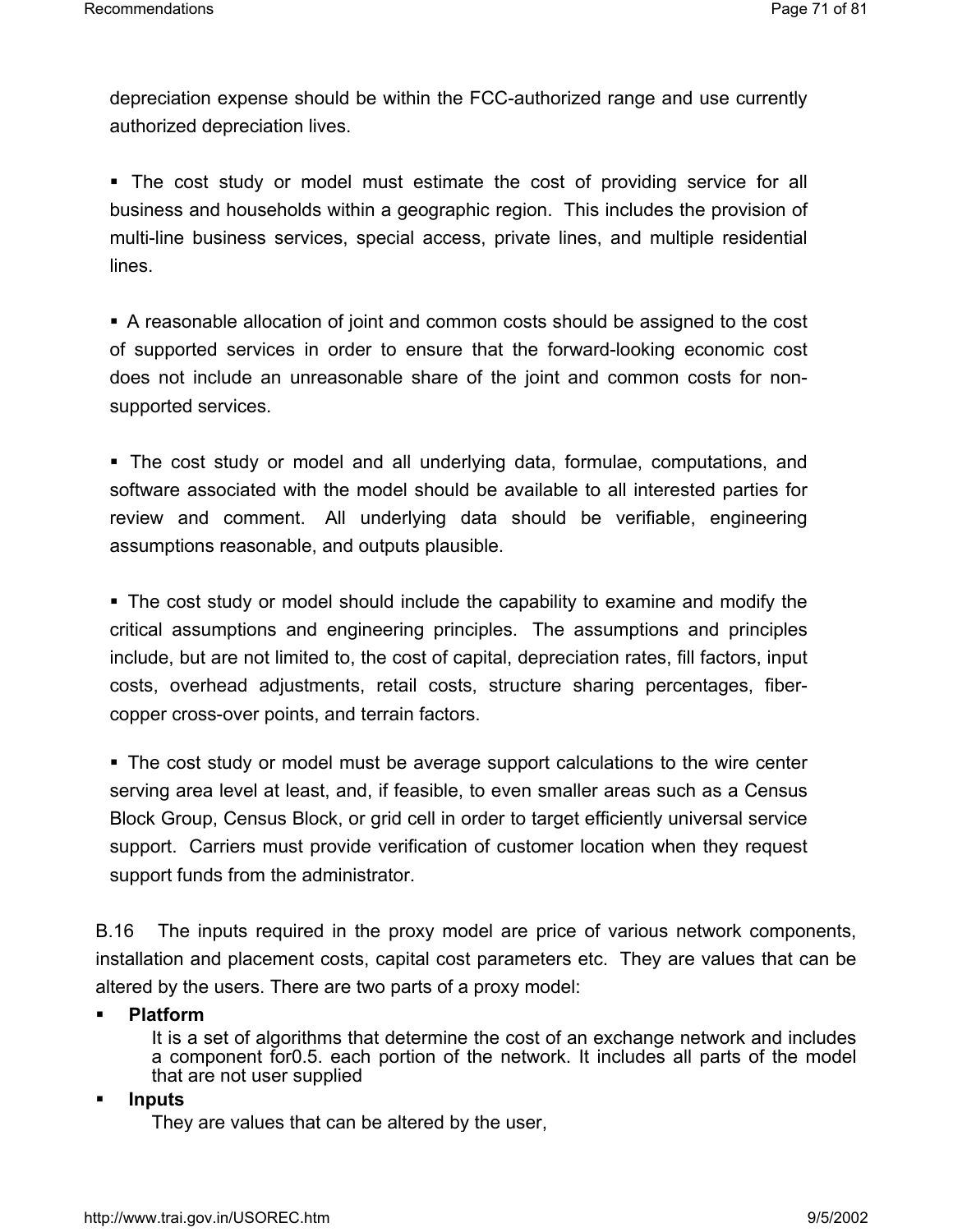depreciation expense should be within the FCC-authorized range and use currently authorized depreciation lives.

- The cost study or model must estimate the cost of providing service for all business and households within a geographic region. This includes the provision of multi-line business services, special access, private lines, and multiple residential lines.

- A reasonable allocation of joint and common costs should be assigned to the cost of supported services in order to ensure that the forward-looking economic cost does not include an unreasonable share of the joint and common costs for non-supported services.

- The cost study or model and all underlying data, formulae, computations, and software associated with the model should be available to all interested parties for review and comment. All underlying data should be verifiable, engineering assumptions reasonable, and outputs plausible.

- The cost study or model should include the capability to examine and modify the critical assumptions and engineering principles. The assumptions and principles include, but are not limited to, the cost of capital, depreciation rates, fill factors, input costs, overhead adjustments, retail costs, structure sharing percentages, fiber-copper cross-over points, and terrain factors.

- The cost study or model must be average support calculations to the wire center serving area level at least, and, if feasible, to even smaller areas such as a Census Block Group, Census Block, or grid cell in order to target efficiently universal service support. Carriers must provide verification of customer location when they request support funds from the administrator.

B.16 The inputs required in the proxy model are price of various network components, installation and placement costs, capital cost parameters etc. They are values that can be altered by the users. There are two parts of a proxy model:

- **Platform**

  It is a set of algorithms that determine the cost of an exchange network and includes a component for0.5. each portion of the network. It includes all parts of the model that are not user supplied

- **Inputs**

  They are values that can be altered by the user,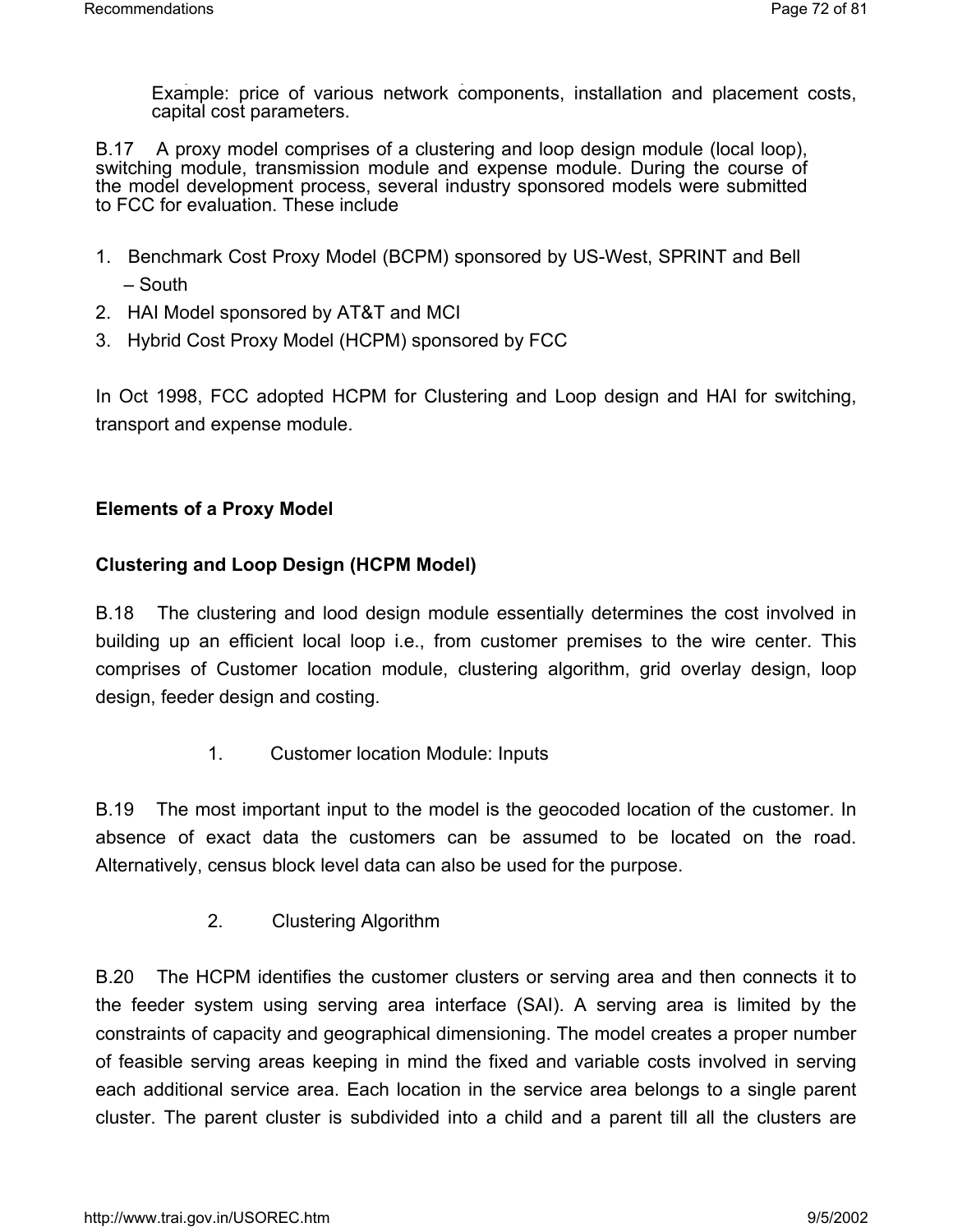Example: price of various network components, installation and placement costs, capital cost parameters.

B.17 A proxy model comprises of a clustering and loop design module (local loop), switching module, transmission module and expense module. During the course of the model development process, several industry sponsored models were submitted to FCC for evaluation. These include

1. Benchmark Cost Proxy Model (BCPM) sponsored by US-West, SPRINT and Bell – South
2. HAI Model sponsored by AT&T and MCI
3. Hybrid Cost Proxy Model (HCPM) sponsored by FCC

In Oct 1998, FCC adopted HCPM for Clustering and Loop design and HAI for switching, transport and expense module.

**Elements of a Proxy Model**

**Clustering and Loop Design (HCPM Model)**

B.18 The clustering and lood design module essentially determines the cost involved in building up an efficient local loop i.e., from customer premises to the wire center. This comprises of Customer location module, clustering algorithm, grid overlay design, loop design, feeder design and costing.

1. Customer location Module: Inputs

B.19 The most important input to the model is the geocoded location of the customer. In absence of exact data the customers can be assumed to be located on the road. Alternatively, census block level data can also be used for the purpose.

2. Clustering Algorithm

B.20 The HCPM identifies the customer clusters or serving area and then connects it to the feeder system using serving area interface (SAI). A serving area is limited by the constraints of capacity and geographical dimensioning. The model creates a proper number of feasible serving areas keeping in mind the fixed and variable costs involved in serving each additional service area. Each location in the service area belongs to a single parent cluster. The parent cluster is subdivided into a child and a parent till all the clusters are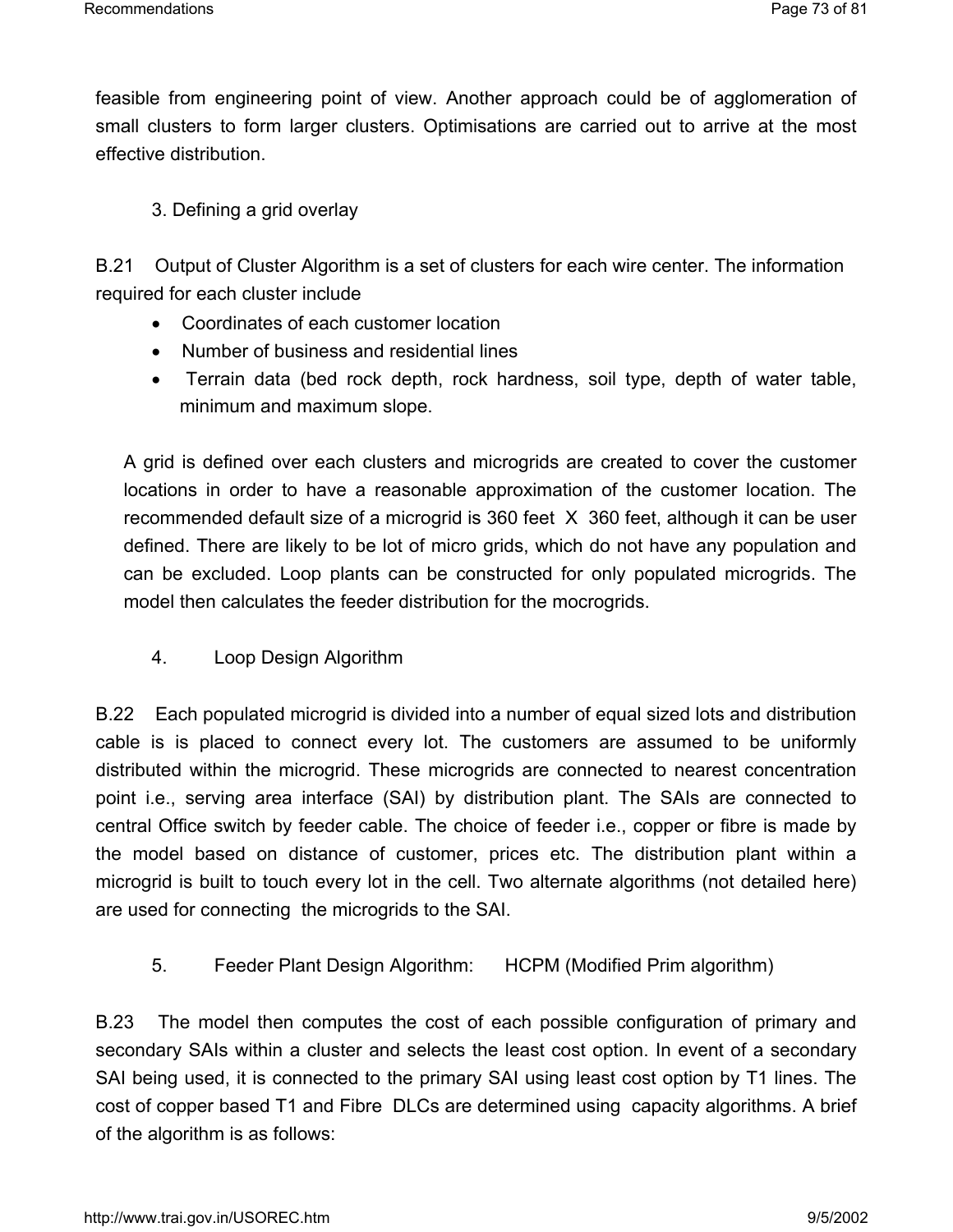feasible from engineering point of view. Another approach could be of agglomeration of small clusters to form larger clusters. Optimisations are carried out to arrive at the most effective distribution.

3. Defining a grid overlay

B.21 Output of Cluster Algorithm is a set of clusters for each wire center. The information required for each cluster include

- Coordinates of each customer location
- Number of business and residential lines
- Terrain data (bed rock depth, rock hardness, soil type, depth of water table, minimum and maximum slope.

A grid is defined over each clusters and micrograids are created to cover the customer locations in order to have a reasonable approximation of the customer location. The recommended default size of a microgrid is 360 feet X 360 feet, although it can be user defined. There are likely to be lot of micro grids, which do not have any population and can be excluded. Loop plants can be constructed for only populated microgrids. The model then calculates the feeder distribution for the mocrogrids.

4. Loop Design Algorithm

B.22 Each populated microgrid is divided into a number of equal sized lots and distribution cable is is placed to connect every lot. The customers are assumed to be uniformly distributed within the microgrid. These microgrids are connected to nearest concentration point i.e., serving area interface (SAI) by distribution plant. The SAIs are connected to central Office switch by feeder cable. The choice of feeder i.e., copper or fibre is made by the model based on distance of customer, prices etc. The distribution plant within a microgrid is built to touch every lot in the cell. Two alternate algorithms (not detailed here) are used for connecting the microgrids to the SAI.

5. Feeder Plant Design Algorithm: HCPM (Modified Prim algorithm)

B.23 The model then computes the cost of each possible configuration of primary and secondary SAIs within a cluster and selects the least cost option. In event of a secondary SAI being used, it is connected to the primary SAI using least cost option by T1 lines. The cost of copper based T1 and Fibre DLCs are determined using capacity algorithms. A brief of the algorithm is as follows: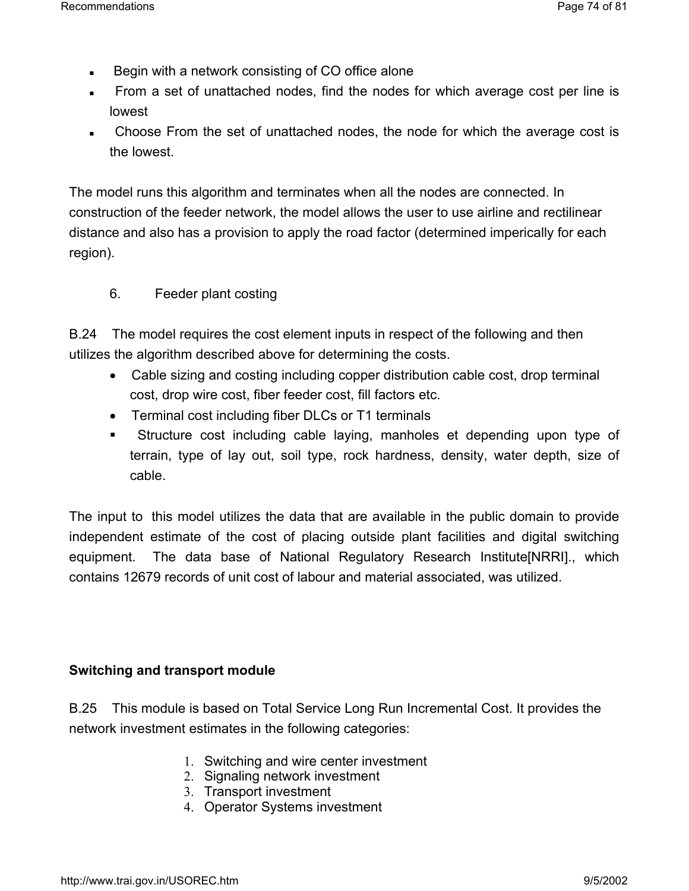- Begin with a network consisting of CO office alone
- From a set of unattached nodes, find the nodes for which average cost per line is lowest
- Choose From the set of unattached nodes, the node for which the average cost is the lowest.

The model runs this algorithm and terminates when all the nodes are connected. In construction of the feeder network, the model allows the user to use airline and rectilinear distance and also has a provision to apply the road factor (determined imperically for each region).

6. Feeder plant costing

B.24 The model requires the cost element inputs in respect of the following and then utilizes the algorithm described above for determining the costs.

- Cable sizing and costing including copper distribution cable cost, drop terminal cost, drop wire cost, fiber feeder cost, fill factors etc.
- Terminal cost including fiber DLCs or T1 terminals
- Structure cost including cable laying, manholes et depending upon type of terrain, type of lay out, soil type, rock hardness, density, water depth, size of cable.

The input to this model utilizes the data that are available in the public domain to provide independent estimate of the cost of placing outside plant facilities and digital switching equipment. The data base of National Regulatory Research Institute[NRRI]., which contains 12679 records of unit cost of labour and material associated, was utilized.

**Switching and transport module**

B.25 This module is based on Total Service Long Run Incremental Cost. It provides the network investment estimates in the following categories:

1. Switching and wire center investment
2. Signaling network investment
3. Transport investment
4. Operator Systems investment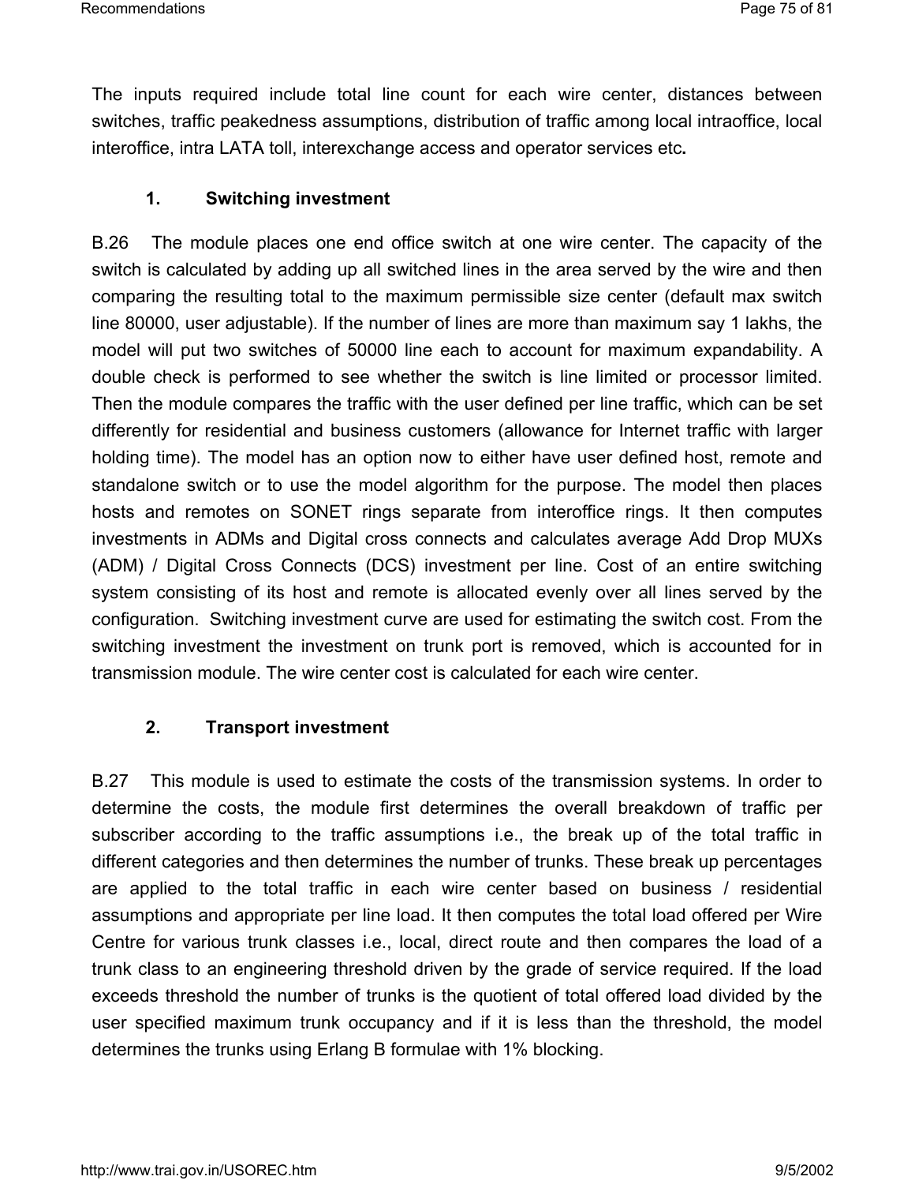The inputs required include total line count for each wire center, distances between switches, traffic peakedness assumptions, distribution of traffic among local intraoffice, local interoffice, intra LATA toll, interexchange access and operator services etc**.**

### 1. Switching investment

B.26 The module places one end office switch at one wire center. The capacity of the switch is calculated by adding up all switched lines in the area served by the wire and then comparing the resulting total to the maximum permissible size center (default max switch line 80000, user adjustable). If the number of lines are more than maximum say 1 lakhs, the model will put two switches of 50000 line each to account for maximum expandability. A double check is performed to see whether the switch is line limited or processor limited. Then the module compares the traffic with the user defined per line traffic, which can be set differently for residential and business customers (allowance for Internet traffic with larger holding time). The model has an option now to either have user defined host, remote and standalone switch or to use the model algorithm for the purpose. The model then places hosts and remotes on SONET rings separate from interoffice rings. It then computes investments in ADMs and Digital cross connects and calculates average Add Drop MUXs (ADM) / Digital Cross Connects (DCS) investment per line. Cost of an entire switching system consisting of its host and remote is allocated evenly over all lines served by the configuration. Switching investment curve are used for estimating the switch cost. From the switching investment the investment on trunk port is removed, which is accounted for in transmission module. The wire center cost is calculated for each wire center.

### 2. Transport investment

B.27 This module is used to estimate the costs of the transmission systems. In order to determine the costs, the module first determines the overall breakdown of traffic per subscriber according to the traffic assumptions i.e., the break up of the total traffic in different categories and then determines the number of trunks. These break up percentages are applied to the total traffic in each wire center based on business / residential assumptions and appropriate per line load. It then computes the total load offered per Wire Centre for various trunk classes i.e., local, direct route and then compares the load of a trunk class to an engineering threshold driven by the grade of service required. If the load exceeds threshold the number of trunks is the quotient of total offered load divided by the user specified maximum trunk occupancy and if it is less than the threshold, the model determines the trunks using Erlang B formulae with 1% blocking.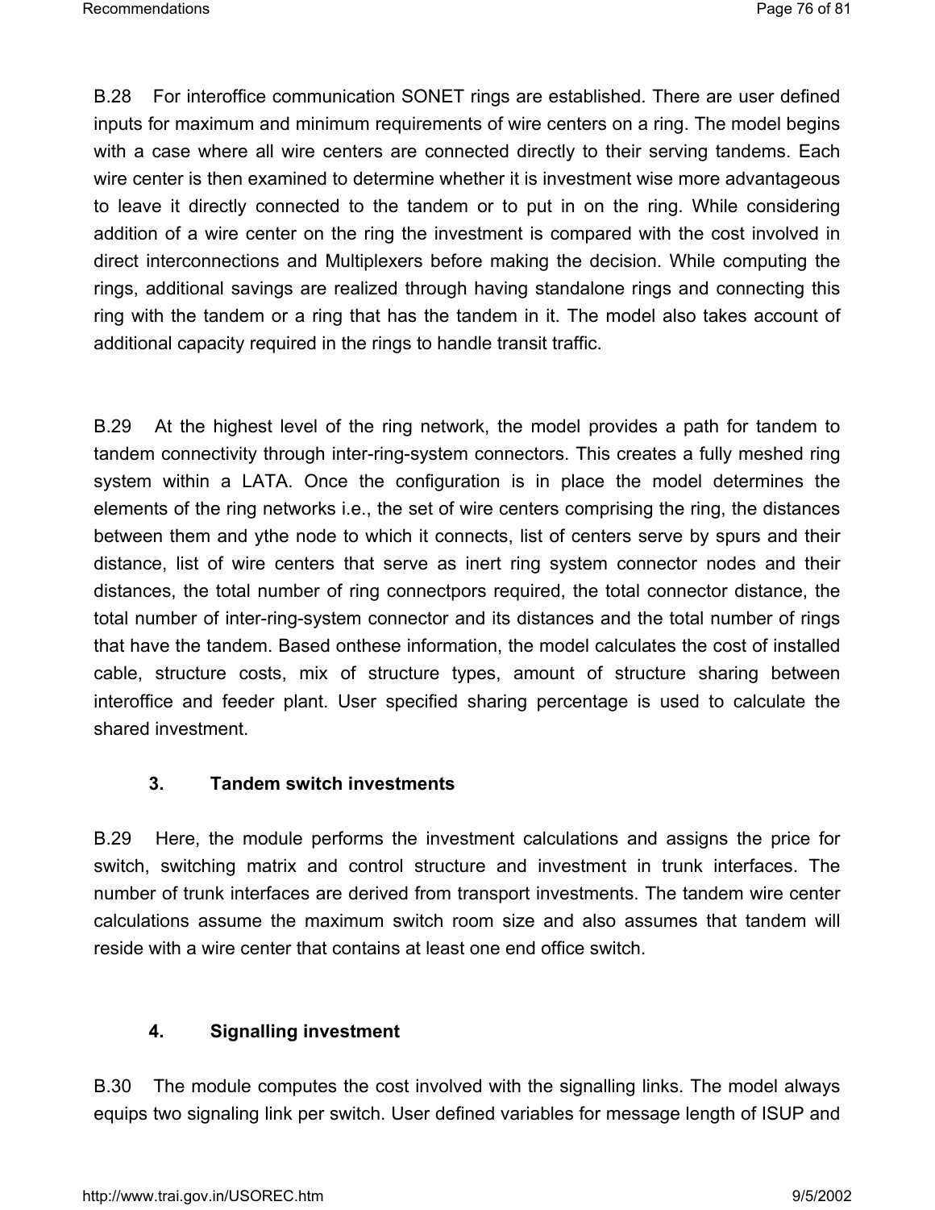B.28 For interoffice communication SONET rings are established. There are user defined inputs for maximum and minimum requirements of wire centers on a ring. The model begins with a case where all wire centers are connected directly to their serving tandems. Each wire center is then examined to determine whether it is investment wise more advantageous to leave it directly connected to the tandem or to put in on the ring. While considering addition of a wire center on the ring the investment is compared with the cost involved in direct interconnections and Multiplexers before making the decision. While computing the rings, additional savings are realized through having standalone rings and connecting this ring with the tandem or a ring that has the tandem in it. The model also takes account of additional capacity required in the rings to handle transit traffic.

B.29 At the highest level of the ring network, the model provides a path for tandem to tandem connectivity through inter-ring-system connectors. This creates a fully meshed ring system within a LATA. Once the configuration is in place the model determines the elements of the ring networks i.e., the set of wire centers comprising the ring, the distances between them and ythe node to which it connects, list of centers serve by spurs and their distance, list of wire centers that serve as inert ring system connector nodes and their distances, the total number of ring connectpors required, the total connector distance, the total number of inter-ring-system connector and its distances and the total number of rings that have the tandem. Based onthese information, the model calculates the cost of installed cable, structure costs, mix of structure types, amount of structure sharing between interoffice and feeder plant. User specified sharing percentage is used to calculate the shared investment.

### 3. Tandem switch investments

B.29 Here, the module performs the investment calculations and assigns the price for switch, switching matrix and control structure and investment in trunk interfaces. The number of trunk interfaces are derived from transport investments. The tandem wire center calculations assume the maximum switch room size and also assumes that tandem will reside with a wire center that contains at least one end office switch.

### 4. Signalling investment

B.30 The module computes the cost involved with the signalling links. The model always equips two signaling link per switch. User defined variables for message length of ISUP and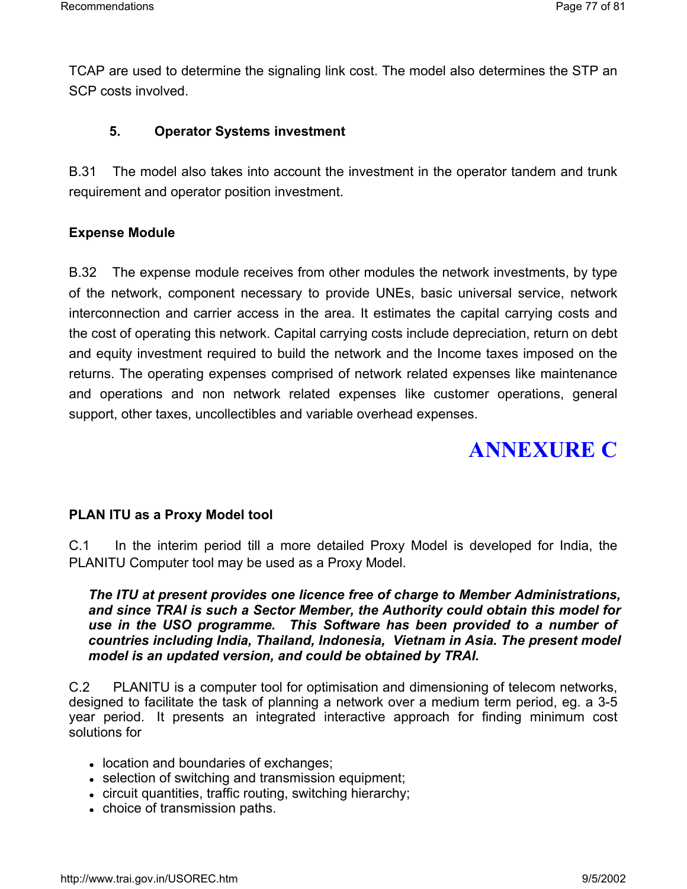TCAP are used to determine the signaling link cost. The model also determines the STP an SCP costs involved.

### 5. Operator Systems investment

B.31 The model also takes into account the investment in the operator tandem and trunk requirement and operator position investment.

**Expense Module**

B.32 The expense module receives from other modules the network investments, by type of the network, component necessary to provide UNEs, basic universal service, network interconnection and carrier access in the area. It estimates the capital carrying costs and the cost of operating this network. Capital carrying costs include depreciation, return on debt and equity investment required to build the network and the Income taxes imposed on the returns. The operating expenses comprised of network related expenses like maintenance and operations and non network related expenses like customer operations, general support, other taxes, uncollectibles and variable overhead expenses.

# ANNEXURE C

**PLAN ITU as a Proxy Model tool**

C.1 In the interim period till a more detailed Proxy Model is developed for India, the PLANITU Computer tool may be used as a Proxy Model.

***The ITU at present provides one licence free of charge to Member Administrations, and since TRAI is such a Sector Member, the Authority could obtain this model for use in the USO programme. This Software has been provided to a number of countries including India, Thailand, Indonesia, Vietnam in Asia. The present model model is an updated version, and could be obtained by TRAI.***

C.2 PLANITU is a computer tool for optimisation and dimensioning of telecom networks, designed to facilitate the task of planning a network over a medium term period, eg. a 3-5 year period. It presents an integrated interactive approach for finding minimum cost solutions for

- location and boundaries of exchanges;
- selection of switching and transmission equipment;
- circuit quantities, traffic routing, switching hierarchy;
- choice of transmission paths.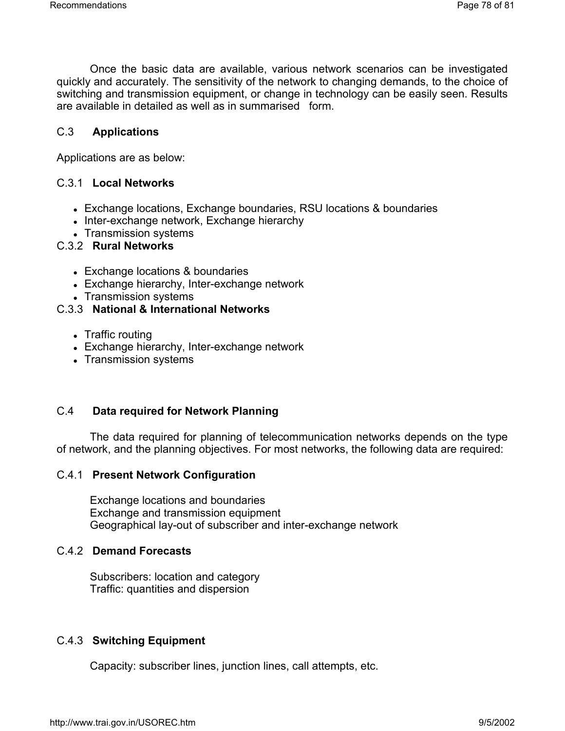Once the basic data are available, various network scenarios can be investigated quickly and accurately. The sensitivity of the network to changing demands, to the choice of switching and transmission equipment, or change in technology can be easily seen. Results are available in detailed as well as in summarised form.

### C.3 Applications

Applications are as below:

#### C.3.1 Local Networks

- Exchange locations, Exchange boundaries, RSU locations & boundaries
- Inter-exchange network, Exchange hierarchy
- Transmission systems

#### C.3.2 Rural Networks

- Exchange locations & boundaries
- Exchange hierarchy, Inter-exchange network
- Transmission systems

#### C.3.3 National & International Networks

- Traffic routing
- Exchange hierarchy, Inter-exchange network
- Transmission systems

### C.4 Data required for Network Planning

The data required for planning of telecommunication networks depends on the type of network, and the planning objectives. For most networks, the following data are required:

#### C.4.1 Present Network Configuration

Exchange locations and boundaries
Exchange and transmission equipment
Geographical lay-out of subscriber and inter-exchange network

#### C.4.2 Demand Forecasts

Subscribers: location and category
Traffic: quantities and dispersion

#### C.4.3 Switching Equipment

Capacity: subscriber lines, junction lines, call attempts, etc.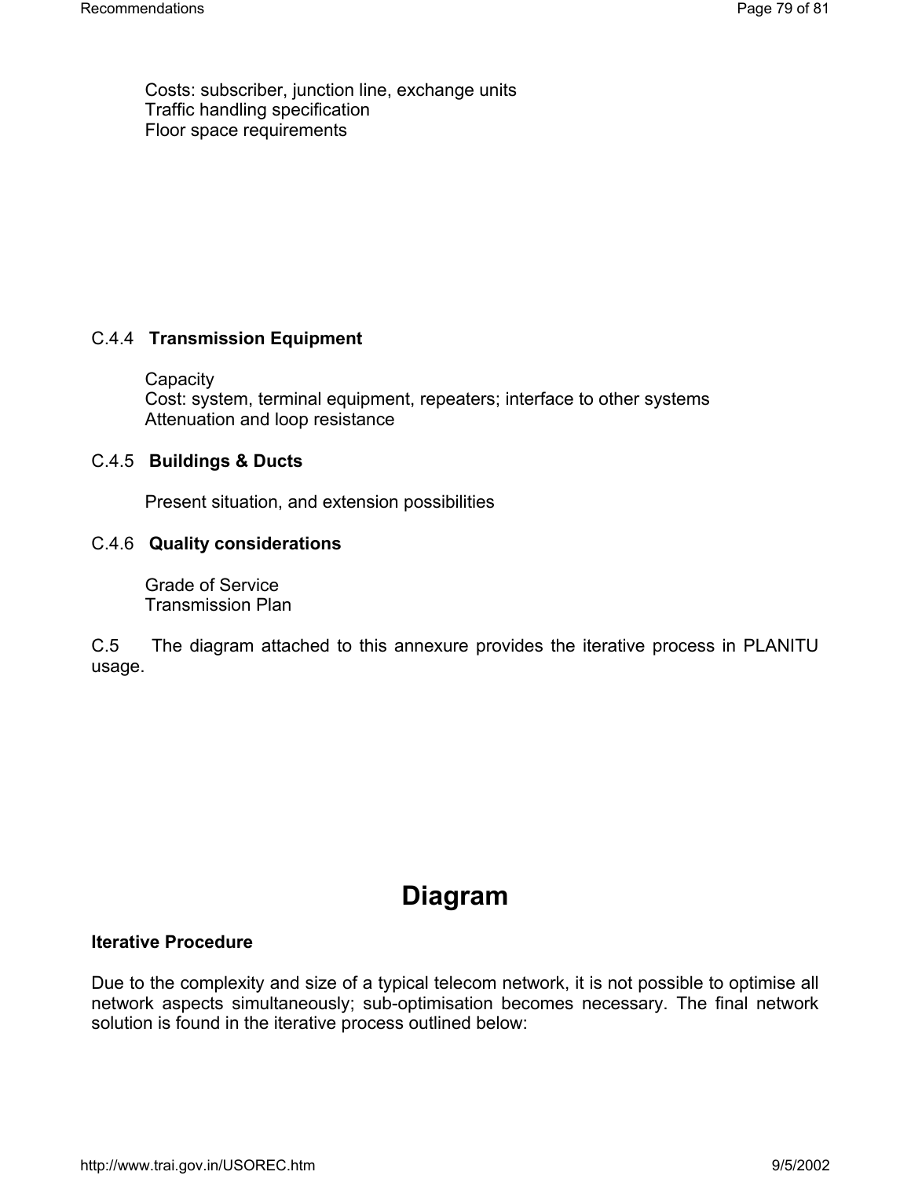Costs: subscriber, junction line, exchange units
Traffic handling specification
Floor space requirements

C.4.4 **Transmission Equipment**

Capacity
Cost: system, terminal equipment, repeaters; interface to other systems
Attenuation and loop resistance

C.4.5 **Buildings & Ducts**

Present situation, and extension possibilities

C.4.6 **Quality considerations**

Grade of Service
Transmission Plan

C.5 The diagram attached to this annexure provides the iterative process in PLANITU usage.

# Diagram

**Iterative Procedure**

Due to the complexity and size of a typical telecom network, it is not possible to optimise all network aspects simultaneously; sub-optimisation becomes necessary. The final network solution is found in the iterative process outlined below: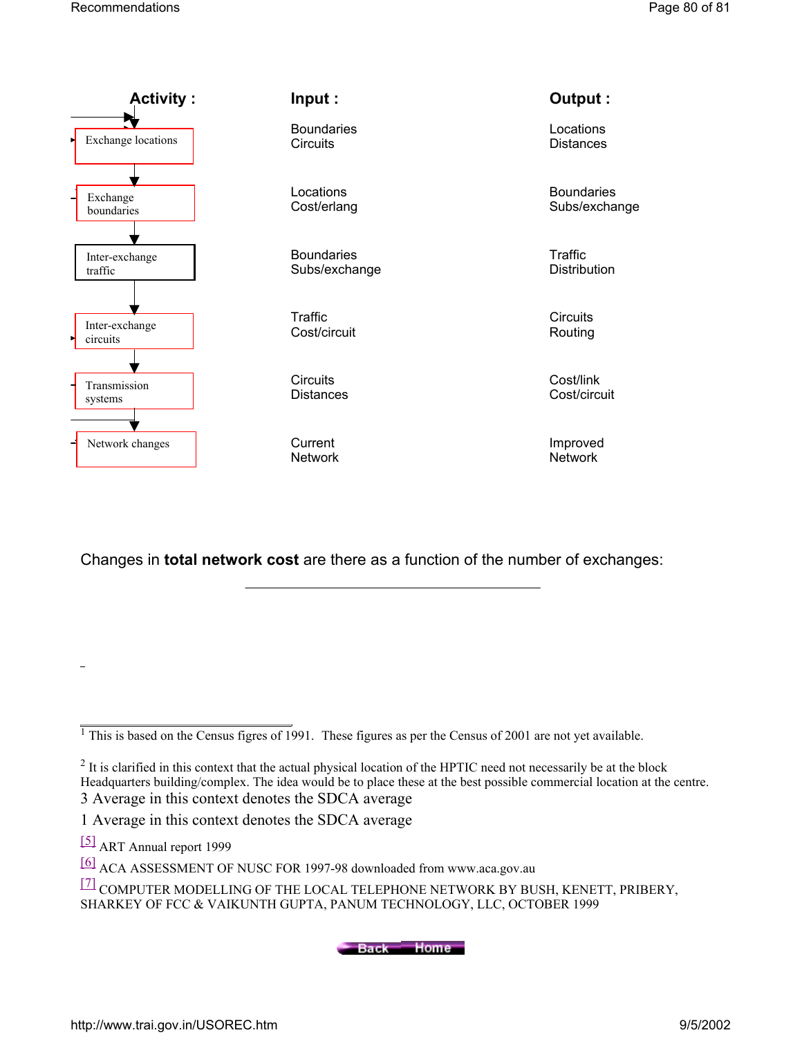| Activity : | Input : | Output : |
| --- | --- | --- |
| Exchange locations | Boundaries<br>Circuits | Locations<br>Distances |
| Exchange boundaries | Locations<br>Cost/erlang | Boundaries<br>Subs/exchange |
| Inter-exchange traffic | Boundaries<br>Subs/exchange | Traffic<br>Distribution |
| Inter-exchange circuits | Traffic<br>Cost/circuit | Circuits<br>Routing |
| Transmission systems | Circuits<br>Distances | Cost/link<br>Cost/circuit |
| Network changes | Current<br>Network | Improved<br>Network |

Changes in **total network cost** are there as a function of the number of exchanges:

---

[1] This is based on the Census figres of 1991. These figures as per the Census of 2001 are not yet available.

[2] It is clarified in this context that the actual physical location of the HPTIC need not necessarily be at the block Headquarters building/complex. The idea would be to place these at the best possible commercial location at the centre.

3 Average in this context denotes the SDCA average

1 Average in this context denotes the SDCA average

[5] ART Annual report 1999

[6] ACA ASSESSMENT OF NUSC FOR 1997-98 downloaded from www.aca.gov.au

[7] COMPUTER MODELLING OF THE LOCAL TELEPHONE NETWORK BY BUSH, KENETT, PRIBERY, SHARKEY OF FCC & VAIKUNTH GUPTA, PANUM TECHNOLOGY, LLC, OCTOBER 1999

Back Home